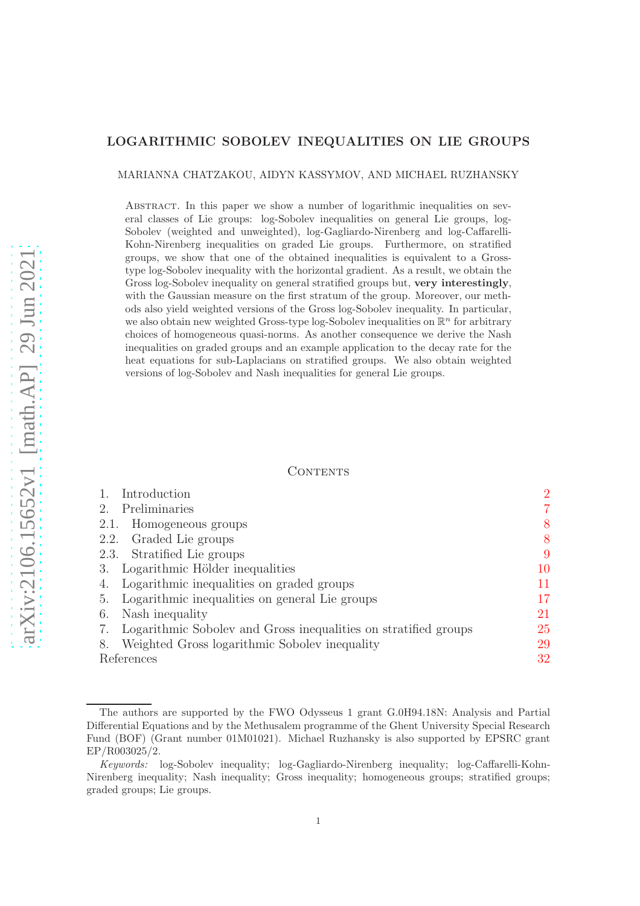# LOGARITHMIC SOBOLEV INEQUALITIES ON LIE GROUPS

MARIANNA CHATZAKOU, AIDYN KASSYMOV, AND MICHAEL RUZHANSKY

Abstract. In this paper we show a number of logarithmic inequalities on several classes of Lie groups: log-Sobolev inequalities on general Lie groups, log-Sobolev (weighted and unweighted), log-Gagliardo-Nirenberg and log-Caffarelli-Kohn-Nirenberg inequalities on graded Lie groups. Furthermore, on stratified groups, we show that one of the obtained inequalities is equivalent to a Gross-type log-Sobolev inequality with the horizontal gradient. As a result, we obtain the Gross log-Sobolev inequality on general stratified groups but, **very interestingly**, with the Gaussian measure on the first stratum of the group. Moreover, our methods also yield weighted versions of the Gross log-Sobolev inequality. In particular, we also obtain new weighted Gross-type log-Sobolev inequalities on $\mathbb{R}^n$ for arbitrary choices of homogeneous quasi-norms. As another consequence we derive the Nash inequalities on graded groups and an example application to the decay rate for the heat equations for sub-Laplacians on stratified groups. We also obtain weighted versions of log-Sobolev and Nash inequalities for general Lie groups.

## Contents

| | |
|---|---|
| 1. Introduction | 2 |
| 2. Preliminaries | 7 |
| 2.1. Homogeneous groups | 8 |
| 2.2. Graded Lie groups | 8 |
| 2.3. Stratified Lie groups | 9 |
| 3. Logarithmic Hölder inequalities | 10 |
| 4. Logarithmic inequalities on graded groups | 11 |
| 5. Logarithmic inequalities on general Lie groups | 17 |
| 6. Nash inequality | 21 |
| 7. Logarithmic Sobolev and Gross inequalities on stratified groups | 25 |
| 8. Weighted Gross logarithmic Sobolev inequality | 29 |
| References | 32 |

The authors are supported by the FWO Odysseus 1 grant G.0H94.18N: Analysis and Partial Differential Equations and by the Methusalem programme of the Ghent University Special Research Fund (BOF) (Grant number 01M01021). Michael Ruzhansky is also supported by EPSRC grant EP/R003025/2.

*Keywords:* log-Sobolev inequality; log-Gagliardo-Nirenberg inequality; log-Caffarelli-Kohn-Nirenberg inequality; Nash inequality; Gross inequality; homogeneous groups; stratified groups; graded groups; Lie groups.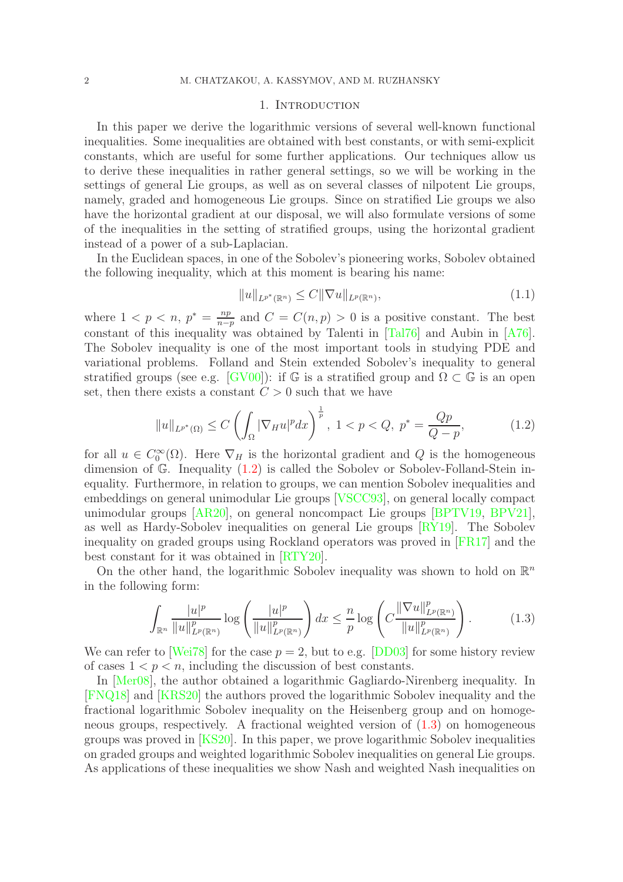## 1. Introduction

In this paper we derive the logarithmic versions of several well-known functional inequalities. Some inequalities are obtained with best constants, or with semi-explicit constants, which are useful for some further applications. Our techniques allow us to derive these inequalities in rather general settings, so we will be working in the settings of general Lie groups, as well as on several classes of nilpotent Lie groups, namely, graded and homogeneous Lie groups. Since on stratified Lie groups we also have the horizontal gradient at our disposal, we will also formulate versions of some of the inequalities in the setting of stratified groups, using the horizontal gradient instead of a power of a sub-Laplacian.

In the Euclidean spaces, in one of the Sobolev's pioneering works, Sobolev obtained the following inequality, which at this moment is bearing his name:

$$\|u\|_{L^{p^*}(\mathbb{R}^n)} \leq C\|\nabla u\|_{L^p(\mathbb{R}^n)}, \tag{1.1}$$

where $1 < p < n$, $p^* = \frac{np}{n-p}$ and $C = C(n,p) > 0$ is a positive constant. The best constant of this inequality was obtained by Talenti in [Tal76] and Aubin in [A76]. The Sobolev inequality is one of the most important tools in studying PDE and variational problems. Folland and Stein extended Sobolev's inequality to general stratified groups (see e.g. [GV00]): if $\mathbb{G}$ is a stratified group and $\Omega \subset \mathbb{G}$ is an open set, then there exists a constant $C > 0$ such that we have

$$\|u\|_{L^{p^*}(\Omega)} \leq C\left(\int_\Omega |\nabla_H u|^p dx\right)^{\frac{1}{p}},\ 1 < p < Q,\ p^* = \frac{Qp}{Q-p}, \tag{1.2}$$

for all $u \in C_0^\infty(\Omega)$. Here $\nabla_H$ is the horizontal gradient and $Q$ is the homogeneous dimension of $\mathbb{G}$. Inequality (1.2) is called the Sobolev or Sobolev-Folland-Stein inequality. Furthermore, in relation to groups, we can mention Sobolev inequalities and embeddings on general unimodular Lie groups [VSCC93], on general locally compact unimodular groups [AR20], on general noncompact Lie groups [BPTV19, BPV21], as well as Hardy-Sobolev inequalities on general Lie groups [RY19]. The Sobolev inequality on graded groups using Rockland operators was proved in [FR17] and the best constant for it was obtained in [RTY20].

On the other hand, the logarithmic Sobolev inequality was shown to hold on $\mathbb{R}^n$ in the following form:

$$\int_{\mathbb{R}^n} \frac{|u|^p}{\|u\|^p_{L^p(\mathbb{R}^n)}} \log\left(\frac{|u|^p}{\|u\|^p_{L^p(\mathbb{R}^n)}}\right) dx \leq \frac{n}{p}\log\left(C\frac{\|\nabla u\|^p_{L^p(\mathbb{R}^n)}}{\|u\|^p_{L^p(\mathbb{R}^n)}}\right). \tag{1.3}$$

We can refer to [Wei78] for the case $p = 2$, but to e.g. [DD03] for some history review of cases $1 < p < n$, including the discussion of best constants.

In [Mer08], the author obtained a logarithmic Gagliardo-Nirenberg inequality. In [FNQ18] and [KRS20] the authors proved the logarithmic Sobolev inequality and the fractional logarithmic Sobolev inequality on the Heisenberg group and on homogeneous groups, respectively. A fractional weighted version of (1.3) on homogeneous groups was proved in [KS20]. In this paper, we prove logarithmic Sobolev inequalities on graded groups and weighted logarithmic Sobolev inequalities on general Lie groups. As applications of these inequalities we show Nash and weighted Nash inequalities on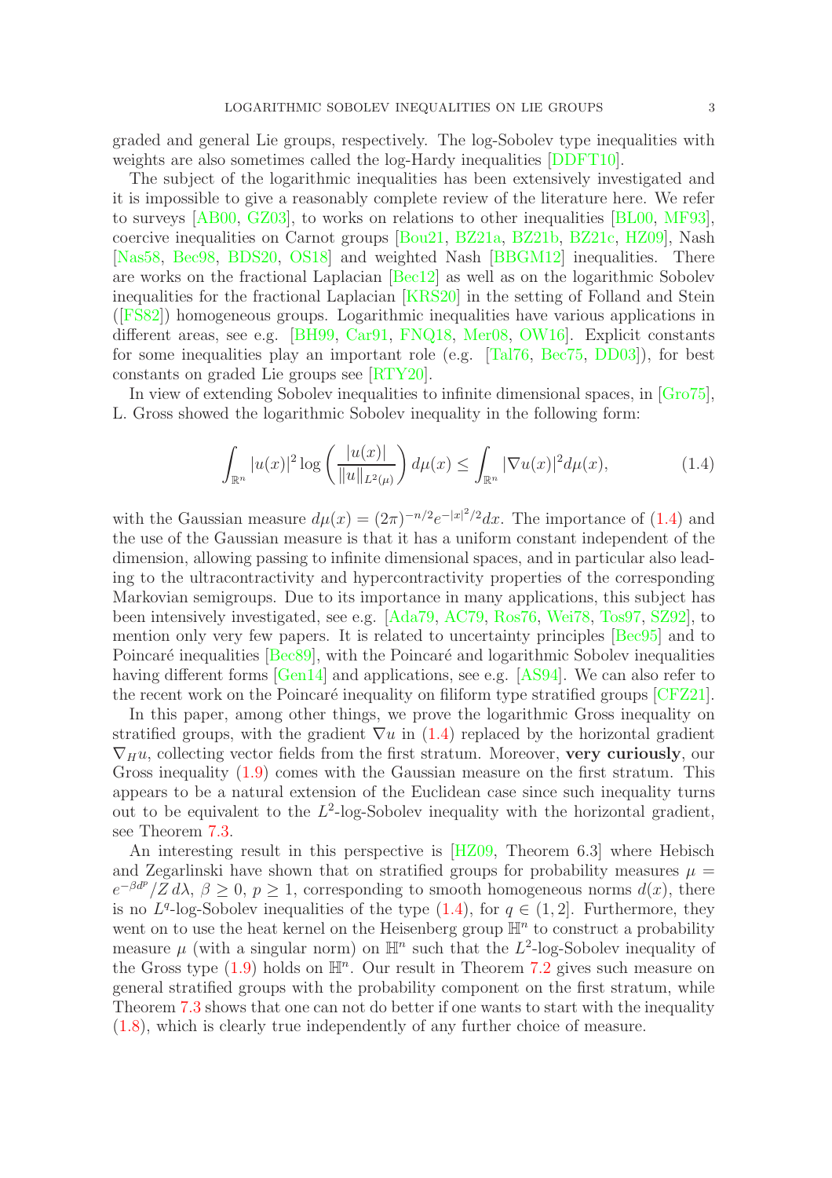graded and general Lie groups, respectively. The log-Sobolev type inequalities with weights are also sometimes called the log-Hardy inequalities [DDFT10].

The subject of the logarithmic inequalities has been extensively investigated and it is impossible to give a reasonably complete review of the literature here. We refer to surveys [AB00, GZ03], to works on relations to other inequalities [BL00, MF93], coercive inequalities on Carnot groups [Bou21, BZ21a, BZ21b, BZ21c, HZ09], Nash [Nas58, Bec98, BDS20, OS18] and weighted Nash [BBGM12] inequalities. There are works on the fractional Laplacian [Bec12] as well as on the logarithmic Sobolev inequalities for the fractional Laplacian [KRS20] in the setting of Folland and Stein ([FS82]) homogeneous groups. Logarithmic inequalities have various applications in different areas, see e.g. [BH99, Car91, FNQ18, Mer08, OW16]. Explicit constants for some inequalities play an important role (e.g. [Tal76, Bec75, DD03]), for best constants on graded Lie groups see [RTY20].

In view of extending Sobolev inequalities to infinite dimensional spaces, in [Gro75], L. Gross showed the logarithmic Sobolev inequality in the following form:

$$\int_{\mathbb{R}^n} |u(x)|^2 \log\left(\frac{|u(x)|}{\|u\|_{L^2(\mu)}}\right) d\mu(x) \leq \int_{\mathbb{R}^n} |\nabla u(x)|^2 d\mu(x), \tag{1.4}$$

with the Gaussian measure $d\mu(x) = (2\pi)^{-n/2} e^{-|x|^2/2} dx$. The importance of (1.4) and the use of the Gaussian measure is that it has a uniform constant independent of the dimension, allowing passing to infinite dimensional spaces, and in particular also leading to the ultracontractivity and hypercontractivity properties of the corresponding Markovian semigroups. Due to its importance in many applications, this subject has been intensively investigated, see e.g. [Ada79, AC79, Ros76, Wei78, Tos97, SZ92], to mention only very few papers. It is related to uncertainty principles [Bec95] and to Poincaré inequalities [Bec89], with the Poincaré and logarithmic Sobolev inequalities having different forms [Gen14] and applications, see e.g. [AS94]. We can also refer to the recent work on the Poincaré inequality on filiform type stratified groups [CFZ21].

In this paper, among other things, we prove the logarithmic Gross inequality on stratified groups, with the gradient $\nabla u$ in (1.4) replaced by the horizontal gradient $\nabla_H u$, collecting vector fields from the first stratum. Moreover, **very curiously**, our Gross inequality (1.9) comes with the Gaussian measure on the first stratum. This appears to be a natural extension of the Euclidean case since such inequality turns out to be equivalent to the $L^2$-log-Sobolev inequality with the horizontal gradient, see Theorem 7.3.

An interesting result in this perspective is [HZ09, Theorem 6.3] where Hebisch and Zegarlinski have shown that on stratified groups for probability measures $\mu = e^{-\beta d^p}/Z\, d\lambda$, $\beta \geq 0$, $p \geq 1$, corresponding to smooth homogeneous norms $d(x)$, there is no $L^q$-log-Sobolev inequalities of the type (1.4), for $q \in (1, 2]$. Furthermore, they went on to use the heat kernel on the Heisenberg group $\mathbb{H}^n$ to construct a probability measure $\mu$ (with a singular norm) on $\mathbb{H}^n$ such that the $L^2$-log-Sobolev inequality of the Gross type (1.9) holds on $\mathbb{H}^n$. Our result in Theorem 7.2 gives such measure on general stratified groups with the probability component on the first stratum, while Theorem 7.3 shows that one can not do better if one wants to start with the inequality (1.8), which is clearly true independently of any further choice of measure.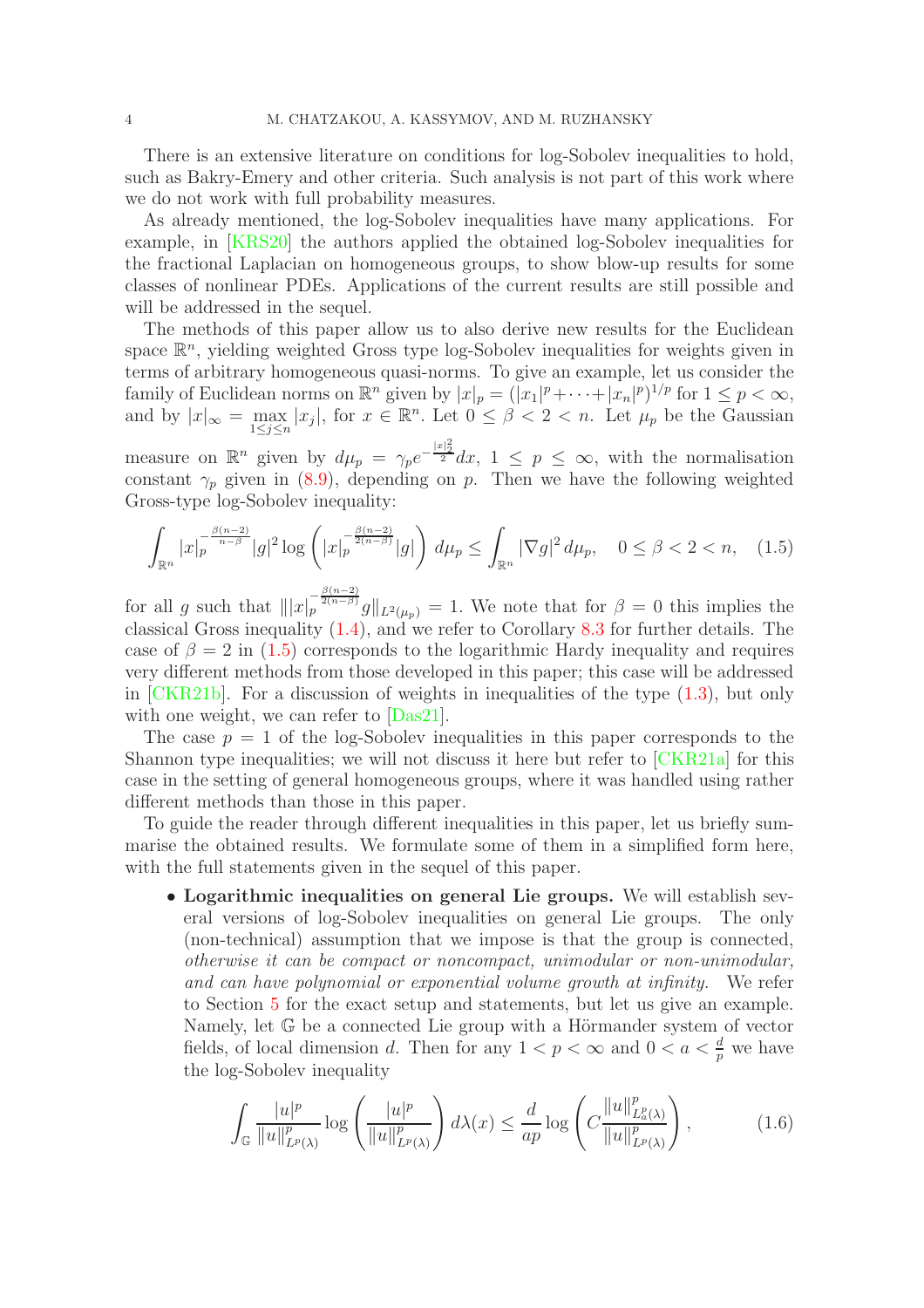There is an extensive literature on conditions for log-Sobolev inequalities to hold, such as Bakry-Emery and other criteria. Such analysis is not part of this work where we do not work with full probability measures.

As already mentioned, the log-Sobolev inequalities have many applications. For example, in [KRS20] the authors applied the obtained log-Sobolev inequalities for the fractional Laplacian on homogeneous groups, to show blow-up results for some classes of nonlinear PDEs. Applications of the current results are still possible and will be addressed in the sequel.

The methods of this paper allow us to also derive new results for the Euclidean space $\mathbb{R}^n$, yielding weighted Gross type log-Sobolev inequalities for weights given in terms of arbitrary homogeneous quasi-norms. To give an example, let us consider the family of Euclidean norms on $\mathbb{R}^n$ given by $|x|_p = (|x_1|^p + \cdots + |x_n|^p)^{1/p}$ for $1 \leq p < \infty$, and by $|x|_\infty = \max_{1 \leq j \leq n} |x_j|$, for $x \in \mathbb{R}^n$. Let $0 \leq \beta < 2 < n$. Let $\mu_p$ be the Gaussian measure on $\mathbb{R}^n$ given by $d\mu_p = \gamma_p e^{-\frac{|x|_2^2}{2}} dx$, $1 \leq p \leq \infty$, with the normalisation constant $\gamma_p$ given in (8.9), depending on $p$. Then we have the following weighted Gross-type log-Sobolev inequality:

$$\int_{\mathbb{R}^n} |x|_p^{-\frac{\beta(n-2)}{n-\beta}} |g|^2 \log\left(|x|_p^{-\frac{\beta(n-2)}{2(n-\beta)}} |g|\right) d\mu_p \leq \int_{\mathbb{R}^n} |\nabla g|^2 \, d\mu_p, \quad 0 \leq \beta < 2 < n, \quad (1.5)$$

for all $g$ such that $\| |x|_p^{-\frac{\beta(n-2)}{2(n-\beta)}} g \|_{L^2(\mu_p)} = 1$. We note that for $\beta = 0$ this implies the classical Gross inequality (1.4), and we refer to Corollary 8.3 for further details. The case of $\beta = 2$ in (1.5) corresponds to the logarithmic Hardy inequality and requires very different methods from those developed in this paper; this case will be addressed in [CKR21b]. For a discussion of weights in inequalities of the type (1.3), but only with one weight, we can refer to [Das21].

The case $p = 1$ of the log-Sobolev inequalities in this paper corresponds to the Shannon type inequalities; we will not discuss it here but refer to [CKR21a] for this case in the setting of general homogeneous groups, where it was handled using rather different methods than those in this paper.

To guide the reader through different inequalities in this paper, let us briefly summarise the obtained results. We formulate some of them in a simplified form here, with the full statements given in the sequel of this paper.

- **Logarithmic inequalities on general Lie groups.** We will establish several versions of log-Sobolev inequalities on general Lie groups. The only (non-technical) assumption that we impose is that the group is connected, *otherwise it can be compact or noncompact, unimodular or non-unimodular, and can have polynomial or exponential volume growth at infinity.* We refer to Section 5 for the exact setup and statements, but let us give an example. Namely, let $\mathbb{G}$ be a connected Lie group with a Hörmander system of vector fields, of local dimension $d$. Then for any $1 < p < \infty$ and $0 < a < \frac{d}{p}$ we have the log-Sobolev inequality

$$\int_{\mathbb{G}} \frac{|u|^p}{\|u\|^p_{L^p(\lambda)}} \log\left(\frac{|u|^p}{\|u\|^p_{L^p(\lambda)}}\right) d\lambda(x) \leq \frac{d}{ap} \log\left(C \frac{\|u\|^p_{L^p_a(\lambda)}}{\|u\|^p_{L^p(\lambda)}}\right), \quad (1.6)$$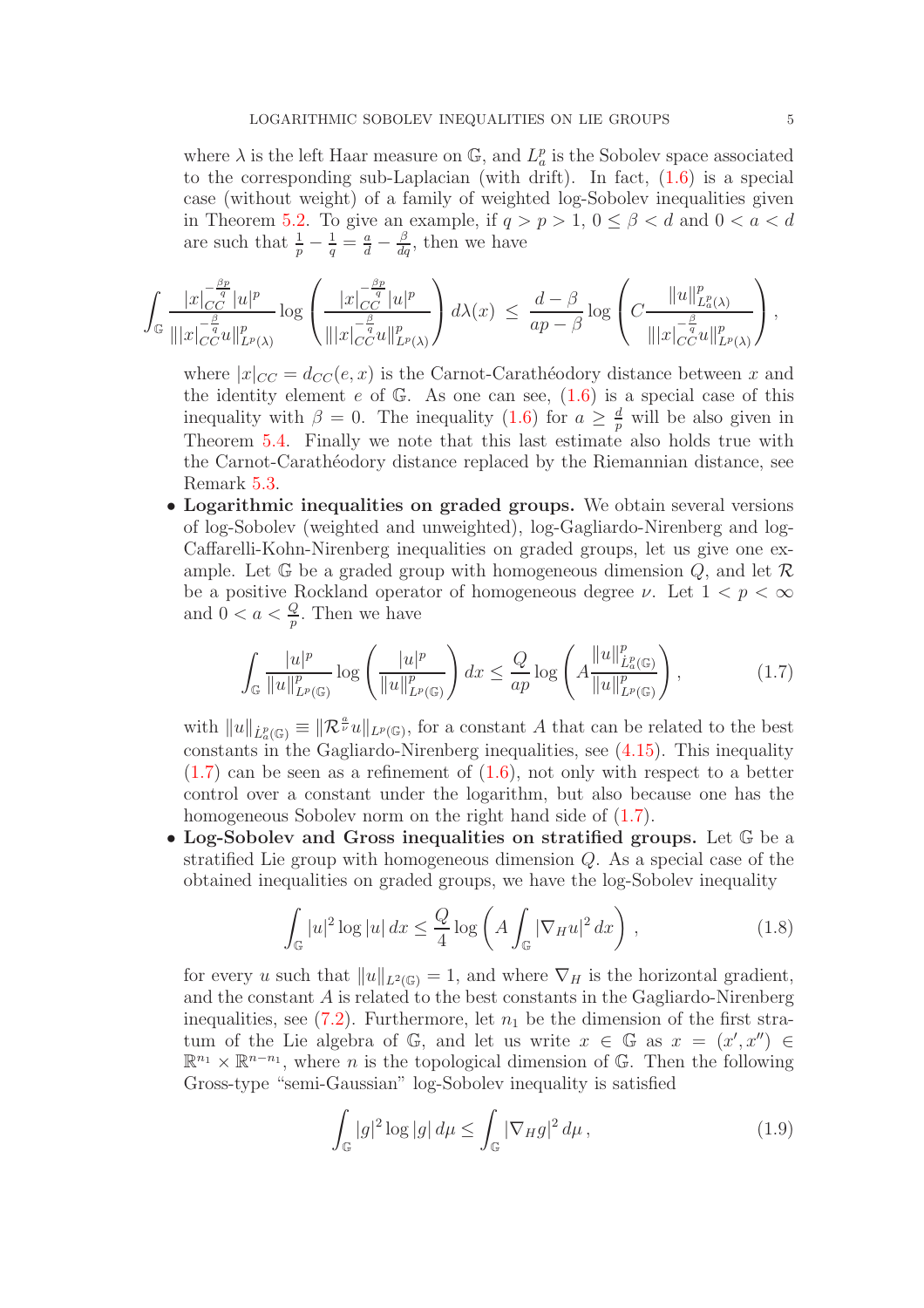where $\lambda$ is the left Haar measure on $\mathbb{G}$, and $L^p_a$ is the Sobolev space associated to the corresponding sub-Laplacian (with drift). In fact, (1.6) is a special case (without weight) of a family of weighted log-Sobolev inequalities given in Theorem 5.2. To give an example, if $q > p > 1$, $0 \leq \beta < d$ and $0 < a < d$ are such that $\frac{1}{p} - \frac{1}{q} = \frac{a}{d} - \frac{\beta}{dq}$, then we have

$$\int_{\mathbb{G}} \frac{|x|_{CC}^{-\frac{\beta p}{q}} |u|^p}{\||x|_{CC}^{-\frac{\beta}{q}} u\|^p_{L^p(\lambda)}} \log \left( \frac{|x|_{CC}^{-\frac{\beta p}{q}} |u|^p}{\||x|_{CC}^{-\frac{\beta}{q}} u\|^p_{L^p(\lambda)}} \right) d\lambda(x) \leq \frac{d-\beta}{ap-\beta} \log \left( C \frac{\|u\|^p_{L^p_a(\lambda)}}{\||x|_{CC}^{-\frac{\beta}{q}} u\|^p_{L^p(\lambda)}} \right),$$

where $|x|_{CC} = d_{CC}(e, x)$ is the Carnot-Carathéodory distance between $x$ and the identity element $e$ of $\mathbb{G}$. As one can see, (1.6) is a special case of this inequality with $\beta = 0$. The inequality (1.6) for $a \geq \frac{d}{p}$ will be also given in Theorem 5.4. Finally we note that this last estimate also holds true with the Carnot-Carathéodory distance replaced by the Riemannian distance, see Remark 5.3.

- **Logarithmic inequalities on graded groups.** We obtain several versions of log-Sobolev (weighted and unweighted), log-Gagliardo-Nirenberg and log-Caffarelli-Kohn-Nirenberg inequalities on graded groups, let us give one example. Let $\mathbb{G}$ be a graded group with homogeneous dimension $Q$, and let $\mathcal{R}$ be a positive Rockland operator of homogeneous degree $\nu$. Let $1 < p < \infty$ and $0 < a < \frac{Q}{p}$. Then we have

$$\int_{\mathbb{G}} \frac{|u|^p}{\|u\|^p_{L^p(\mathbb{G})}} \log \left( \frac{|u|^p}{\|u\|^p_{L^p(\mathbb{G})}} \right) dx \leq \frac{Q}{ap} \log \left( A \frac{\|u\|^p_{\dot{L}^p_a(\mathbb{G})}}{\|u\|^p_{L^p(\mathbb{G})}} \right), \tag{1.7}$$

with $\|u\|_{\dot{L}^p_a(\mathbb{G})} \equiv \|\mathcal{R}^{\frac{a}{\nu}} u\|_{L^p(\mathbb{G})}$, for a constant $A$ that can be related to the best constants in the Gagliardo-Nirenberg inequalities, see (4.15). This inequality (1.7) can be seen as a refinement of (1.6), not only with respect to a better control over a constant under the logarithm, but also because one has the homogeneous Sobolev norm on the right hand side of (1.7).

- **Log-Sobolev and Gross inequalities on stratified groups.** Let $\mathbb{G}$ be a stratified Lie group with homogeneous dimension $Q$. As a special case of the obtained inequalities on graded groups, we have the log-Sobolev inequality

$$\int_{\mathbb{G}} |u|^2 \log |u| \, dx \leq \frac{Q}{4} \log \left( A \int_{\mathbb{G}} |\nabla_H u|^2 \, dx \right), \tag{1.8}$$

for every $u$ such that $\|u\|_{L^2(\mathbb{G})} = 1$, and where $\nabla_H$ is the horizontal gradient, and the constant $A$ is related to the best constants in the Gagliardo-Nirenberg inequalities, see (7.2). Furthermore, let $n_1$ be the dimension of the first stratum of the Lie algebra of $\mathbb{G}$, and let us write $x \in \mathbb{G}$ as $x = (x', x'') \in \mathbb{R}^{n_1} \times \mathbb{R}^{n-n_1}$, where $n$ is the topological dimension of $\mathbb{G}$. Then the following Gross-type "semi-Gaussian" log-Sobolev inequality is satisfied

$$\int_{\mathbb{G}} |g|^2 \log |g| \, d\mu \leq \int_{\mathbb{G}} |\nabla_H g|^2 \, d\mu, \tag{1.9}$$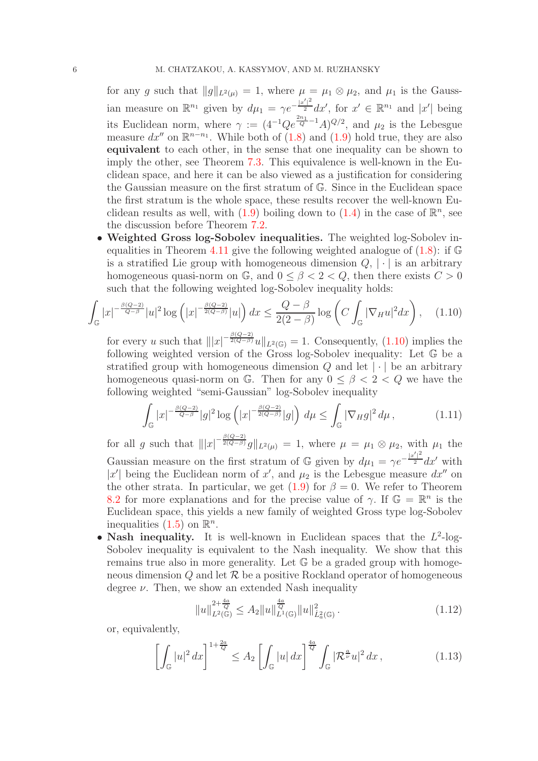for any $g$ such that $\|g\|_{L^2(\mu)} = 1$, where $\mu = \mu_1 \otimes \mu_2$, and $\mu_1$ is the Gaussian measure on $\mathbb{R}^{n_1}$ given by $d\mu_1 = \gamma e^{-\frac{|x'|^2}{2}} dx'$, for $x' \in \mathbb{R}^{n_1}$ and $|x'|$ being its Euclidean norm, where $\gamma := (4^{-1} Q e^{\frac{2n_1}{Q}-1} A)^{Q/2}$, and $\mu_2$ is the Lebesgue measure $dx''$ on $\mathbb{R}^{n-n_1}$. While both of (1.8) and (1.9) hold true, they are also **equivalent** to each other, in the sense that one inequality can be shown to imply the other, see Theorem 7.3. This equivalence is well-known in the Euclidean space, and here it can be also viewed as a justification for considering the Gaussian measure on the first stratum of $\mathbb{G}$. Since in the Euclidean space the first stratum is the whole space, these results recover the well-known Euclidean results as well, with (1.9) boiling down to (1.4) in the case of $\mathbb{R}^n$, see the discussion before Theorem 7.2.

- **Weighted Gross log-Sobolev inequalities.** The weighted log-Sobolev inequalities in Theorem 4.11 give the following weighted analogue of (1.8): if $\mathbb{G}$ is a stratified Lie group with homogeneous dimension $Q$, $|\cdot|$ is an arbitrary homogeneous quasi-norm on $\mathbb{G}$, and $0 \leq \beta < 2 < Q$, then there exists $C > 0$ such that the following weighted log-Sobolev inequality holds:

$$\int_{\mathbb{G}} |x|^{-\frac{\beta(Q-2)}{Q-\beta}} |u|^2 \log\left(|x|^{-\frac{\beta(Q-2)}{2(Q-\beta)}} |u|\right) dx \leq \frac{Q-\beta}{2(2-\beta)} \log\left(C \int_{\mathbb{G}} |\nabla_H u|^2 dx\right), \quad (1.10)$$

for every $u$ such that $\||x|^{-\frac{\beta(Q-2)}{2(Q-\beta)}} u\|_{L^2(\mathbb{G})} = 1$. Consequently, (1.10) implies the following weighted version of the Gross log-Sobolev inequality: Let $\mathbb{G}$ be a stratified group with homogeneous dimension $Q$ and let $|\cdot|$ be an arbitrary homogeneous quasi-norm on $\mathbb{G}$. Then for any $0 \leq \beta < 2 < Q$ we have the following weighted "semi-Gaussian" log-Sobolev inequality

$$\int_{\mathbb{G}} |x|^{-\frac{\beta(Q-2)}{Q-\beta}} |g|^2 \log\left(|x|^{-\frac{\beta(Q-2)}{2(Q-\beta)}} |g|\right) d\mu \leq \int_{\mathbb{G}} |\nabla_H g|^2 \, d\mu \,, \quad (1.11)$$

for all $g$ such that $\||x|^{-\frac{\beta(Q-2)}{2(Q-\beta)}} g\|_{L^2(\mu)} = 1$, where $\mu = \mu_1 \otimes \mu_2$, with $\mu_1$ the Gaussian measure on the first stratum of $\mathbb{G}$ given by $d\mu_1 = \gamma e^{-\frac{|x'|^2}{2}} dx'$ with $|x'|$ being the Euclidean norm of $x'$, and $\mu_2$ is the Lebesgue measure $dx''$ on the other strata. In particular, we get (1.9) for $\beta = 0$. We refer to Theorem 8.2 for more explanations and for the precise value of $\gamma$. If $\mathbb{G} = \mathbb{R}^n$ is the Euclidean space, this yields a new family of weighted Gross type log-Sobolev inequalities (1.5) on $\mathbb{R}^n$.

- **Nash inequality.** It is well-known in Euclidean spaces that the $L^2$-log-Sobolev inequality is equivalent to the Nash inequality. We show that this remains true also in more generality. Let $\mathbb{G}$ be a graded group with homogeneous dimension $Q$ and let $\mathcal{R}$ be a positive Rockland operator of homogeneous degree $\nu$. Then, we show an extended Nash inequality

$$\|u\|_{L^2(\mathbb{G})}^{2+\frac{4a}{Q}} \leq A_2 \|u\|_{L^1(\mathbb{G})}^{\frac{4a}{Q}} \|u\|_{\dot{L}^2_a(\mathbb{G})}^2 \,. \quad (1.12)$$

or, equivalently,

$$\left[\int_{\mathbb{G}} |u|^2 \, dx\right]^{1+\frac{2a}{Q}} \leq A_2 \left[\int_{\mathbb{G}} |u| \, dx\right]^{\frac{4a}{Q}} \int_{\mathbb{G}} |\mathcal{R}^{\frac{a}{\nu}} u|^2 \, dx \,, \quad (1.13)$$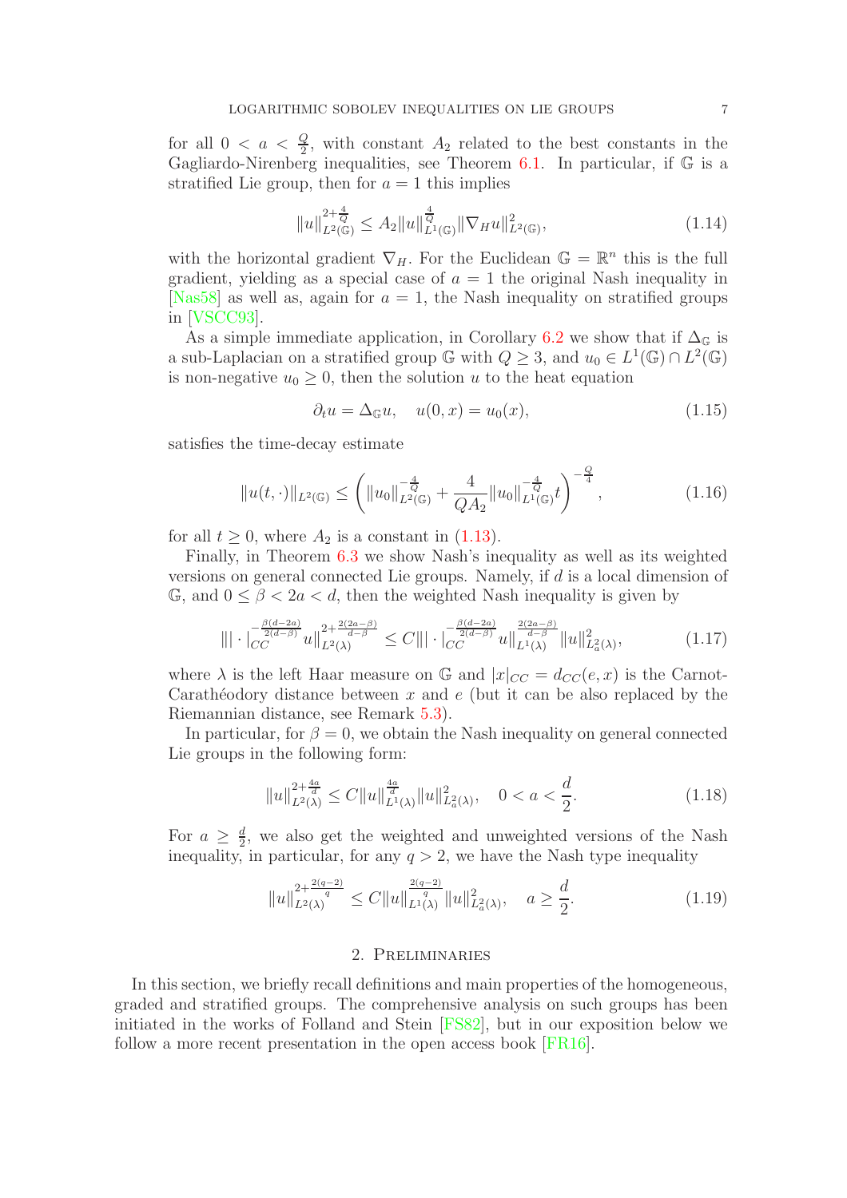for all $0 < a < \frac{Q}{2}$, with constant $A_2$ related to the best constants in the Gagliardo-Nirenberg inequalities, see Theorem 6.1. In particular, if $\mathbb{G}$ is a stratified Lie group, then for $a = 1$ this implies

$$\|u\|_{L^2(\mathbb{G})}^{2+\frac{4}{Q}} \leq A_2 \|u\|_{L^1(\mathbb{G})}^{\frac{4}{Q}} \|\nabla_H u\|_{L^2(\mathbb{G})}^2, \tag{1.14}$$

with the horizontal gradient $\nabla_H$. For the Euclidean $\mathbb{G} = \mathbb{R}^n$ this is the full gradient, yielding as a special case of $a = 1$ the original Nash inequality in [Nas58] as well as, again for $a = 1$, the Nash inequality on stratified groups in [VSCC93].

As a simple immediate application, in Corollary 6.2 we show that if $\Delta_{\mathbb{G}}$ is a sub-Laplacian on a stratified group $\mathbb{G}$ with $Q \geq 3$, and $u_0 \in L^1(\mathbb{G}) \cap L^2(\mathbb{G})$ is non-negative $u_0 \geq 0$, then the solution $u$ to the heat equation

$$\partial_t u = \Delta_{\mathbb{G}} u, \quad u(0, x) = u_0(x), \tag{1.15}$$

satisfies the time-decay estimate

$$\|u(t, \cdot)\|_{L^2(\mathbb{G})} \leq \left( \|u_0\|_{L^2(\mathbb{G})}^{-\frac{4}{Q}} + \frac{4}{QA_2} \|u_0\|_{L^1(\mathbb{G})}^{-\frac{4}{Q}} t \right)^{-\frac{Q}{4}}, \tag{1.16}$$

for all $t \geq 0$, where $A_2$ is a constant in (1.13).

Finally, in Theorem 6.3 we show Nash's inequality as well as its weighted versions on general connected Lie groups. Namely, if $d$ is a local dimension of $\mathbb{G}$, and $0 \leq \beta < 2a < d$, then the weighted Nash inequality is given by

$$\||\cdot|_{CC}^{-\frac{\beta(d-2a)}{2(d-\beta)}} u\|_{L^2(\lambda)}^{2+\frac{2(2a-\beta)}{d-\beta}} \leq C \||\cdot|_{CC}^{-\frac{\beta(d-2a)}{2(d-\beta)}} u\|_{L^1(\lambda)}^{\frac{2(2a-\beta)}{d-\beta}} \|u\|_{L_a^2(\lambda)}^2, \tag{1.17}$$

where $\lambda$ is the left Haar measure on $\mathbb{G}$ and $|x|_{CC} = d_{CC}(e, x)$ is the Carnot-Carathéodory distance between $x$ and $e$ (but it can be also replaced by the Riemannian distance, see Remark 5.3).

In particular, for $\beta = 0$, we obtain the Nash inequality on general connected Lie groups in the following form:

$$\|u\|_{L^2(\lambda)}^{2+\frac{4a}{d}} \leq C \|u\|_{L^1(\lambda)}^{\frac{4a}{d}} \|u\|_{L_a^2(\lambda)}^2, \quad 0 < a < \frac{d}{2}. \tag{1.18}$$

For $a \geq \frac{d}{2}$, we also get the weighted and unweighted versions of the Nash inequality, in particular, for any $q > 2$, we have the Nash type inequality

$$\|u\|_{L^2(\lambda)}^{2+\frac{2(q-2)}{q}} \leq C \|u\|_{L^1(\lambda)}^{\frac{2(q-2)}{q}} \|u\|_{L_a^2(\lambda)}^2, \quad a \geq \frac{d}{2}. \tag{1.19}$$

## 2. Preliminaries

In this section, we briefly recall definitions and main properties of the homogeneous, graded and stratified groups. The comprehensive analysis on such groups has been initiated in the works of Folland and Stein [FS82], but in our exposition below we follow a more recent presentation in the open access book [FR16].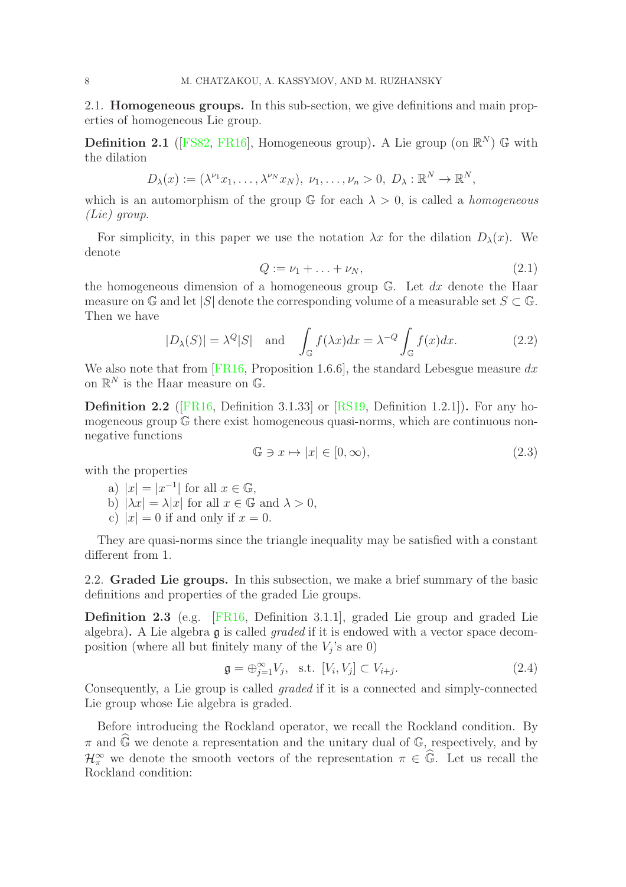### 2.1. Homogeneous groups.

In this sub-section, we give definitions and main properties of homogeneous Lie group.

**Definition 2.1** ([FS82, FR16], Homogeneous group)**.** A Lie group (on $\mathbb{R}^N$) $\mathbb{G}$ with the dilation

$$D_\lambda(x) := (\lambda^{\nu_1} x_1, \ldots, \lambda^{\nu_N} x_N),\ \nu_1, \ldots, \nu_n > 0,\ D_\lambda : \mathbb{R}^N \to \mathbb{R}^N,$$

which is an automorphism of the group $\mathbb{G}$ for each $\lambda > 0$, is called a *homogeneous (Lie) group*.

For simplicity, in this paper we use the notation $\lambda x$ for the dilation $D_\lambda(x)$. We denote

$$Q := \nu_1 + \ldots + \nu_N, \tag{2.1}$$

the homogeneous dimension of a homogeneous group $\mathbb{G}$. Let $dx$ denote the Haar measure on $\mathbb{G}$ and let $|S|$ denote the corresponding volume of a measurable set $S \subset \mathbb{G}$. Then we have

$$|D_\lambda(S)| = \lambda^Q |S| \quad \text{and} \quad \int_{\mathbb{G}} f(\lambda x) dx = \lambda^{-Q} \int_{\mathbb{G}} f(x) dx. \tag{2.2}$$

We also note that from [FR16, Proposition 1.6.6], the standard Lebesgue measure $dx$ on $\mathbb{R}^N$ is the Haar measure on $\mathbb{G}$.

**Definition 2.2** ([FR16, Definition 3.1.33] or [RS19, Definition 1.2.1])**.** For any homogeneous group $\mathbb{G}$ there exist homogeneous quasi-norms, which are continuous non-negative functions

$$\mathbb{G} \ni x \mapsto |x| \in [0, \infty), \tag{2.3}$$

with the properties

a) $|x| = |x^{-1}|$ for all $x \in \mathbb{G}$,
b) $|\lambda x| = \lambda |x|$ for all $x \in \mathbb{G}$ and $\lambda > 0$,
c) $|x| = 0$ if and only if $x = 0$.

They are quasi-norms since the triangle inequality may be satisfied with a constant different from 1.

### 2.2. Graded Lie groups.

In this subsection, we make a brief summary of the basic definitions and properties of the graded Lie groups.

**Definition 2.3** (e.g. [FR16, Definition 3.1.1], graded Lie group and graded Lie algebra)**.** A Lie algebra $\mathfrak{g}$ is called *graded* if it is endowed with a vector space decomposition (where all but finitely many of the $V_j$'s are 0)

$$\mathfrak{g} = \oplus_{j=1}^{\infty} V_j, \quad \text{s.t. } [V_i, V_j] \subset V_{i+j}. \tag{2.4}$$

Consequently, a Lie group is called *graded* if it is a connected and simply-connected Lie group whose Lie algebra is graded.

Before introducing the Rockland operator, we recall the Rockland condition. By $\pi$ and $\widehat{\mathbb{G}}$ we denote a representation and the unitary dual of $\mathbb{G}$, respectively, and by $\mathcal{H}_\pi^\infty$ we denote the smooth vectors of the representation $\pi \in \widehat{\mathbb{G}}$. Let us recall the Rockland condition: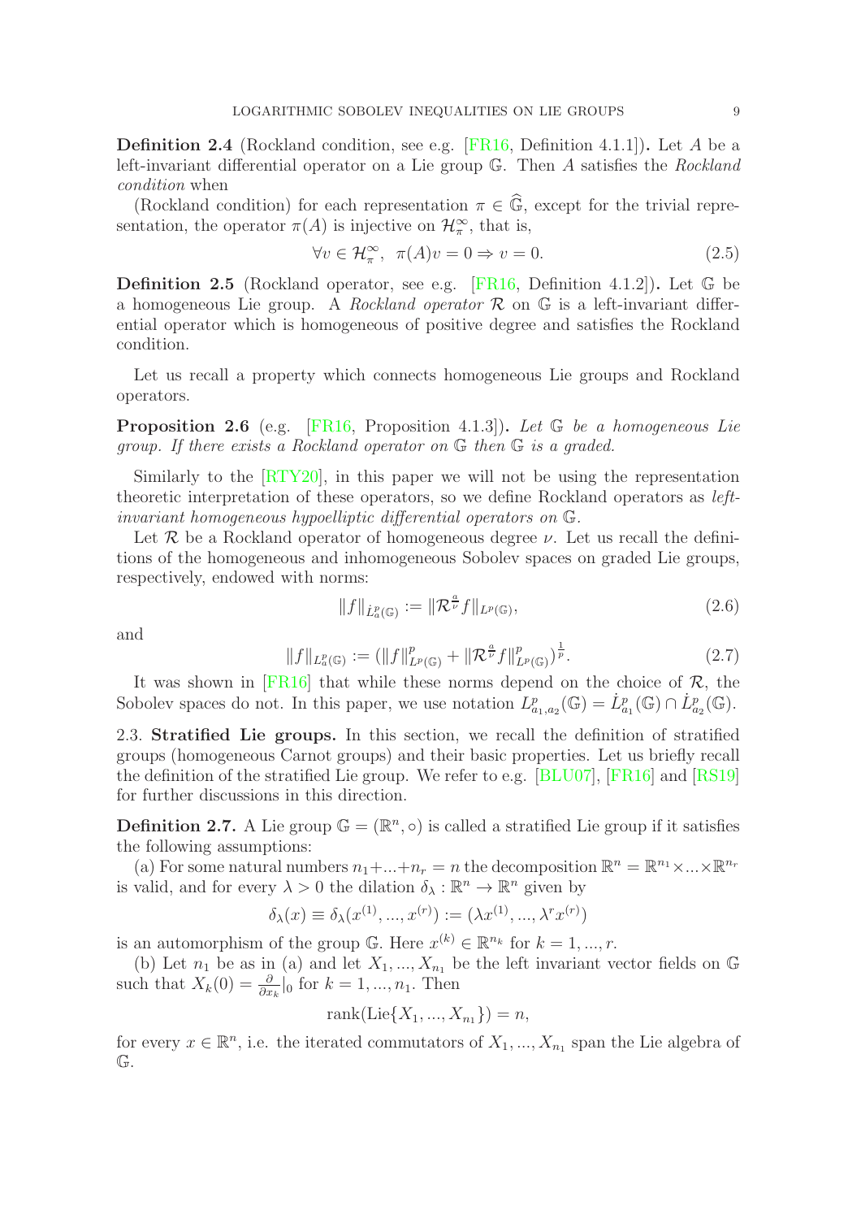**Definition 2.4** (Rockland condition, see e.g. [FR16, Definition 4.1.1])**.** Let $A$ be a left-invariant differential operator on a Lie group $\mathbb{G}$. Then $A$ satisfies the *Rockland condition* when

(Rockland condition) for each representation $\pi \in \widehat{\mathbb{G}}$, except for the trivial representation, the operator $\pi(A)$ is injective on $\mathcal{H}_\pi^\infty$, that is,

$$\forall v \in \mathcal{H}_\pi^\infty, \;\; \pi(A)v = 0 \Rightarrow v = 0. \tag{2.5}$$

**Definition 2.5** (Rockland operator, see e.g. [FR16, Definition 4.1.2])**.** Let $\mathbb{G}$ be a homogeneous Lie group. A *Rockland operator* $\mathcal{R}$ on $\mathbb{G}$ is a left-invariant differential operator which is homogeneous of positive degree and satisfies the Rockland condition.

Let us recall a property which connects homogeneous Lie groups and Rockland operators.

**Proposition 2.6** (e.g. [FR16, Proposition 4.1.3])**.** *Let $\mathbb{G}$ be a homogeneous Lie group. If there exists a Rockland operator on $\mathbb{G}$ then $\mathbb{G}$ is a graded.*

Similarly to the [RTY20], in this paper we will not be using the representation theoretic interpretation of these operators, so we define Rockland operators as *left-invariant homogeneous hypoelliptic differential operators on* $\mathbb{G}$.

Let $\mathcal{R}$ be a Rockland operator of homogeneous degree $\nu$. Let us recall the definitions of the homogeneous and inhomogeneous Sobolev spaces on graded Lie groups, respectively, endowed with norms:

$$\|f\|_{\dot{L}^p_a(\mathbb{G})} := \|\mathcal{R}^{\frac{a}{\nu}} f\|_{L^p(\mathbb{G})}, \tag{2.6}$$

and

$$\|f\|_{L^p_a(\mathbb{G})} := (\|f\|^p_{L^p(\mathbb{G})} + \|\mathcal{R}^{\frac{a}{\nu}} f\|^p_{L^p(\mathbb{G})})^{\frac{1}{p}}. \tag{2.7}$$

It was shown in [FR16] that while these norms depend on the choice of $\mathcal{R}$, the Sobolev spaces do not. In this paper, we use notation $L^p_{a_1,a_2}(\mathbb{G}) = \dot{L}^p_{a_1}(\mathbb{G}) \cap \dot{L}^p_{a_2}(\mathbb{G})$.

2.3. **Stratified Lie groups.** In this section, we recall the definition of stratified groups (homogeneous Carnot groups) and their basic properties. Let us briefly recall the definition of the stratified Lie group. We refer to e.g. [BLU07], [FR16] and [RS19] for further discussions in this direction.

**Definition 2.7.** A Lie group $\mathbb{G} = (\mathbb{R}^n, \circ)$ is called a stratified Lie group if it satisfies the following assumptions:

(a) For some natural numbers $n_1 + ... + n_r = n$ the decomposition $\mathbb{R}^n = \mathbb{R}^{n_1} \times ... \times \mathbb{R}^{n_r}$ is valid, and for every $\lambda > 0$ the dilation $\delta_\lambda : \mathbb{R}^n \to \mathbb{R}^n$ given by

$$\delta_\lambda(x) \equiv \delta_\lambda(x^{(1)}, ..., x^{(r)}) := (\lambda x^{(1)}, ..., \lambda^r x^{(r)})$$

is an automorphism of the group $\mathbb{G}$. Here $x^{(k)} \in \mathbb{R}^{n_k}$ for $k = 1, ..., r$.

(b) Let $n_1$ be as in (a) and let $X_1, ..., X_{n_1}$ be the left invariant vector fields on $\mathbb{G}$ such that $X_k(0) = \frac{\partial}{\partial x_k}|_0$ for $k = 1, ..., n_1$. Then

$$\operatorname{rank}(\operatorname{Lie}\{X_1, ..., X_{n_1}\}) = n,$$

for every $x \in \mathbb{R}^n$, i.e. the iterated commutators of $X_1, ..., X_{n_1}$ span the Lie algebra of $\mathbb{G}$.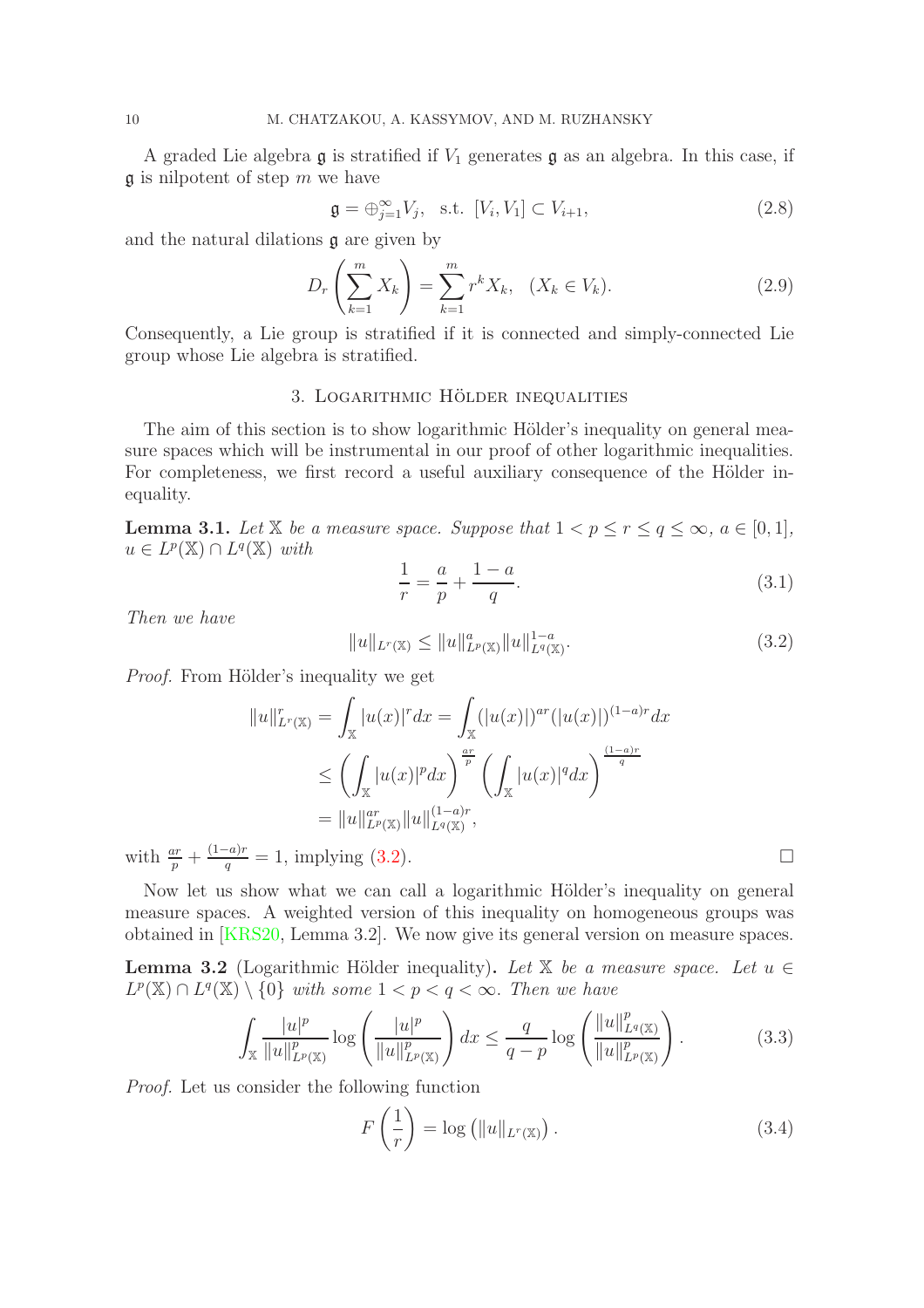A graded Lie algebra $\mathfrak{g}$ is stratified if $V_1$ generates $\mathfrak{g}$ as an algebra. In this case, if $\mathfrak{g}$ is nilpotent of step $m$ we have

$$\mathfrak{g} = \oplus_{j=1}^{\infty} V_j, \quad \text{s.t. } [V_i, V_1] \subset V_{i+1}, \tag{2.8}$$

and the natural dilations $\mathfrak{g}$ are given by

$$D_r\left(\sum_{k=1}^{m} X_k\right) = \sum_{k=1}^{m} r^k X_k, \quad (X_k \in V_k). \tag{2.9}$$

Consequently, a Lie group is stratified if it is connected and simply-connected Lie group whose Lie algebra is stratified.

## 3. Logarithmic Hölder inequalities

The aim of this section is to show logarithmic Hölder's inequality on general measure spaces which will be instrumental in our proof of other logarithmic inequalities. For completeness, we first record a useful auxiliary consequence of the Hölder inequality.

**Lemma 3.1.** *Let $\mathbb{X}$ be a measure space. Suppose that $1 < p \leq r \leq q \leq \infty$, $a \in [0,1]$, $u \in L^p(\mathbb{X}) \cap L^q(\mathbb{X})$ with*

$$\frac{1}{r} = \frac{a}{p} + \frac{1-a}{q}. \tag{3.1}$$

*Then we have*

$$\|u\|_{L^r(\mathbb{X})} \leq \|u\|^a_{L^p(\mathbb{X})} \|u\|^{1-a}_{L^q(\mathbb{X})}. \tag{3.2}$$

*Proof.* From Hölder's inequality we get

$$\begin{aligned}
\|u\|^r_{L^r(\mathbb{X})} = \int_{\mathbb{X}} |u(x)|^r dx &= \int_{\mathbb{X}} (|u(x)|)^{ar} (|u(x)|)^{(1-a)r} dx \\
&\leq \left(\int_{\mathbb{X}} |u(x)|^p dx\right)^{\frac{ar}{p}} \left(\int_{\mathbb{X}} |u(x)|^q dx\right)^{\frac{(1-a)r}{q}} \\
&= \|u\|^{ar}_{L^p(\mathbb{X})} \|u\|^{(1-a)r}_{L^q(\mathbb{X})},
\end{aligned}$$

with $\frac{ar}{p} + \frac{(1-a)r}{q} = 1$, implying (3.2). $\square$

Now let us show what we can call a logarithmic Hölder's inequality on general measure spaces. A weighted version of this inequality on homogeneous groups was obtained in [KRS20, Lemma 3.2]. We now give its general version on measure spaces.

**Lemma 3.2** (Logarithmic Hölder inequality)**.** *Let $\mathbb{X}$ be a measure space. Let $u \in L^p(\mathbb{X}) \cap L^q(\mathbb{X}) \setminus \{0\}$ with some $1 < p < q < \infty$. Then we have*

$$\int_{\mathbb{X}} \frac{|u|^p}{\|u\|^p_{L^p(\mathbb{X})}} \log\left(\frac{|u|^p}{\|u\|^p_{L^p(\mathbb{X})}}\right) dx \leq \frac{q}{q-p} \log\left(\frac{\|u\|^p_{L^q(\mathbb{X})}}{\|u\|^p_{L^p(\mathbb{X})}}\right). \tag{3.3}$$

*Proof.* Let us consider the following function

$$F\left(\frac{1}{r}\right) = \log\left(\|u\|_{L^r(\mathbb{X})}\right). \tag{3.4}$$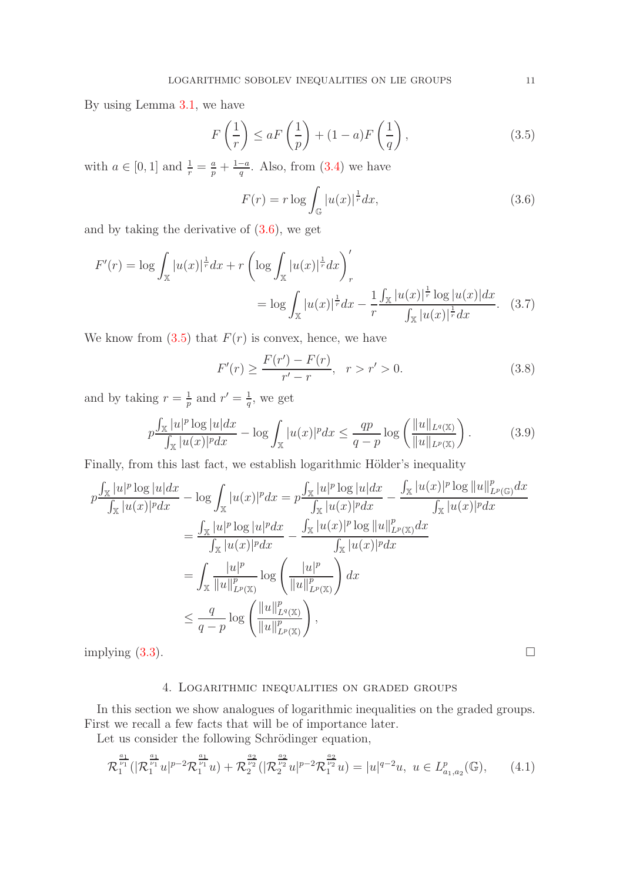By using Lemma 3.1, we have

$$F\left(\frac{1}{r}\right) \leq aF\left(\frac{1}{p}\right) + (1-a)F\left(\frac{1}{q}\right), \tag{3.5}$$

with $a \in [0,1]$ and $\frac{1}{r} = \frac{a}{p} + \frac{1-a}{q}$. Also, from (3.4) we have

$$F(r) = r \log \int_{\mathbb{G}} |u(x)|^{\frac{1}{r}} dx, \tag{3.6}$$

and by taking the derivative of (3.6), we get

$$\begin{aligned} F'(r) &= \log \int_{\mathbb{X}} |u(x)|^{\frac{1}{r}} dx + r\left(\log \int_{\mathbb{X}} |u(x)|^{\frac{1}{r}} dx\right)'_r \\ &= \log \int_{\mathbb{X}} |u(x)|^{\frac{1}{r}} dx - \frac{1}{r} \frac{\int_{\mathbb{X}} |u(x)|^{\frac{1}{r}} \log |u(x)| dx}{\int_{\mathbb{X}} |u(x)|^{\frac{1}{r}} dx}. \end{aligned} \tag{3.7}$$

We know from (3.5) that $F(r)$ is convex, hence, we have

$$F'(r) \geq \frac{F(r') - F(r)}{r' - r}, \quad r > r' > 0. \tag{3.8}$$

and by taking $r = \frac{1}{p}$ and $r' = \frac{1}{q}$, we get

$$p\frac{\int_{\mathbb{X}} |u|^p \log |u| dx}{\int_{\mathbb{X}} |u(x)|^p dx} - \log \int_{\mathbb{X}} |u(x)|^p dx \leq \frac{qp}{q-p} \log \left(\frac{\|u\|_{L^q(\mathbb{X})}}{\|u\|_{L^p(\mathbb{X})}}\right). \tag{3.9}$$

Finally, from this last fact, we establish logarithmic Hölder's inequality

$$\begin{aligned} p\frac{\int_{\mathbb{X}} |u|^p \log |u| dx}{\int_{\mathbb{X}} |u(x)|^p dx} - \log \int_{\mathbb{X}} |u(x)|^p dx &= p\frac{\int_{\mathbb{X}} |u|^p \log |u| dx}{\int_{\mathbb{X}} |u(x)|^p dx} - \frac{\int_{\mathbb{X}} |u(x)|^p \log \|u\|^p_{L^p(\mathbb{G})} dx}{\int_{\mathbb{X}} |u(x)|^p dx} \\ &= \frac{\int_{\mathbb{X}} |u|^p \log |u|^p dx}{\int_{\mathbb{X}} |u(x)|^p dx} - \frac{\int_{\mathbb{X}} |u(x)|^p \log \|u\|^p_{L^p(\mathbb{X})} dx}{\int_{\mathbb{X}} |u(x)|^p dx} \\ &= \int_{\mathbb{X}} \frac{|u|^p}{\|u\|^p_{L^p(\mathbb{X})}} \log \left(\frac{|u|^p}{\|u\|^p_{L^p(\mathbb{X})}}\right) dx \\ &\leq \frac{q}{q-p} \log \left(\frac{\|u\|^p_{L^q(\mathbb{X})}}{\|u\|^p_{L^p(\mathbb{X})}}\right), \end{aligned}$$

implying (3.3). $\square$

## 4. Logarithmic inequalities on graded groups

In this section we show analogues of logarithmic inequalities on the graded groups. First we recall a few facts that will be of importance later.

Let us consider the following Schrödinger equation,

$$\mathcal{R}_1^{\frac{a_1}{\nu_1}}(|\mathcal{R}_1^{\frac{a_1}{\nu_1}} u|^{p-2} \mathcal{R}_1^{\frac{a_1}{\nu_1}} u) + \mathcal{R}_2^{\frac{a_2}{\nu_2}}(|\mathcal{R}_2^{\frac{a_2}{\nu_2}} u|^{p-2} \mathcal{R}_1^{\frac{a_2}{\nu_2}} u) = |u|^{q-2} u, \; u \in L^p_{a_1,a_2}(\mathbb{G}), \tag{4.1}$$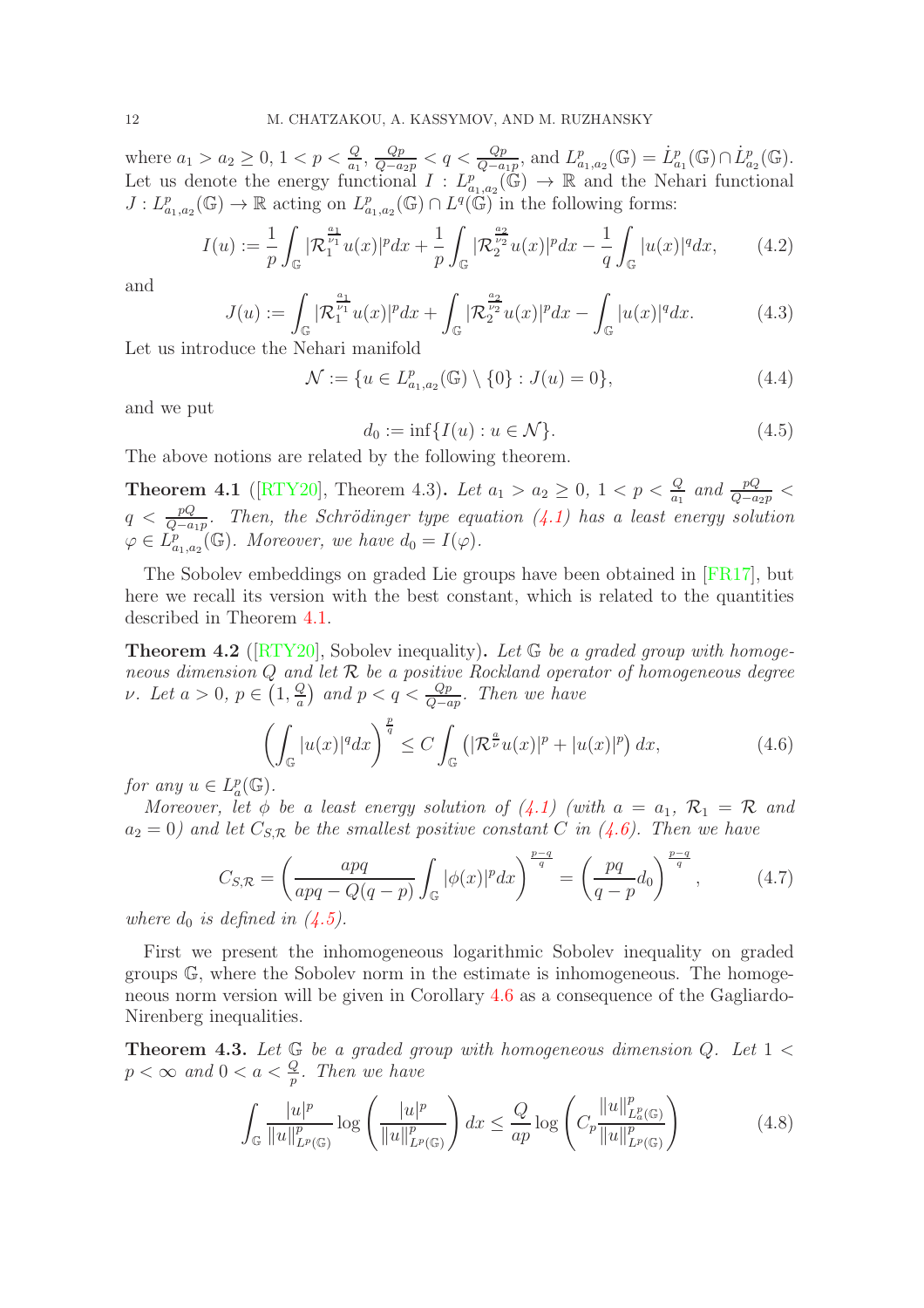where $a_1 > a_2 \geq 0$, $1 < p < \frac{Q}{a_1}$, $\frac{Qp}{Q-a_2p} < q < \frac{Qp}{Q-a_1p}$, and $L^p_{a_1,a_2}(\mathbb{G}) = \dot{L}^p_{a_1}(\mathbb{G}) \cap \dot{L}^p_{a_2}(\mathbb{G})$. Let us denote the energy functional $I : L^p_{a_1,a_2}(\mathbb{G}) \to \mathbb{R}$ and the Nehari functional $J : L^p_{a_1,a_2}(\mathbb{G}) \to \mathbb{R}$ acting on $L^p_{a_1,a_2}(\mathbb{G}) \cap L^q(\mathbb{G})$ in the following forms:

$$I(u) := \frac{1}{p}\int_{\mathbb{G}} |\mathcal{R}_1^{\frac{a_1}{\nu_1}} u(x)|^p dx + \frac{1}{p}\int_{\mathbb{G}} |\mathcal{R}_2^{\frac{a_2}{\nu_2}} u(x)|^p dx - \frac{1}{q}\int_{\mathbb{G}} |u(x)|^q dx, \tag{4.2}$$

and

$$J(u) := \int_{\mathbb{G}} |\mathcal{R}_1^{\frac{a_1}{\nu_1}} u(x)|^p dx + \int_{\mathbb{G}} |\mathcal{R}_2^{\frac{a_2}{\nu_2}} u(x)|^p dx - \int_{\mathbb{G}} |u(x)|^q dx. \tag{4.3}$$

Let us introduce the Nehari manifold

$$\mathcal{N} := \{u \in L^p_{a_1,a_2}(\mathbb{G}) \setminus \{0\} : J(u) = 0\}, \tag{4.4}$$

and we put

$$d_0 := \inf\{I(u) : u \in \mathcal{N}\}. \tag{4.5}$$

The above notions are related by the following theorem.

**Theorem 4.1** ([RTY20], Theorem 4.3)**.** *Let $a_1 > a_2 \geq 0$, $1 < p < \frac{Q}{a_1}$ and $\frac{pQ}{Q-a_2p} < q < \frac{pQ}{Q-a_1p}$. Then, the Schrödinger type equation (4.1) has a least energy solution $\varphi \in L^p_{a_1,a_2}(\mathbb{G})$. Moreover, we have $d_0 = I(\varphi)$.*

The Sobolev embeddings on graded Lie groups have been obtained in [FR17], but here we recall its version with the best constant, which is related to the quantities described in Theorem 4.1.

**Theorem 4.2** ([RTY20], Sobolev inequality)**.** *Let $\mathbb{G}$ be a graded group with homogeneous dimension $Q$ and let $\mathcal{R}$ be a positive Rockland operator of homogeneous degree $\nu$. Let $a > 0$, $p \in \left(1, \frac{Q}{a}\right)$ and $p < q < \frac{Qp}{Q-ap}$. Then we have*

$$\left(\int_{\mathbb{G}} |u(x)|^q dx\right)^{\frac{p}{q}} \leq C \int_{\mathbb{G}} \left(|\mathcal{R}^{\frac{a}{\nu}} u(x)|^p + |u(x)|^p\right) dx, \tag{4.6}$$

*for any $u \in L^p_a(\mathbb{G})$.*

*Moreover, let $\phi$ be a least energy solution of (4.1) (with $a = a_1$, $\mathcal{R}_1 = \mathcal{R}$ and $a_2 = 0$) and let $C_{S,\mathcal{R}}$ be the smallest positive constant $C$ in (4.6). Then we have*

$$C_{S,\mathcal{R}} = \left(\frac{apq}{apq - Q(q-p)}\int_{\mathbb{G}} |\phi(x)|^p dx\right)^{\frac{p-q}{q}} = \left(\frac{pq}{q-p} d_0\right)^{\frac{p-q}{q}}, \tag{4.7}$$

*where $d_0$ is defined in (4.5).*

First we present the inhomogeneous logarithmic Sobolev inequality on graded groups $\mathbb{G}$, where the Sobolev norm in the estimate is inhomogeneous. The homogeneous norm version will be given in Corollary 4.6 as a consequence of the Gagliardo-Nirenberg inequalities.

**Theorem 4.3.** *Let $\mathbb{G}$ be a graded group with homogeneous dimension $Q$. Let $1 < p < \infty$ and $0 < a < \frac{Q}{p}$. Then we have*

$$\int_{\mathbb{G}} \frac{|u|^p}{\|u\|^p_{L^p(\mathbb{G})}} \log\left(\frac{|u|^p}{\|u\|^p_{L^p(\mathbb{G})}}\right) dx \leq \frac{Q}{ap} \log\left(C_p \frac{\|u\|^p_{L^p_a(\mathbb{G})}}{\|u\|^p_{L^p(\mathbb{G})}}\right) \tag{4.8}$$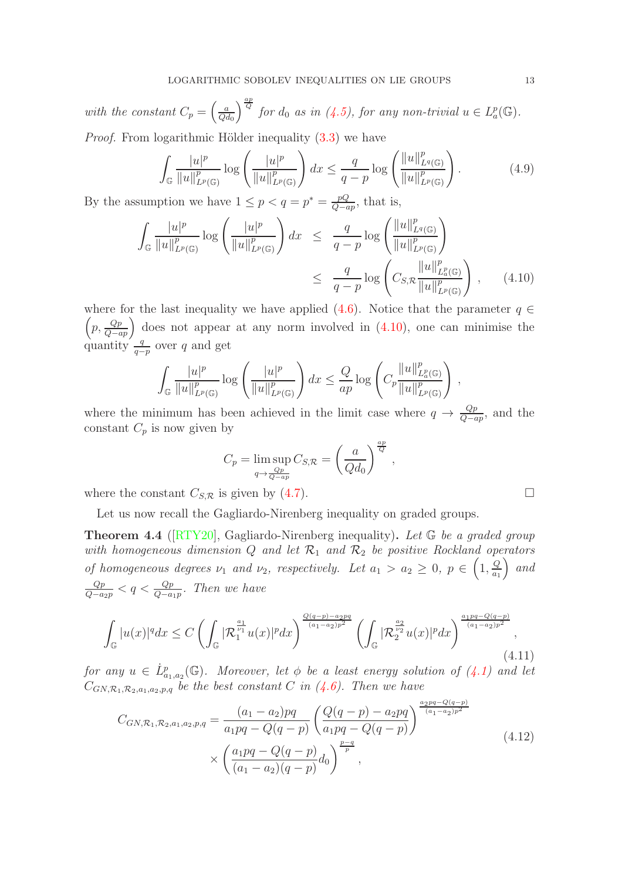*with the constant* $C_p = \left(\frac{a}{Qd_0}\right)^{\frac{ap}{Q}}$ *for* $d_0$ *as in (4.5), for any non-trivial* $u \in L^p_a(\mathbb{G})$.

*Proof.* From logarithmic Hölder inequality (3.3) we have

$$\int_{\mathbb{G}} \frac{|u|^p}{\|u\|^p_{L^p(\mathbb{G})}} \log\left(\frac{|u|^p}{\|u\|^p_{L^p(\mathbb{G})}}\right) dx \leq \frac{q}{q-p} \log\left(\frac{\|u\|^p_{L^q(\mathbb{G})}}{\|u\|^p_{L^p(\mathbb{G})}}\right). \tag{4.9}$$

By the assumption we have $1 \leq p < q = p^* = \frac{pQ}{Q-ap}$, that is,

$$\begin{aligned}
\int_{\mathbb{G}} \frac{|u|^p}{\|u\|^p_{L^p(\mathbb{G})}} \log\left(\frac{|u|^p}{\|u\|^p_{L^p(\mathbb{G})}}\right) dx &\leq \frac{q}{q-p} \log\left(\frac{\|u\|^p_{L^q(\mathbb{G})}}{\|u\|^p_{L^p(\mathbb{G})}}\right) \\
&\leq \frac{q}{q-p} \log\left(C_{S,\mathcal{R}} \frac{\|u\|^p_{L^p_a(\mathbb{G})}}{\|u\|^p_{L^p(\mathbb{G})}}\right), \qquad (4.10)
\end{aligned}$$

where for the last inequality we have applied (4.6). Notice that the parameter $q \in \left(p, \frac{Qp}{Q-ap}\right)$ does not appear at any norm involved in (4.10), one can minimise the quantity $\frac{q}{q-p}$ over $q$ and get

$$\int_{\mathbb{G}} \frac{|u|^p}{\|u\|^p_{L^p(\mathbb{G})}} \log\left(\frac{|u|^p}{\|u\|^p_{L^p(\mathbb{G})}}\right) dx \leq \frac{Q}{ap} \log\left(C_p \frac{\|u\|^p_{L^p_a(\mathbb{G})}}{\|u\|^p_{L^p(\mathbb{G})}}\right),$$

where the minimum has been achieved in the limit case where $q \to \frac{Qp}{Q-ap}$, and the constant $C_p$ is now given by

$$C_p = \limsup_{q \to \frac{Qp}{Q-ap}} C_{S,\mathcal{R}} = \left(\frac{a}{Qd_0}\right)^{\frac{ap}{Q}},$$

where the constant $C_{S,\mathcal{R}}$ is given by (4.7). $\square$

Let us now recall the Gagliardo-Nirenberg inequality on graded groups.

**Theorem 4.4** ([RTY20], Gagliardo-Nirenberg inequality)**.** *Let* $\mathbb{G}$ *be a graded group with homogeneous dimension* $Q$ *and let* $\mathcal{R}_1$ *and* $\mathcal{R}_2$ *be positive Rockland operators of homogeneous degrees* $\nu_1$ *and* $\nu_2$*, respectively. Let* $a_1 > a_2 \geq 0$*,* $p \in \left(1, \frac{Q}{a_1}\right)$ *and* $\frac{Qp}{Q-a_2p} < q < \frac{Qp}{Q-a_1p}$*. Then we have*

$$\int_{\mathbb{G}} |u(x)|^q dx \leq C \left(\int_{\mathbb{G}} |\mathcal{R}_1^{\frac{a_1}{\nu_1}} u(x)|^p dx\right)^{\frac{Q(q-p)-a_2pq}{(a_1-a_2)p^2}} \left(\int_{\mathbb{G}} |\mathcal{R}_2^{\frac{a_2}{\nu_2}} u(x)|^p dx\right)^{\frac{a_1pq-Q(q-p)}{(a_1-a_2)p^2}}, \tag{4.11}$$

*for any* $u \in \dot{L}^p_{a_1,a_2}(\mathbb{G})$*. Moreover, let* $\phi$ *be a least energy solution of (4.1) and let* $C_{GN,\mathcal{R}_1,\mathcal{R}_2,a_1,a_2,p,q}$ *be the best constant* $C$ *in (4.6). Then we have*

$$\begin{aligned}
C_{GN,\mathcal{R}_1,\mathcal{R}_2,a_1,a_2,p,q} = &\frac{(a_1-a_2)pq}{a_1pq-Q(q-p)} \left(\frac{Q(q-p)-a_2pq}{a_1pq-Q(q-p)}\right)^{\frac{a_2pq-Q(q-p)}{(a_1-a_2)p^2}} \\
&\times \left(\frac{a_1pq-Q(q-p)}{(a_1-a_2)(q-p)} d_0\right)^{\frac{p-q}{p}},
\end{aligned} \tag{4.12}$$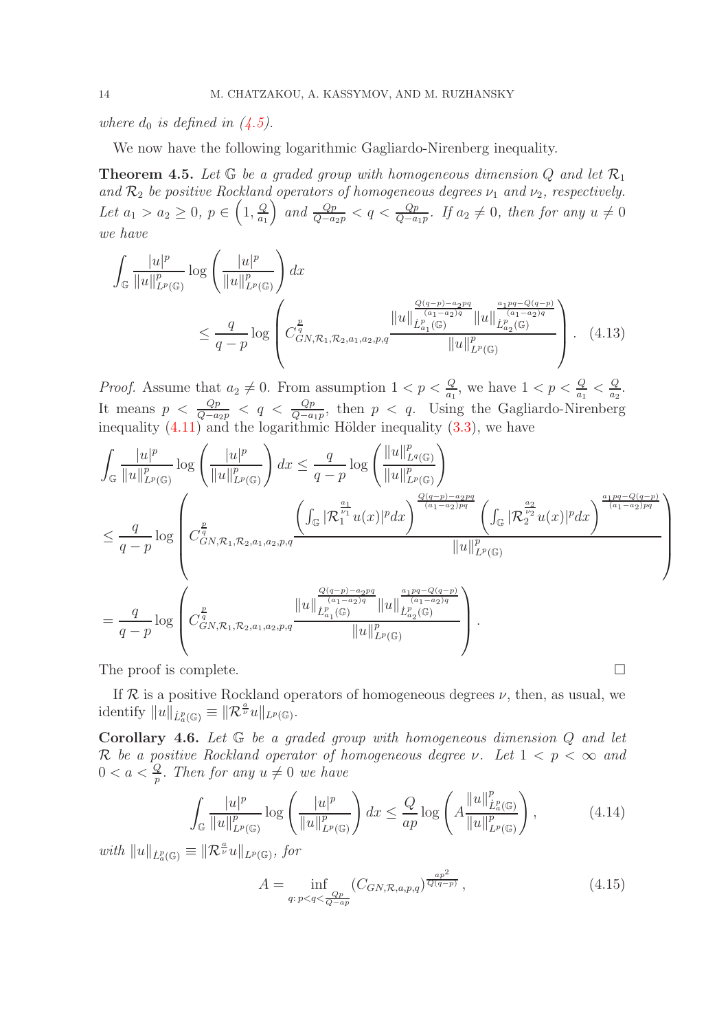*where $d_0$ is defined in (4.5).*

We now have the following logarithmic Gagliardo-Nirenberg inequality.

**Theorem 4.5.** *Let $\mathbb{G}$ be a graded group with homogeneous dimension $Q$ and let $\mathcal{R}_1$ and $\mathcal{R}_2$ be positive Rockland operators of homogeneous degrees $\nu_1$ and $\nu_2$, respectively. Let $a_1 > a_2 \geq 0$, $p \in \left(1, \frac{Q}{a_1}\right)$ and $\frac{Qp}{Q-a_2 p} < q < \frac{Qp}{Q-a_1 p}$. If $a_2 \neq 0$, then for any $u \neq 0$ we have*

$$\int_{\mathbb{G}} \frac{|u|^p}{\|u\|^p_{L^p(\mathbb{G})}} \log\left(\frac{|u|^p}{\|u\|^p_{L^p(\mathbb{G})}}\right) dx \leq \frac{q}{q-p} \log\left( C^{\frac{p}{q}}_{GN,\mathcal{R}_1,\mathcal{R}_2,a_1,a_2,p,q} \frac{\|u\|^{\frac{Q(q-p)-a_2 pq}{(a_1-a_2)q}}_{\dot{L}^p_{a_1}(\mathbb{G})} \|u\|^{\frac{a_1 pq - Q(q-p)}{(a_1-a_2)q}}_{\dot{L}^p_{a_2}(\mathbb{G})}}{\|u\|^p_{L^p(\mathbb{G})}} \right). \quad (4.13)$$

*Proof.* Assume that $a_2 \neq 0$. From assumption $1 < p < \frac{Q}{a_1}$, we have $1 < p < \frac{Q}{a_1} < \frac{Q}{a_2}$. It means $p < \frac{Qp}{Q-a_2 p} < q < \frac{Qp}{Q-a_1 p}$, then $p < q$. Using the Gagliardo-Nirenberg inequality (4.11) and the logarithmic Hölder inequality (3.3), we have

$$\begin{aligned}
\int_{\mathbb{G}} \frac{|u|^p}{\|u\|^p_{L^p(\mathbb{G})}} \log\left(\frac{|u|^p}{\|u\|^p_{L^p(\mathbb{G})}}\right) dx &\leq \frac{q}{q-p} \log\left(\frac{\|u\|^p_{L^q(\mathbb{G})}}{\|u\|^p_{L^p(\mathbb{G})}}\right) \\
&\leq \frac{q}{q-p} \log\left( C^{\frac{p}{q}}_{GN,\mathcal{R}_1,\mathcal{R}_2,a_1,a_2,p,q} \frac{\left(\int_{\mathbb{G}} |\mathcal{R}_1^{\frac{a_1}{\nu_1}} u(x)|^p dx\right)^{\frac{Q(q-p)-a_2 pq}{(a_1-a_2)pq}} \left(\int_{\mathbb{G}} |\mathcal{R}_2^{\frac{a_2}{\nu_2}} u(x)|^p dx\right)^{\frac{a_1 pq - Q(q-p)}{(a_1-a_2)pq}}}{\|u\|^p_{L^p(\mathbb{G})}} \right) \\
&= \frac{q}{q-p} \log\left( C^{\frac{p}{q}}_{GN,\mathcal{R}_1,\mathcal{R}_2,a_1,a_2,p,q} \frac{\|u\|^{\frac{Q(q-p)-a_2 pq}{(a_1-a_2)q}}_{\dot{L}^p_{a_1}(\mathbb{G})} \|u\|^{\frac{a_1 pq - Q(q-p)}{(a_1-a_2)q}}_{\dot{L}^p_{a_2}(\mathbb{G})}}{\|u\|^p_{L^p(\mathbb{G})}} \right).
\end{aligned}$$

The proof is complete. $\square$

If $\mathcal{R}$ is a positive Rockland operators of homogeneous degrees $\nu$, then, as usual, we identify $\|u\|_{\dot{L}^p_a(\mathbb{G})} \equiv \|\mathcal{R}^{\frac{a}{\nu}} u\|_{L^p(\mathbb{G})}$.

**Corollary 4.6.** *Let $\mathbb{G}$ be a graded group with homogeneous dimension $Q$ and let $\mathcal{R}$ be a positive Rockland operator of homogeneous degree $\nu$. Let $1 < p < \infty$ and $0 < a < \frac{Q}{p}$. Then for any $u \neq 0$ we have*

$$\int_{\mathbb{G}} \frac{|u|^p}{\|u\|^p_{L^p(\mathbb{G})}} \log\left(\frac{|u|^p}{\|u\|^p_{L^p(\mathbb{G})}}\right) dx \leq \frac{Q}{ap} \log\left( A \frac{\|u\|^p_{\dot{L}^p_a(\mathbb{G})}}{\|u\|^p_{L^p(\mathbb{G})}} \right), \quad (4.14)$$

*with $\|u\|_{\dot{L}^p_a(\mathbb{G})} \equiv \|\mathcal{R}^{\frac{a}{\nu}} u\|_{L^p(\mathbb{G})}$, for*

$$A = \inf_{q:\, p<q<\frac{Qp}{Q-ap}} \left(C_{GN,\mathcal{R},a,p,q}\right)^{\frac{ap^2}{Q(q-p)}}, \quad (4.15)$$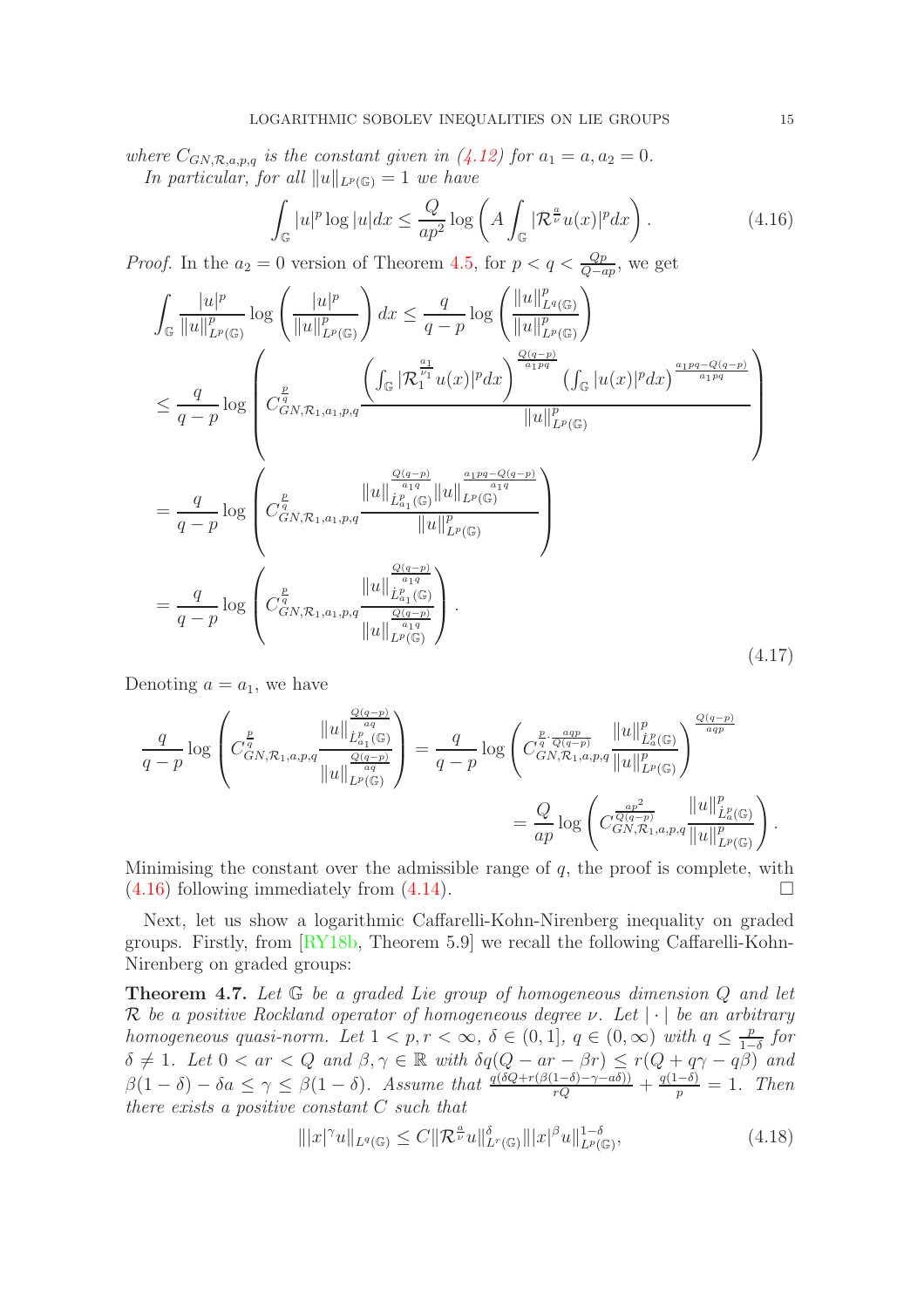*where $C_{GN,\mathcal{R},a,p,q}$ is the constant given in (4.12) for $a_1 = a, a_2 = 0$.*

*In particular, for all $\|u\|_{L^p(\mathbb{G})} = 1$ we have*

$$\int_{\mathbb{G}} |u|^p \log |u| dx \leq \frac{Q}{ap^2} \log \left( A \int_{\mathbb{G}} |\mathcal{R}^{\frac{a}{\nu}} u(x)|^p dx \right). \tag{4.16}$$

*Proof.* In the $a_2 = 0$ version of Theorem 4.5, for $p < q < \frac{Qp}{Q-ap}$, we get

$$\begin{aligned}
\int_{\mathbb{G}} \frac{|u|^p}{\|u\|^p_{L^p(\mathbb{G})}} \log \left( \frac{|u|^p}{\|u\|^p_{L^p(\mathbb{G})}} \right) dx &\leq \frac{q}{q-p} \log \left( \frac{\|u\|^p_{L^q(\mathbb{G})}}{\|u\|^p_{L^p(\mathbb{G})}} \right) \\
&\leq \frac{q}{q-p} \log \left( C^{\frac{p}{q}}_{GN,\mathcal{R}_1,a_1,p,q} \frac{\left( \int_{\mathbb{G}} |\mathcal{R}_1^{\frac{a_1}{\nu_1}} u(x)|^p dx \right)^{\frac{Q(q-p)}{a_1 pq}} \left( \int_{\mathbb{G}} |u(x)|^p dx \right)^{\frac{a_1 pq - Q(q-p)}{a_1 pq}}}{\|u\|^p_{L^p(\mathbb{G})}} \right) \\
&= \frac{q}{q-p} \log \left( C^{\frac{p}{q}}_{GN,\mathcal{R}_1,a_1,p,q} \frac{\|u\|^{\frac{Q(q-p)}{a_1 q}}_{\dot{L}^p_{a_1}(\mathbb{G})} \|u\|^{\frac{a_1 pq - Q(q-p)}{a_1 q}}_{L^p(\mathbb{G})}}{\|u\|^p_{L^p(\mathbb{G})}} \right) \\
&= \frac{q}{q-p} \log \left( C^{\frac{p}{q}}_{GN,\mathcal{R}_1,a_1,p,q} \frac{\|u\|^{\frac{Q(q-p)}{a_1 q}}_{\dot{L}^p_{a_1}(\mathbb{G})}}{\|u\|^{\frac{Q(q-p)}{a_1 q}}_{L^p(\mathbb{G})}} \right).
\end{aligned} \tag{4.17}$$

Denoting $a = a_1$, we have

$$\begin{aligned}
\frac{q}{q-p} \log \left( C^{\frac{p}{q}}_{GN,\mathcal{R}_1,a,p,q} \frac{\|u\|^{\frac{Q(q-p)}{aq}}_{\dot{L}^p_{a_1}(\mathbb{G})}}{\|u\|^{\frac{Q(q-p)}{aq}}_{L^p(\mathbb{G})}} \right) &= \frac{q}{q-p} \log \left( C^{\frac{p}{q} \cdot \frac{aqp}{Q(q-p)}}_{GN,\mathcal{R}_1,a,p,q} \frac{\|u\|^p_{\dot{L}^p_a(\mathbb{G})}}{\|u\|^p_{L^p(\mathbb{G})}} \right)^{\frac{Q(q-p)}{aqp}} \\
&= \frac{Q}{ap} \log \left( C^{\frac{ap^2}{Q(q-p)}}_{GN,\mathcal{R}_1,a,p,q} \frac{\|u\|^p_{\dot{L}^p_a(\mathbb{G})}}{\|u\|^p_{L^p(\mathbb{G})}} \right).
\end{aligned}$$

Minimising the constant over the admissible range of $q$, the proof is complete, with (4.16) following immediately from (4.14). $\square$

Next, let us show a logarithmic Caffarelli-Kohn-Nirenberg inequality on graded groups. Firstly, from [RY18b, Theorem 5.9] we recall the following Caffarelli-Kohn-Nirenberg on graded groups:

**Theorem 4.7.** *Let $\mathbb{G}$ be a graded Lie group of homogeneous dimension $Q$ and let $\mathcal{R}$ be a positive Rockland operator of homogeneous degree $\nu$. Let $|\cdot|$ be an arbitrary homogeneous quasi-norm. Let $1 < p, r < \infty$, $\delta \in (0, 1]$, $q \in (0, \infty)$ with $q \leq \frac{p}{1-\delta}$ for $\delta \neq 1$. Let $0 < ar < Q$ and $\beta, \gamma \in \mathbb{R}$ with $\delta q(Q - ar - \beta r) \leq r(Q + q\gamma - q\beta)$ and $\beta(1-\delta) - \delta a \leq \gamma \leq \beta(1-\delta)$. Assume that $\frac{q(\delta Q + r(\beta(1-\delta) - \gamma - a\delta))}{rQ} + \frac{q(1-\delta)}{p} = 1$. Then there exists a positive constant $C$ such that*

$$\||x|^{\gamma} u\|_{L^q(\mathbb{G})} \leq C \|\mathcal{R}^{\frac{a}{\nu}} u\|^{\delta}_{L^r(\mathbb{G})} \||x|^{\beta} u\|^{1-\delta}_{L^p(\mathbb{G})}, \tag{4.18}$$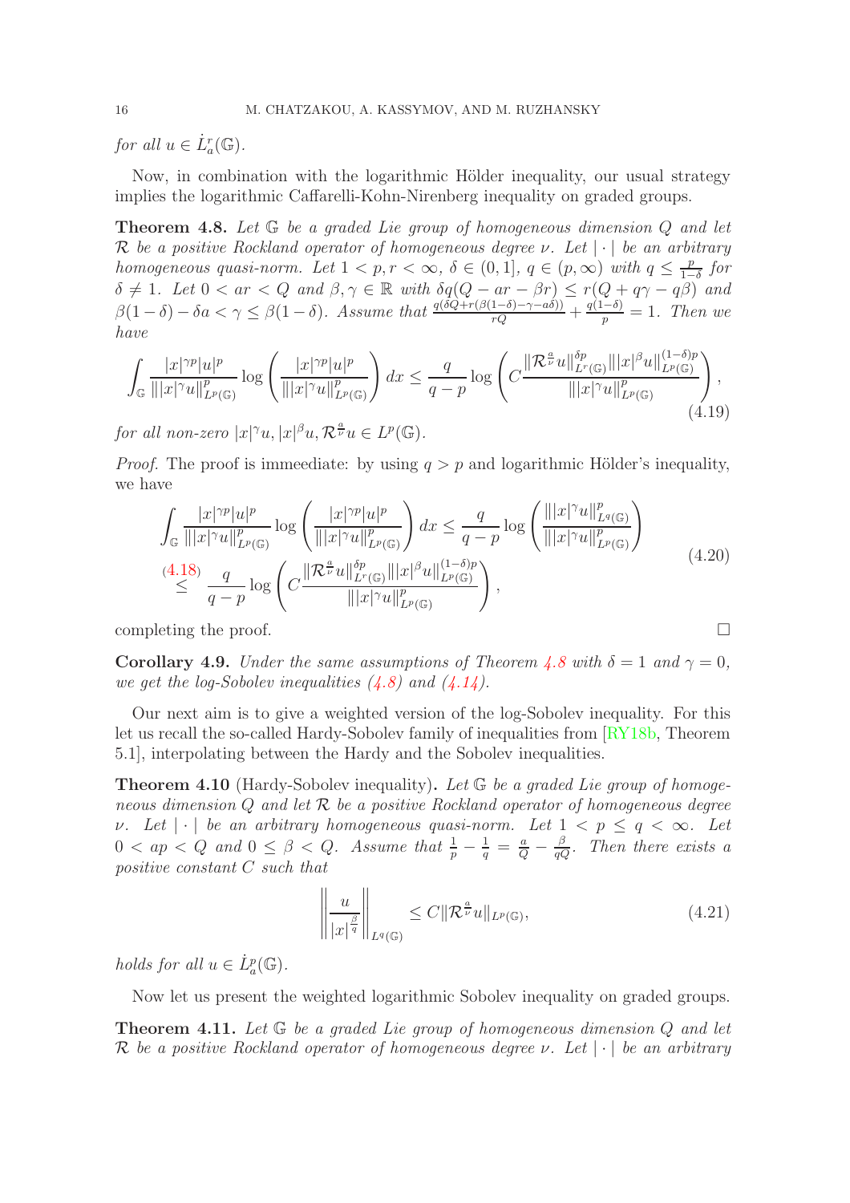*for all* $u \in \dot{L}^r_a(\mathbb{G})$.

Now, in combination with the logarithmic Hölder inequality, our usual strategy implies the logarithmic Caffarelli-Kohn-Nirenberg inequality on graded groups.

**Theorem 4.8.** *Let* $\mathbb{G}$ *be a graded Lie group of homogeneous dimension* $Q$ *and let* $\mathcal{R}$ *be a positive Rockland operator of homogeneous degree* $\nu$. *Let* $|\cdot|$ *be an arbitrary homogeneous quasi-norm. Let* $1 < p, r < \infty$, $\delta \in (0,1]$, $q \in (p,\infty)$ *with* $q \leq \frac{p}{1-\delta}$ *for* $\delta \neq 1$. *Let* $0 < ar < Q$ *and* $\beta, \gamma \in \mathbb{R}$ *with* $\delta q(Q - ar - \beta r) \leq r(Q + q\gamma - q\beta)$ *and* $\beta(1-\delta) - \delta a < \gamma \leq \beta(1-\delta)$. *Assume that* $\frac{q(\delta Q + r(\beta(1-\delta)-\gamma-a\delta))}{rQ} + \frac{q(1-\delta)}{p} = 1$. *Then we have*

$$\int_{\mathbb{G}} \frac{|x|^{\gamma p}|u|^p}{\||x|^{\gamma}u\|^p_{L^p(\mathbb{G})}} \log\left(\frac{|x|^{\gamma p}|u|^p}{\||x|^{\gamma}u\|^p_{L^p(\mathbb{G})}}\right) dx \leq \frac{q}{q-p}\log\left(C\frac{\|\mathcal{R}^{\frac{a}{\nu}}u\|^{\delta p}_{L^r(\mathbb{G})}\||x|^{\beta}u\|^{(1-\delta)p}_{L^p(\mathbb{G})}}{\||x|^{\gamma}u\|^p_{L^p(\mathbb{G})}}\right), \tag{4.19}$$

*for all non-zero* $|x|^{\gamma}u, |x|^{\beta}u, \mathcal{R}^{\frac{a}{\nu}}u \in L^p(\mathbb{G})$.

*Proof.* The proof is immeediate: by using $q > p$ and logarithmic Hölder's inequality, we have

$$\begin{aligned}
\int_{\mathbb{G}} \frac{|x|^{\gamma p}|u|^p}{\||x|^{\gamma}u\|^p_{L^p(\mathbb{G})}} \log\left(\frac{|x|^{\gamma p}|u|^p}{\||x|^{\gamma}u\|^p_{L^p(\mathbb{G})}}\right) dx &\leq \frac{q}{q-p}\log\left(\frac{\||x|^{\gamma}u\|^p_{L^q(\mathbb{G})}}{\||x|^{\gamma}u\|^p_{L^p(\mathbb{G})}}\right) \\
&\overset{(4.18)}{\leq} \frac{q}{q-p}\log\left(C\frac{\|\mathcal{R}^{\frac{a}{\nu}}u\|^{\delta p}_{L^r(\mathbb{G})}\||x|^{\beta}u\|^{(1-\delta)p}_{L^p(\mathbb{G})}}{\||x|^{\gamma}u\|^p_{L^p(\mathbb{G})}}\right),
\end{aligned} \tag{4.20}$$

completing the proof. $\square$

**Corollary 4.9.** *Under the same assumptions of Theorem 4.8 with* $\delta = 1$ *and* $\gamma = 0$, *we get the log-Sobolev inequalities (4.8) and (4.14).*

Our next aim is to give a weighted version of the log-Sobolev inequality. For this let us recall the so-called Hardy-Sobolev family of inequalities from [RY18b, Theorem 5.1], interpolating between the Hardy and the Sobolev inequalities.

**Theorem 4.10** (Hardy-Sobolev inequality)**.** *Let* $\mathbb{G}$ *be a graded Lie group of homogeneous dimension* $Q$ *and let* $\mathcal{R}$ *be a positive Rockland operator of homogeneous degree* $\nu$. *Let* $|\cdot|$ *be an arbitrary homogeneous quasi-norm. Let* $1 < p \leq q < \infty$. *Let* $0 < ap < Q$ *and* $0 \leq \beta < Q$. *Assume that* $\frac{1}{p} - \frac{1}{q} = \frac{a}{Q} - \frac{\beta}{qQ}$. *Then there exists a positive constant* $C$ *such that*

$$\left\|\frac{u}{|x|^{\frac{\beta}{q}}}\right\|_{L^q(\mathbb{G})} \leq C\|\mathcal{R}^{\frac{a}{\nu}}u\|_{L^p(\mathbb{G})}, \tag{4.21}$$

*holds for all* $u \in \dot{L}^p_a(\mathbb{G})$.

Now let us present the weighted logarithmic Sobolev inequality on graded groups.

**Theorem 4.11.** *Let* $\mathbb{G}$ *be a graded Lie group of homogeneous dimension* $Q$ *and let* $\mathcal{R}$ *be a positive Rockland operator of homogeneous degree* $\nu$. *Let* $|\cdot|$ *be an arbitrary*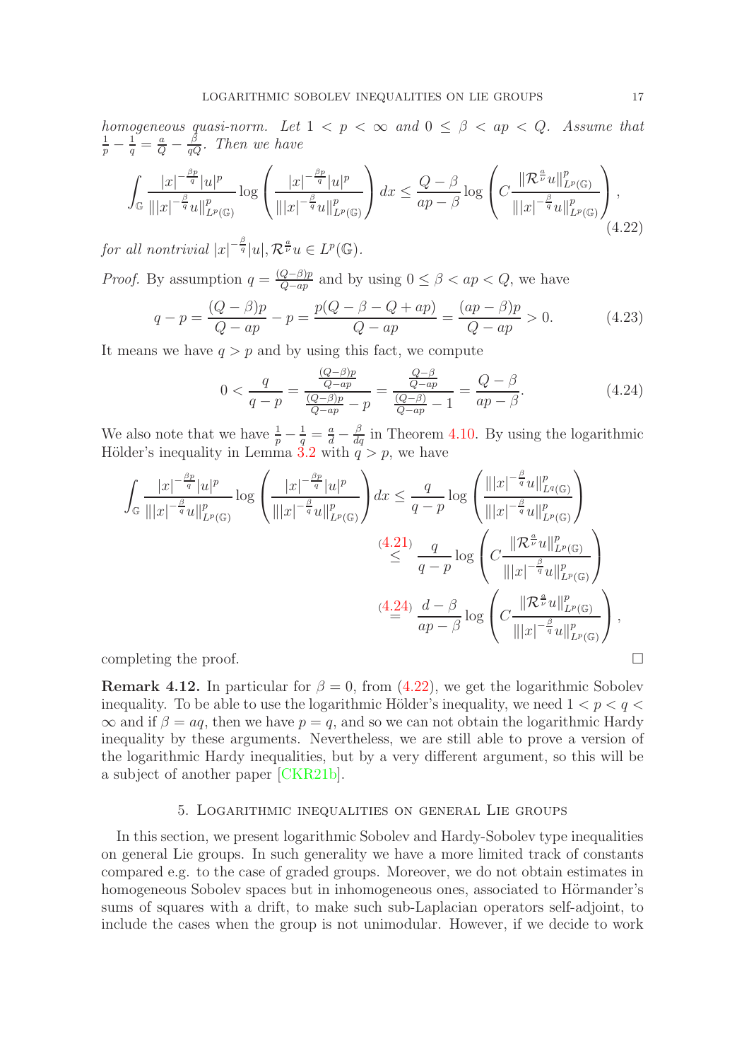*homogeneous quasi-norm. Let $1 < p < \infty$ and $0 \leq \beta < ap < Q$. Assume that $\frac{1}{p} - \frac{1}{q} = \frac{a}{Q} - \frac{\beta}{qQ}$. Then we have*

$$
\int_{\mathbb{G}} \frac{|x|^{-\frac{\beta p}{q}}|u|^p}{\||x|^{-\frac{\beta}{q}}u\|^p_{L^p(\mathbb{G})}} \log\left(\frac{|x|^{-\frac{\beta p}{q}}|u|^p}{\||x|^{-\frac{\beta}{q}}u\|^p_{L^p(\mathbb{G})}}\right) dx \leq \frac{Q-\beta}{ap-\beta} \log\left(C\frac{\|\mathcal{R}^{\frac{a}{\nu}}u\|^p_{L^p(\mathbb{G})}}{\||x|^{-\frac{\beta}{q}}u\|^p_{L^p(\mathbb{G})}}\right), \tag{4.22}
$$

*for all nontrivial $|x|^{-\frac{\beta}{q}}|u|, \mathcal{R}^{\frac{a}{\nu}}u \in L^p(\mathbb{G})$.*

*Proof.* By assumption $q = \frac{(Q-\beta)p}{Q-ap}$ and by using $0 \leq \beta < ap < Q$, we have

$$
q - p = \frac{(Q-\beta)p}{Q-ap} - p = \frac{p(Q-\beta-Q+ap)}{Q-ap} = \frac{(ap-\beta)p}{Q-ap} > 0. \tag{4.23}
$$

It means we have $q > p$ and by using this fact, we compute

$$
0 < \frac{q}{q-p} = \frac{\frac{(Q-\beta)p}{Q-ap}}{\frac{(Q-\beta)p}{Q-ap} - p} = \frac{\frac{Q-\beta}{Q-ap}}{\frac{(Q-\beta)}{Q-ap} - 1} = \frac{Q-\beta}{ap-\beta}. \tag{4.24}
$$

We also note that we have $\frac{1}{p} - \frac{1}{q} = \frac{a}{d} - \frac{\beta}{dq}$ in Theorem 4.10. By using the logarithmic Hölder's inequality in Lemma 3.2 with $q > p$, we have

$$
\begin{aligned}
\int_{\mathbb{G}} \frac{|x|^{-\frac{\beta p}{q}}|u|^p}{\||x|^{-\frac{\beta}{q}}u\|^p_{L^p(\mathbb{G})}} \log\left(\frac{|x|^{-\frac{\beta p}{q}}|u|^p}{\||x|^{-\frac{\beta}{q}}u\|^p_{L^p(\mathbb{G})}}\right) dx &\leq \frac{q}{q-p} \log\left(\frac{\||x|^{-\frac{\beta}{q}}u\|^p_{L^q(\mathbb{G})}}{\||x|^{-\frac{\beta}{q}}u\|^p_{L^p(\mathbb{G})}}\right) \\
&\overset{(4.21)}{\leq} \frac{q}{q-p} \log\left(C\frac{\|\mathcal{R}^{\frac{a}{\nu}}u\|^p_{L^p(\mathbb{G})}}{\||x|^{-\frac{\beta}{q}}u\|^p_{L^p(\mathbb{G})}}\right) \\
&\overset{(4.24)}{=} \frac{d-\beta}{ap-\beta} \log\left(C\frac{\|\mathcal{R}^{\frac{a}{\nu}}u\|^p_{L^p(\mathbb{G})}}{\||x|^{-\frac{\beta}{q}}u\|^p_{L^p(\mathbb{G})}}\right),
\end{aligned}
$$

completing the proof. ∎

**Remark 4.12.** In particular for $\beta = 0$, from (4.22), we get the logarithmic Sobolev inequality. To be able to use the logarithmic Hölder's inequality, we need $1 < p < q < \infty$ and if $\beta = aq$, then we have $p = q$, and so we can not obtain the logarithmic Hardy inequality by these arguments. Nevertheless, we are still able to prove a version of the logarithmic Hardy inequalities, but by a very different argument, so this will be a subject of another paper [CKR21b].

## 5. Logarithmic inequalities on general Lie groups

In this section, we present logarithmic Sobolev and Hardy-Sobolev type inequalities on general Lie groups. In such generality we have a more limited track of constants compared e.g. to the case of graded groups. Moreover, we do not obtain estimates in homogeneous Sobolev spaces but in inhomogeneous ones, associated to Hörmander's sums of squares with a drift, to make such sub-Laplacian operators self-adjoint, to include the cases when the group is not unimodular. However, if we decide to work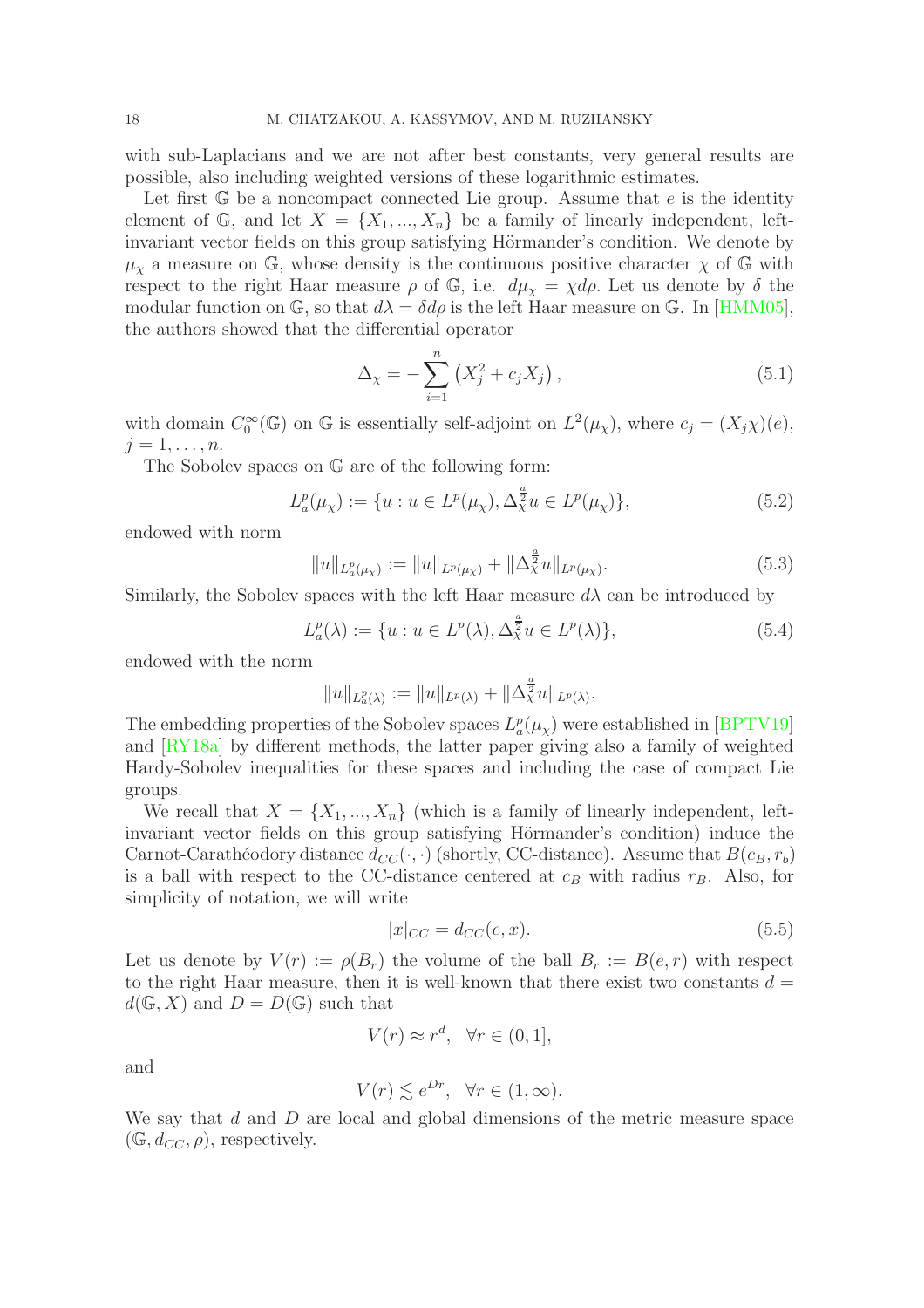with sub-Laplacians and we are not after best constants, very general results are possible, also including weighted versions of these logarithmic estimates.

Let first $\mathbb{G}$ be a noncompact connected Lie group. Assume that $e$ is the identity element of $\mathbb{G}$, and let $X = \{X_1, ..., X_n\}$ be a family of linearly independent, left-invariant vector fields on this group satisfying Hörmander's condition. We denote by $\mu_\chi$ a measure on $\mathbb{G}$, whose density is the continuous positive character $\chi$ of $\mathbb{G}$ with respect to the right Haar measure $\rho$ of $\mathbb{G}$, i.e. $d\mu_\chi = \chi d\rho$. Let us denote by $\delta$ the modular function on $\mathbb{G}$, so that $d\lambda = \delta d\rho$ is the left Haar measure on $\mathbb{G}$. In [HMM05], the authors showed that the differential operator

$$\Delta_\chi = -\sum_{i=1}^{n} \left(X_j^2 + c_j X_j\right), \tag{5.1}$$

with domain $C_0^\infty(\mathbb{G})$ on $\mathbb{G}$ is essentially self-adjoint on $L^2(\mu_\chi)$, where $c_j = (X_j\chi)(e)$, $j = 1, \ldots, n$.

The Sobolev spaces on $\mathbb{G}$ are of the following form:

$$L_a^p(\mu_\chi) := \{u : u \in L^p(\mu_\chi), \Delta_\chi^{\frac{a}{2}} u \in L^p(\mu_\chi)\}, \tag{5.2}$$

endowed with norm

$$\|u\|_{L_a^p(\mu_\chi)} := \|u\|_{L^p(\mu_\chi)} + \|\Delta_\chi^{\frac{a}{2}} u\|_{L^p(\mu_\chi)}. \tag{5.3}$$

Similarly, the Sobolev spaces with the left Haar measure $d\lambda$ can be introduced by

$$L_a^p(\lambda) := \{u : u \in L^p(\lambda), \Delta_\chi^{\frac{a}{2}} u \in L^p(\lambda)\}, \tag{5.4}$$

endowed with the norm

$$\|u\|_{L_a^p(\lambda)} := \|u\|_{L^p(\lambda)} + \|\Delta_\chi^{\frac{a}{2}} u\|_{L^p(\lambda)}.$$

The embedding properties of the Sobolev spaces $L_a^p(\mu_\chi)$ were established in [BPTV19] and [RY18a] by different methods, the latter paper giving also a family of weighted Hardy-Sobolev inequalities for these spaces and including the case of compact Lie groups.

We recall that $X = \{X_1, ..., X_n\}$ (which is a family of linearly independent, left-invariant vector fields on this group satisfying Hörmander's condition) induce the Carnot-Carathéodory distance $d_{CC}(\cdot, \cdot)$ (shortly, CC-distance). Assume that $B(c_B, r_b)$ is a ball with respect to the CC-distance centered at $c_B$ with radius $r_B$. Also, for simplicity of notation, we will write

$$|x|_{CC} = d_{CC}(e, x). \tag{5.5}$$

Let us denote by $V(r) := \rho(B_r)$ the volume of the ball $B_r := B(e, r)$ with respect to the right Haar measure, then it is well-known that there exist two constants $d = d(\mathbb{G}, X)$ and $D = D(\mathbb{G})$ such that

$$V(r) \approx r^d, \quad \forall r \in (0, 1],$$

and

$$V(r) \lesssim e^{Dr}, \quad \forall r \in (1, \infty).$$

We say that $d$ and $D$ are local and global dimensions of the metric measure space $(\mathbb{G}, d_{CC}, \rho)$, respectively.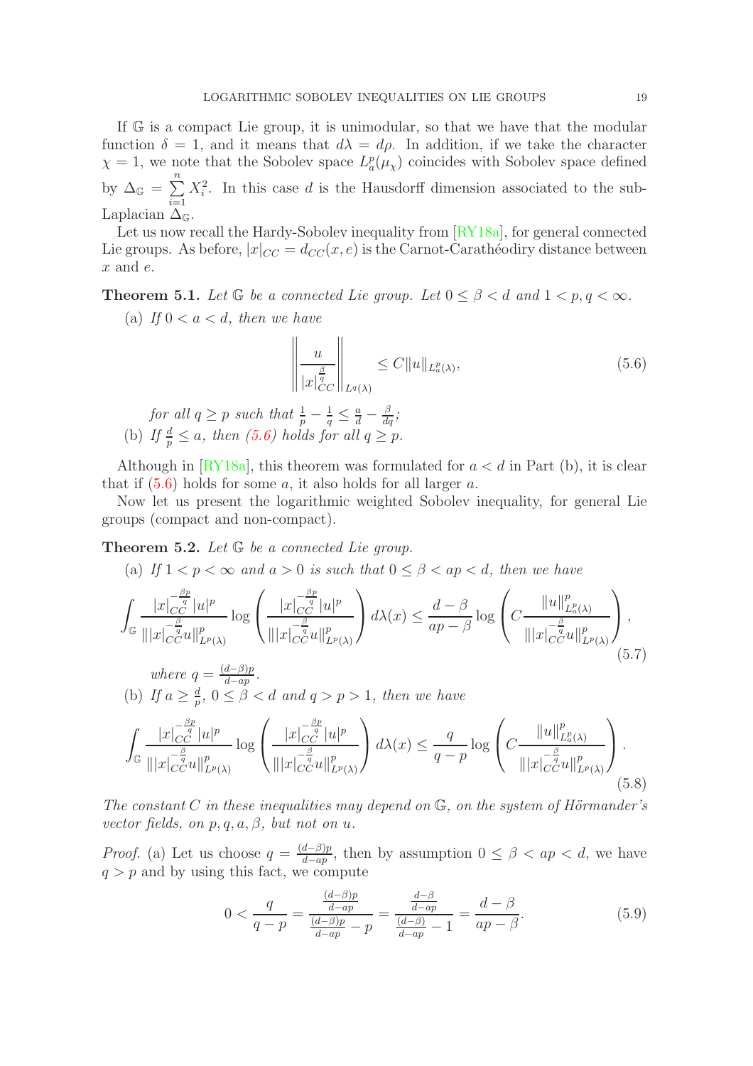If $\mathbb{G}$ is a compact Lie group, it is unimodular, so that we have that the modular function $\delta = 1$, and it means that $d\lambda = d\rho$. In addition, if we take the character $\chi = 1$, we note that the Sobolev space $L^p_a(\mu_\chi)$ coincides with Sobolev space defined by $\Delta_{\mathbb{G}} = \sum_{i=1}^{n} X_i^2$. In this case $d$ is the Hausdorff dimension associated to the sub-Laplacian $\Delta_{\mathbb{G}}$.

Let us now recall the Hardy-Sobolev inequality from [RY18a], for general connected Lie groups. As before, $|x|_{CC} = d_{CC}(x,e)$ is the Carnot-Carathéodiry distance between $x$ and $e$.

**Theorem 5.1.** *Let $\mathbb{G}$ be a connected Lie group. Let $0 \leq \beta < d$ and $1 < p, q < \infty$.*

(a) *If $0 < a < d$, then we have*

$$\left\| \frac{u}{|x|_{CC}^{\frac{\beta}{q}}} \right\|_{L^q(\lambda)} \leq C \|u\|_{L^p_a(\lambda)}, \tag{5.6}$$

*for all $q \geq p$ such that $\frac{1}{p} - \frac{1}{q} \leq \frac{a}{d} - \frac{\beta}{dq}$;*

(b) *If $\frac{d}{p} \leq a$, then (5.6) holds for all $q \geq p$.*

Although in [RY18a], this theorem was formulated for $a < d$ in Part (b), it is clear that if (5.6) holds for some $a$, it also holds for all larger $a$.

Now let us present the logarithmic weighted Sobolev inequality, for general Lie groups (compact and non-compact).

**Theorem 5.2.** *Let $\mathbb{G}$ be a connected Lie group.*

(a) *If $1 < p < \infty$ and $a > 0$ is such that $0 \leq \beta < ap < d$, then we have*

$$\int_{\mathbb{G}} \frac{|x|_{CC}^{-\frac{\beta p}{q}} |u|^p}{\||x|_{CC}^{-\frac{\beta}{q}} u\|^p_{L^p(\lambda)}} \log \left( \frac{|x|_{CC}^{-\frac{\beta p}{q}} |u|^p}{\||x|_{CC}^{-\frac{\beta}{q}} u\|^p_{L^p(\lambda)}} \right) d\lambda(x) \leq \frac{d-\beta}{ap-\beta} \log \left( C \frac{\|u\|^p_{L^p_a(\lambda)}}{\||x|_{CC}^{-\frac{\beta}{q}} u\|^p_{L^p(\lambda)}} \right), \tag{5.7}$$

*where $q = \frac{(d-\beta)p}{d-ap}$.*

(b) *If $a \geq \frac{d}{p}$, $0 \leq \beta < d$ and $q > p > 1$, then we have*

$$\int_{\mathbb{G}} \frac{|x|_{CC}^{-\frac{\beta p}{q}} |u|^p}{\||x|_{CC}^{-\frac{\beta}{q}} u\|^p_{L^p(\lambda)}} \log \left( \frac{|x|_{CC}^{-\frac{\beta p}{q}} |u|^p}{\||x|_{CC}^{-\frac{\beta}{q}} u\|^p_{L^p(\lambda)}} \right) d\lambda(x) \leq \frac{q}{q-p} \log \left( C \frac{\|u\|^p_{L^p_a(\lambda)}}{\||x|_{CC}^{-\frac{\beta}{q}} u\|^p_{L^p(\lambda)}} \right). \tag{5.8}$$

*The constant $C$ in these inequalities may depend on $\mathbb{G}$, on the system of Hörmander's vector fields, on $p, q, a, \beta$, but not on $u$.*

*Proof.* (a) Let us choose $q = \frac{(d-\beta)p}{d-ap}$, then by assumption $0 \leq \beta < ap < d$, we have $q > p$ and by using this fact, we compute

$$0 < \frac{q}{q-p} = \frac{\frac{(d-\beta)p}{d-ap}}{\frac{(d-\beta)p}{d-ap} - p} = \frac{\frac{d-\beta}{d-ap}}{\frac{(d-\beta)}{d-ap} - 1} = \frac{d-\beta}{ap-\beta}. \tag{5.9}$$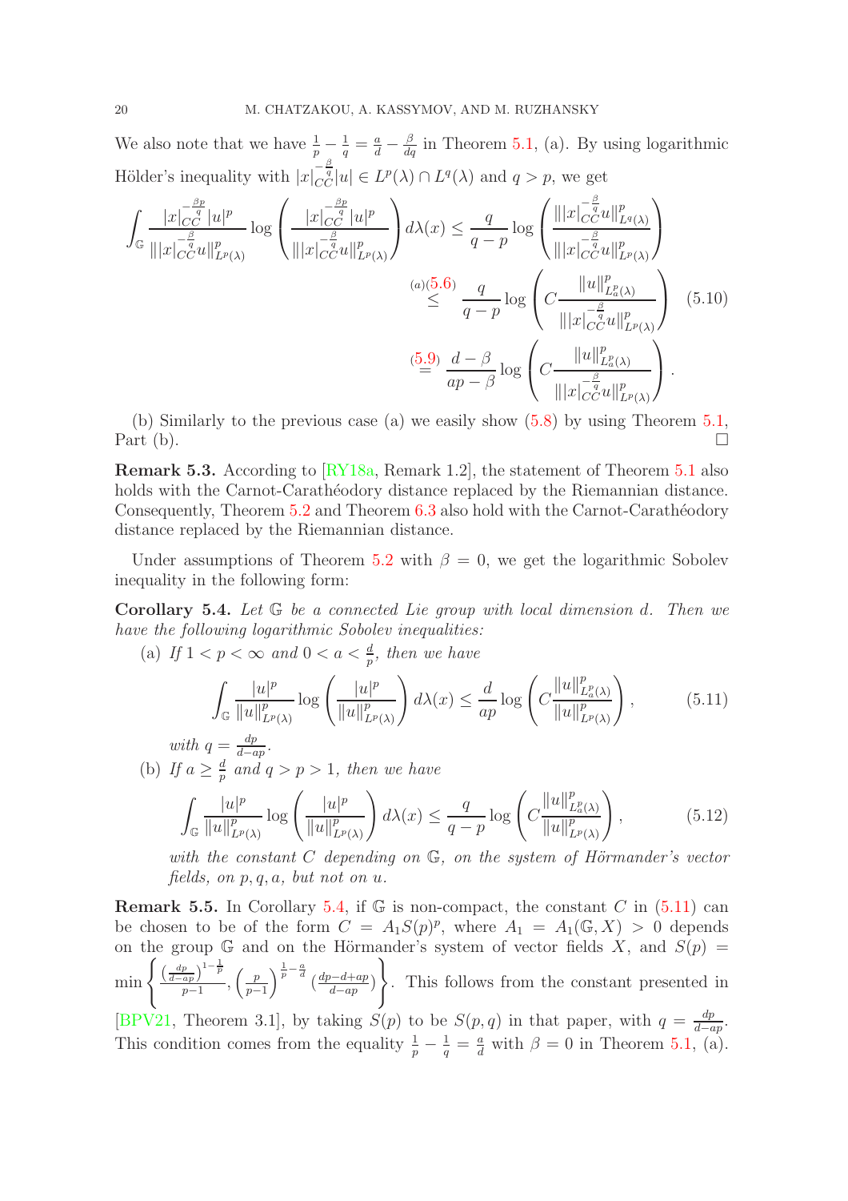We also note that we have $\frac{1}{p}-\frac{1}{q}=\frac{a}{d}-\frac{\beta}{dq}$ in Theorem 5.1, (a). By using logarithmic Hölder's inequality with $|x|_{CC}^{-\frac{\beta}{q}}|u|\in L^p(\lambda)\cap L^q(\lambda)$ and $q>p$, we get

$$
\begin{aligned}
\int_{\mathbb{G}} \frac{|x|_{CC}^{-\frac{\beta p}{q}}|u|^p}{\||x|_{CC}^{-\frac{\beta}{q}}u\|^p_{L^p(\lambda)}} \log\left(\frac{|x|_{CC}^{-\frac{\beta p}{q}}|u|^p}{\||x|_{CC}^{-\frac{\beta}{q}}u\|^p_{L^p(\lambda)}}\right) d\lambda(x) &\leq \frac{q}{q-p}\log\left(\frac{\||x|_{CC}^{-\frac{\beta}{q}}u\|^p_{L^q(\lambda)}}{\||x|_{CC}^{-\frac{\beta}{q}}u\|^p_{L^p(\lambda)}}\right)\\
&\overset{(a)(5.6)}{\leq} \frac{q}{q-p}\log\left(C\frac{\|u\|^p_{L^p_a(\lambda)}}{\||x|_{CC}^{-\frac{\beta}{q}}u\|^p_{L^p(\lambda)}}\right) \qquad (5.10)\\
&\overset{(5.9)}{=} \frac{d-\beta}{ap-\beta}\log\left(C\frac{\|u\|^p_{L^p_a(\lambda)}}{\||x|_{CC}^{-\frac{\beta}{q}}u\|^p_{L^p(\lambda)}}\right).
\end{aligned}
$$

(b) Similarly to the previous case (a) we easily show (5.8) by using Theorem 5.1, Part (b). $\square$

**Remark 5.3.** According to [RY18a, Remark 1.2], the statement of Theorem 5.1 also holds with the Carnot-Carathéodory distance replaced by the Riemannian distance. Consequently, Theorem 5.2 and Theorem 6.3 also hold with the Carnot-Carathéodory distance replaced by the Riemannian distance.

Under assumptions of Theorem 5.2 with $\beta=0$, we get the logarithmic Sobolev inequality in the following form:

**Corollary 5.4.** *Let $\mathbb{G}$ be a connected Lie group with local dimension $d$. Then we have the following logarithmic Sobolev inequalities:*

(a) *If $1<p<\infty$ and $0<a<\frac{d}{p}$, then we have*

$$
\int_{\mathbb{G}} \frac{|u|^p}{\|u\|^p_{L^p(\lambda)}}\log\left(\frac{|u|^p}{\|u\|^p_{L^p(\lambda)}}\right)d\lambda(x) \leq \frac{d}{ap}\log\left(C\frac{\|u\|^p_{L^p_a(\lambda)}}{\|u\|^p_{L^p(\lambda)}}\right), \qquad (5.11)
$$

*with $q=\frac{dp}{d-ap}$.*

(b) *If $a\geq\frac{d}{p}$ and $q>p>1$, then we have*

$$
\int_{\mathbb{G}} \frac{|u|^p}{\|u\|^p_{L^p(\lambda)}}\log\left(\frac{|u|^p}{\|u\|^p_{L^p(\lambda)}}\right)d\lambda(x) \leq \frac{q}{q-p}\log\left(C\frac{\|u\|^p_{L^p_a(\lambda)}}{\|u\|^p_{L^p(\lambda)}}\right), \qquad (5.12)
$$

*with the constant $C$ depending on $\mathbb{G}$, on the system of Hörmander's vector fields, on $p,q,a$, but not on $u$.*

**Remark 5.5.** In Corollary 5.4, if $\mathbb{G}$ is non-compact, the constant $C$ in (5.11) can be chosen to be of the form $C=A_1S(p)^p$, where $A_1=A_1(\mathbb{G},X)>0$ depends on the group $\mathbb{G}$ and on the Hörmander's system of vector fields $X$, and $S(p)=\min\left\{\frac{\left(\frac{dp}{d-ap}\right)^{1-\frac{1}{p}}}{p-1},\left(\frac{p}{p-1}\right)^{\frac{1}{p}-\frac{a}{d}}\left(\frac{dp-d+ap}{d-ap}\right)\right\}$. This follows from the constant presented in [BPV21, Theorem 3.1], by taking $S(p)$ to be $S(p,q)$ in that paper, with $q=\frac{dp}{d-ap}$. This condition comes from the equality $\frac{1}{p}-\frac{1}{q}=\frac{a}{d}$ with $\beta=0$ in Theorem 5.1, (a).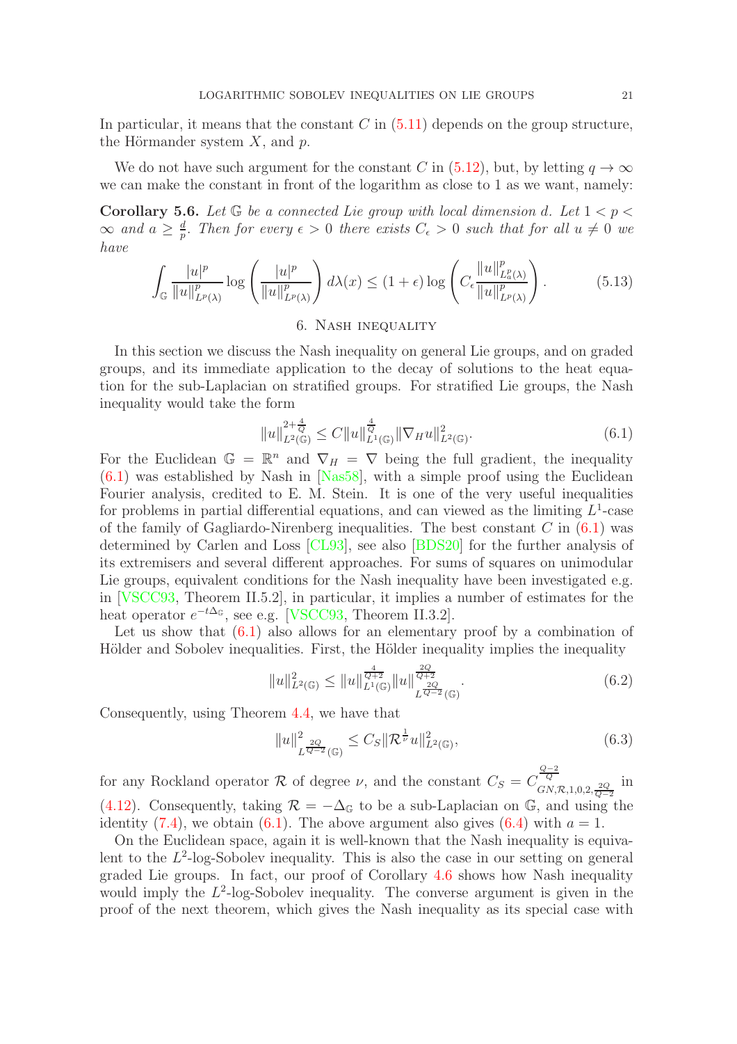In particular, it means that the constant $C$ in (5.11) depends on the group structure, the Hörmander system $X$, and $p$.

We do not have such argument for the constant $C$ in (5.12), but, by letting $q \to \infty$ we can make the constant in front of the logarithm as close to 1 as we want, namely:

**Corollary 5.6.** *Let $\mathbb{G}$ be a connected Lie group with local dimension $d$. Let $1 < p < \infty$ and $a \geq \frac{d}{p}$. Then for every $\epsilon > 0$ there exists $C_\epsilon > 0$ such that for all $u \neq 0$ we have*

$$\int_{\mathbb{G}} \frac{|u|^p}{\|u\|^p_{L^p(\lambda)}} \log\left(\frac{|u|^p}{\|u\|^p_{L^p(\lambda)}}\right) d\lambda(x) \leq (1+\epsilon)\log\left(C_\epsilon \frac{\|u\|^p_{L^p_a(\lambda)}}{\|u\|^p_{L^p(\lambda)}}\right). \tag{5.13}$$

## 6. Nash inequality

In this section we discuss the Nash inequality on general Lie groups, and on graded groups, and its immediate application to the decay of solutions to the heat equation for the sub-Laplacian on stratified groups. For stratified Lie groups, the Nash inequality would take the form

$$\|u\|^{2+\frac{4}{Q}}_{L^2(\mathbb{G})} \leq C\|u\|^{\frac{4}{Q}}_{L^1(\mathbb{G})}\|\nabla_H u\|^2_{L^2(\mathbb{G})}. \tag{6.1}$$

For the Euclidean $\mathbb{G} = \mathbb{R}^n$ and $\nabla_H = \nabla$ being the full gradient, the inequality (6.1) was established by Nash in [Nas58], with a simple proof using the Euclidean Fourier analysis, credited to E. M. Stein. It is one of the very useful inequalities for problems in partial differential equations, and can viewed as the limiting $L^1$-case of the family of Gagliardo-Nirenberg inequalities. The best constant $C$ in (6.1) was determined by Carlen and Loss [CL93], see also [BDS20] for the further analysis of its extremisers and several different approaches. For sums of squares on unimodular Lie groups, equivalent conditions for the Nash inequality have been investigated e.g. in [VSCC93, Theorem II.5.2], in particular, it implies a number of estimates for the heat operator $e^{-t\Delta_{\mathbb{G}}}$, see e.g. [VSCC93, Theorem II.3.2].

Let us show that (6.1) also allows for an elementary proof by a combination of Hölder and Sobolev inequalities. First, the Hölder inequality implies the inequality

$$\|u\|^2_{L^2(\mathbb{G})} \leq \|u\|^{\frac{4}{Q+2}}_{L^1(\mathbb{G})}\|u\|^{\frac{2Q}{Q+2}}_{L^{\frac{2Q}{Q-2}}(\mathbb{G})}. \tag{6.2}$$

Consequently, using Theorem 4.4, we have that

$$\|u\|^2_{L^{\frac{2Q}{Q-2}}(\mathbb{G})} \leq C_S\|\mathcal{R}^{\frac{1}{\nu}}u\|^2_{L^2(\mathbb{G})}, \tag{6.3}$$

for any Rockland operator $\mathcal{R}$ of degree $\nu$, and the constant $C_S = C^{\frac{Q-2}{Q}}_{GN,\mathcal{R},1,0,2,\frac{2Q}{Q-2}}$ in (4.12). Consequently, taking $\mathcal{R} = -\Delta_{\mathbb{G}}$ to be a sub-Laplacian on $\mathbb{G}$, and using the identity (7.4), we obtain (6.1). The above argument also gives (6.4) with $a = 1$.

On the Euclidean space, again it is well-known that the Nash inequality is equivalent to the $L^2$-log-Sobolev inequality. This is also the case in our setting on general graded Lie groups. In fact, our proof of Corollary 4.6 shows how Nash inequality would imply the $L^2$-log-Sobolev inequality. The converse argument is given in the proof of the next theorem, which gives the Nash inequality as its special case with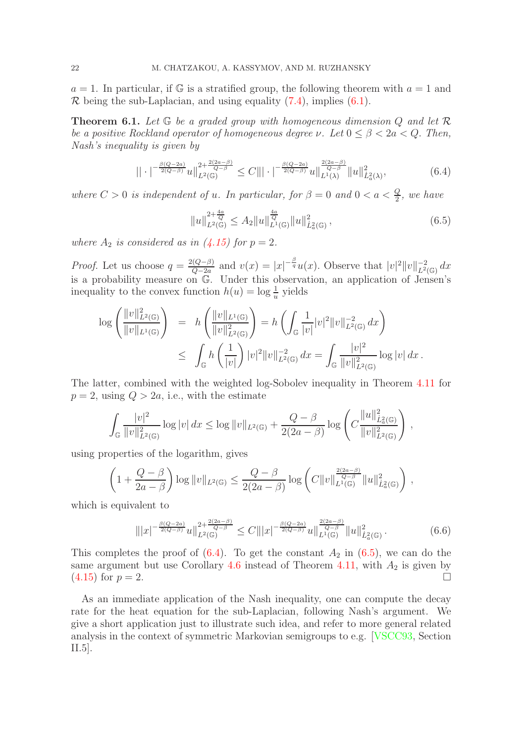$a = 1$. In particular, if $\mathbb{G}$ is a stratified group, the following theorem with $a = 1$ and $\mathcal{R}$ being the sub-Laplacian, and using equality (7.4), implies (6.1).

**Theorem 6.1.** *Let $\mathbb{G}$ be a graded group with homogeneous dimension $Q$ and let $\mathcal{R}$ be a positive Rockland operator of homogeneous degree $\nu$. Let $0 \leq \beta < 2a < Q$. Then, Nash's inequality is given by*

$$|| \cdot |^{-\frac{\beta(Q-2a)}{2(Q-\beta)}} u\|_{L^2(\mathbb{G})}^{2+\frac{2(2a-\beta)}{Q-\beta}} \leq C \| | \cdot |^{-\frac{\beta(Q-2a)}{2(Q-\beta)}} u\|_{L^1(\lambda)}^{\frac{2(2a-\beta)}{Q-\beta}} \|u\|^2_{\dot{L}^2_a(\lambda)}, \tag{6.4}$$

*where $C > 0$ is independent of $u$. In particular, for $\beta = 0$ and $0 < a < \frac{Q}{2}$, we have*

$$\|u\|_{L^2(\mathbb{G})}^{2+\frac{4a}{Q}} \leq A_2 \|u\|_{L^1(\mathbb{G})}^{\frac{4a}{Q}} \|u\|^2_{\dot{L}^2_a(\mathbb{G})}, \tag{6.5}$$

*where $A_2$ is considered as in (4.15) for $p = 2$.*

*Proof.* Let us choose $q = \frac{2(Q-\beta)}{Q-2a}$ and $v(x) = |x|^{-\frac{\beta}{q}} u(x)$. Observe that $|v|^2 \|v\|^{-2}_{L^2(\mathbb{G})} \, dx$ is a probability measure on $\mathbb{G}$. Under this observation, an application of Jensen's inequality to the convex function $h(u) = \log \frac{1}{u}$ yields

$$\begin{aligned}
\log \left( \frac{\|v\|^2_{L^2(\mathbb{G})}}{\|v\|_{L^1(\mathbb{G})}} \right) &= h \left( \frac{\|v\|_{L^1(\mathbb{G})}}{\|v\|^2_{L^2(\mathbb{G})}} \right) = h \left( \int_{\mathbb{G}} \frac{1}{|v|} |v|^2 \|v\|^{-2}_{L^2(\mathbb{G})} \, dx \right) \\
&\leq \int_{\mathbb{G}} h \left( \frac{1}{|v|} \right) |v|^2 \|v\|^{-2}_{L^2(\mathbb{G})} \, dx = \int_{\mathbb{G}} \frac{|v|^2}{\|v\|^2_{L^2(\mathbb{G})}} \log |v| \, dx \, .
\end{aligned}$$

The latter, combined with the weighted log-Sobolev inequality in Theorem 4.11 for $p = 2$, using $Q > 2a$, i.e., with the estimate

$$\int_{\mathbb{G}} \frac{|v|^2}{\|v\|^2_{L^2(\mathbb{G})}} \log |v| \, dx \leq \log \|v\|_{L^2(\mathbb{G})} + \frac{Q-\beta}{2(2a-\beta)} \log \left( C \frac{\|u\|^2_{\dot{L}^2_a(\mathbb{G})}}{\|v\|^2_{L^2(\mathbb{G})}} \right),$$

using properties of the logarithm, gives

$$\left( 1 + \frac{Q-\beta}{2a-\beta} \right) \log \|v\|_{L^2(\mathbb{G})} \leq \frac{Q-\beta}{2(2a-\beta)} \log \left( C \|v\|_{L^1(\mathbb{G})}^{\frac{2(2a-\beta)}{Q-\beta}} \|u\|^2_{\dot{L}^2_a(\mathbb{G})} \right),$$

which is equivalent to

$$\| |x|^{-\frac{\beta(Q-2a)}{2(Q-\beta)}} u\|_{L^2(\mathbb{G})}^{2+\frac{2(2a-\beta)}{Q-\beta}} \leq C \| |x|^{-\frac{\beta(Q-2a)}{2(Q-\beta)}} u\|_{L^1(\mathbb{G})}^{\frac{2(2a-\beta)}{Q-\beta}} \|u\|^2_{\dot{L}^2_a(\mathbb{G})}. \tag{6.6}$$

This completes the proof of (6.4). To get the constant $A_2$ in (6.5), we can do the same argument but use Corollary 4.6 instead of Theorem 4.11, with $A_2$ is given by (4.15) for $p = 2$. $\square$

As an immediate application of the Nash inequality, one can compute the decay rate for the heat equation for the sub-Laplacian, following Nash's argument. We give a short application just to illustrate such idea, and refer to more general related analysis in the context of symmetric Markovian semigroups to e.g. [VSCC93, Section II.5].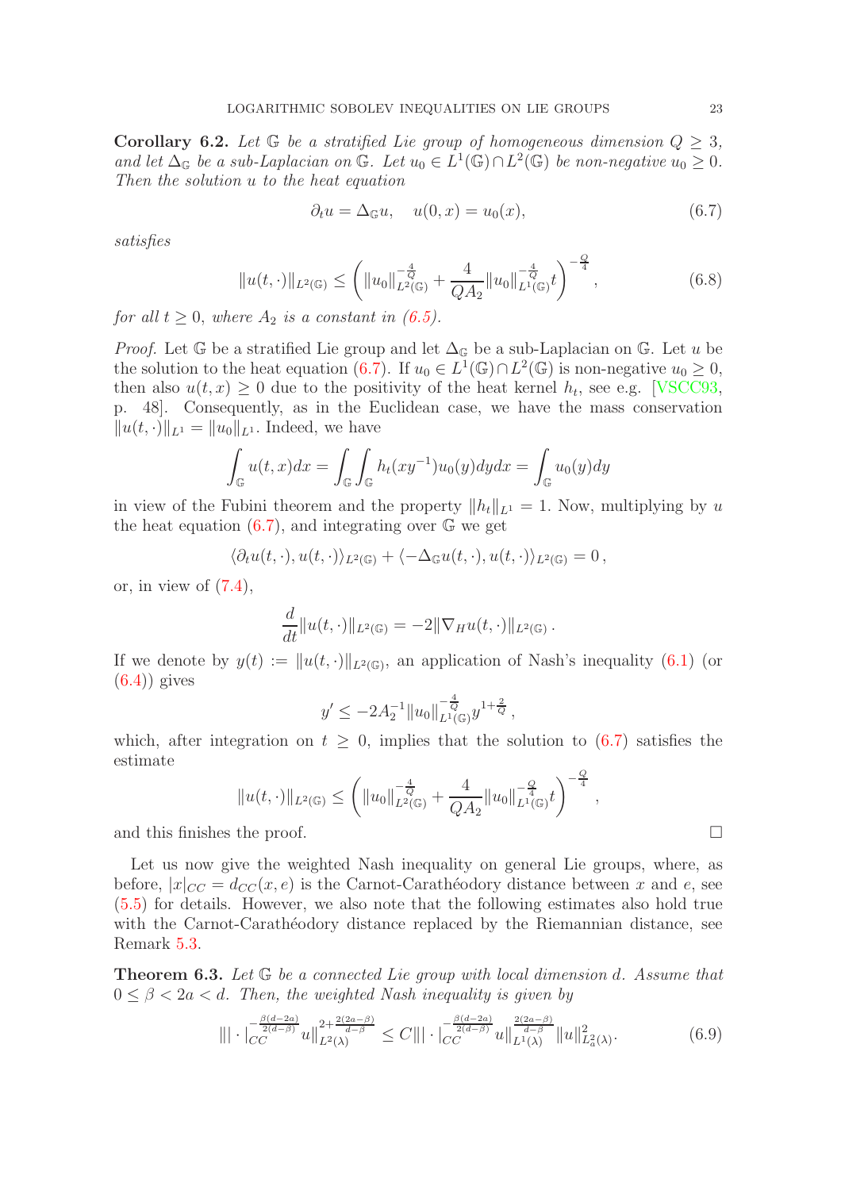**Corollary 6.2.** *Let $\mathbb{G}$ be a stratified Lie group of homogeneous dimension $Q \geq 3$, and let $\Delta_{\mathbb{G}}$ be a sub-Laplacian on $\mathbb{G}$. Let $u_0 \in L^1(\mathbb{G}) \cap L^2(\mathbb{G})$ be non-negative $u_0 \geq 0$. Then the solution $u$ to the heat equation*

$$\partial_t u = \Delta_{\mathbb{G}} u, \quad u(0,x) = u_0(x), \tag{6.7}$$

*satisfies*

$$\|u(t,\cdot)\|_{L^2(\mathbb{G})} \leq \left( \|u_0\|_{L^2(\mathbb{G})}^{-\frac{4}{Q}} + \frac{4}{QA_2} \|u_0\|_{L^1(\mathbb{G})}^{-\frac{4}{Q}} t \right)^{-\frac{Q}{4}}, \tag{6.8}$$

*for all $t \geq 0$, where $A_2$ is a constant in (6.5).*

*Proof.* Let $\mathbb{G}$ be a stratified Lie group and let $\Delta_{\mathbb{G}}$ be a sub-Laplacian on $\mathbb{G}$. Let $u$ be the solution to the heat equation (6.7). If $u_0 \in L^1(\mathbb{G}) \cap L^2(\mathbb{G})$ is non-negative $u_0 \geq 0$, then also $u(t,x) \geq 0$ due to the positivity of the heat kernel $h_t$, see e.g. [VSCC93, p. 48]. Consequently, as in the Euclidean case, we have the mass conservation $\|u(t,\cdot)\|_{L^1} = \|u_0\|_{L^1}$. Indeed, we have

$$\int_{\mathbb{G}} u(t,x)dx = \int_{\mathbb{G}} \int_{\mathbb{G}} h_t(xy^{-1}) u_0(y) dy dx = \int_{\mathbb{G}} u_0(y) dy$$

in view of the Fubini theorem and the property $\|h_t\|_{L^1} = 1$. Now, multiplying by $u$ the heat equation (6.7), and integrating over $\mathbb{G}$ we get

$$\langle \partial_t u(t,\cdot), u(t,\cdot)\rangle_{L^2(\mathbb{G})} + \langle -\Delta_{\mathbb{G}} u(t,\cdot), u(t,\cdot)\rangle_{L^2(\mathbb{G})} = 0\,,$$

or, in view of (7.4),

$$\frac{d}{dt}\|u(t,\cdot)\|_{L^2(\mathbb{G})} = -2\|\nabla_H u(t,\cdot)\|_{L^2(\mathbb{G})}\,.$$

If we denote by $y(t) := \|u(t,\cdot)\|_{L^2(\mathbb{G})}$, an application of Nash's inequality (6.1) (or (6.4)) gives

$$y' \leq -2A_2^{-1} \|u_0\|_{L^1(\mathbb{G})}^{-\frac{4}{Q}} y^{1+\frac{2}{Q}}\,,$$

which, after integration on $t \geq 0$, implies that the solution to (6.7) satisfies the estimate

$$\|u(t,\cdot)\|_{L^2(\mathbb{G})} \leq \left( \|u_0\|_{L^2(\mathbb{G})}^{-\frac{4}{Q}} + \frac{4}{QA_2} \|u_0\|_{L^1(\mathbb{G})}^{-\frac{Q}{4}} t \right)^{-\frac{Q}{4}},$$

and this finishes the proof. $\square$

Let us now give the weighted Nash inequality on general Lie groups, where, as before, $|x|_{CC} = d_{CC}(x,e)$ is the Carnot-Carathéodory distance between $x$ and $e$, see (5.5) for details. However, we also note that the following estimates also hold true with the Carnot-Carathéodory distance replaced by the Riemannian distance, see Remark 5.3.

**Theorem 6.3.** *Let $\mathbb{G}$ be a connected Lie group with local dimension $d$. Assume that $0 \leq \beta < 2a < d$. Then, the weighted Nash inequality is given by*

$$\| |\cdot|_{CC}^{-\frac{\beta(d-2a)}{2(d-\beta)}} u\|_{L^2(\lambda)}^{2+\frac{2(2a-\beta)}{d-\beta}} \leq C \| |\cdot|_{CC}^{-\frac{\beta(d-2a)}{2(d-\beta)}} u\|_{L^1(\lambda)}^{\frac{2(2a-\beta)}{d-\beta}} \|u\|_{L_a^2(\lambda)}^2. \tag{6.9}$$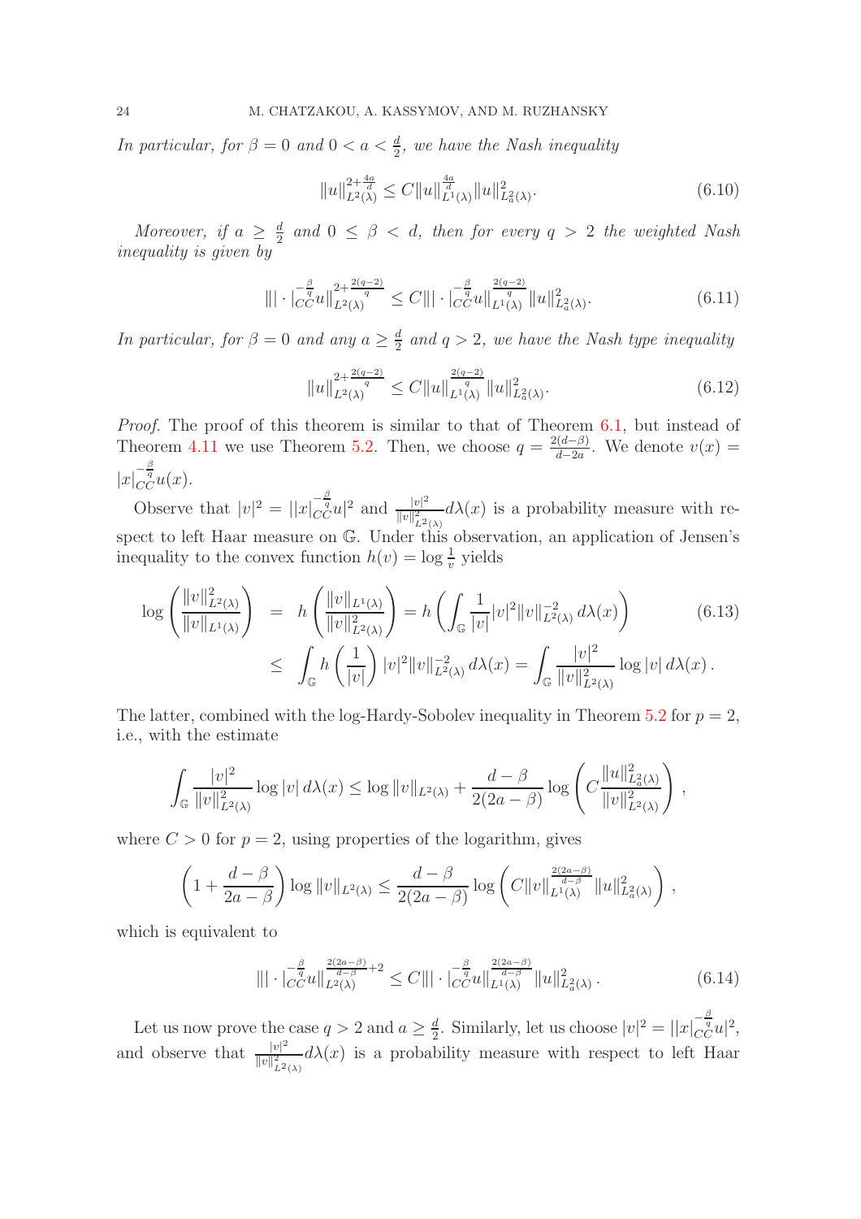*In particular, for $\beta = 0$ and $0 < a < \frac{d}{2}$, we have the Nash inequality*

$$\|u\|_{L^2(\lambda)}^{2+\frac{4a}{d}} \leq C\|u\|_{L^1(\lambda)}^{\frac{4a}{d}}\|u\|_{L_a^2(\lambda)}^2. \tag{6.10}$$

*Moreover, if $a \geq \frac{d}{2}$ and $0 \leq \beta < d$, then for every $q > 2$ the weighted Nash inequality is given by*

$$\||\cdot|_{CC}^{-\frac{\beta}{q}}u\|_{L^2(\lambda)}^{2+\frac{2(q-2)}{q}} \leq C\||\cdot|_{CC}^{-\frac{\beta}{q}}u\|_{L^1(\lambda)}^{\frac{2(q-2)}{q}}\|u\|_{L_a^2(\lambda)}^2. \tag{6.11}$$

*In particular, for $\beta = 0$ and any $a \geq \frac{d}{2}$ and $q > 2$, we have the Nash type inequality*

$$\|u\|_{L^2(\lambda)}^{2+\frac{2(q-2)}{q}} \leq C\|u\|_{L^1(\lambda)}^{\frac{2(q-2)}{q}}\|u\|_{L_a^2(\lambda)}^2. \tag{6.12}$$

*Proof.* The proof of this theorem is similar to that of Theorem 6.1, but instead of Theorem 4.11 we use Theorem 5.2. Then, we choose $q = \frac{2(d-\beta)}{d-2a}$. We denote $v(x) = |x|_{CC}^{-\frac{\beta}{q}}u(x)$.

Observe that $|v|^2 = ||x|_{CC}^{-\frac{\beta}{q}}u|^2$ and $\frac{|v|^2}{\|v\|_{L^2(\lambda)}^2}d\lambda(x)$ is a probability measure with respect to left Haar measure on $\mathbb{G}$. Under this observation, an application of Jensen's inequality to the convex function $h(v) = \log\frac{1}{v}$ yields

$$\begin{aligned}
\log\left(\frac{\|v\|_{L^2(\lambda)}^2}{\|v\|_{L^1(\lambda)}}\right) &= h\left(\frac{\|v\|_{L^1(\lambda)}}{\|v\|_{L^2(\lambda)}^2}\right) = h\left(\int_{\mathbb{G}}\frac{1}{|v|}|v|^2\|v\|_{L^2(\lambda)}^{-2}\,d\lambda(x)\right) \\
&\leq \int_{\mathbb{G}} h\left(\frac{1}{|v|}\right)|v|^2\|v\|_{L^2(\lambda)}^{-2}\,d\lambda(x) = \int_{\mathbb{G}}\frac{|v|^2}{\|v\|_{L^2(\lambda)}^2}\log|v|\,d\lambda(x)\,.
\end{aligned} \tag{6.13}$$

The latter, combined with the log-Hardy-Sobolev inequality in Theorem 5.2 for $p = 2$, i.e., with the estimate

$$\int_{\mathbb{G}}\frac{|v|^2}{\|v\|_{L^2(\lambda)}^2}\log|v|\,d\lambda(x) \leq \log\|v\|_{L^2(\lambda)} + \frac{d-\beta}{2(2a-\beta)}\log\left(C\frac{\|u\|_{L_a^2(\lambda)}^2}{\|v\|_{L^2(\lambda)}^2}\right),$$

where $C > 0$ for $p = 2$, using properties of the logarithm, gives

$$\left(1 + \frac{d-\beta}{2a-\beta}\right)\log\|v\|_{L^2(\lambda)} \leq \frac{d-\beta}{2(2a-\beta)}\log\left(C\|v\|_{L^1(\lambda)}^{\frac{2(2a-\beta)}{d-\beta}}\|u\|_{L_a^2(\lambda)}^2\right),$$

which is equivalent to

$$\||\cdot|_{CC}^{-\frac{\beta}{q}}u\|_{L^2(\lambda)}^{\frac{2(2a-\beta)}{d-\beta}+2} \leq C\||\cdot|_{CC}^{-\frac{\beta}{q}}u\|_{L^1(\lambda)}^{\frac{2(2a-\beta)}{d-\beta}}\|u\|_{L_a^2(\lambda)}^2\,. \tag{6.14}$$

Let us now prove the case $q > 2$ and $a \geq \frac{d}{2}$. Similarly, let us choose $|v|^2 = ||x|_{CC}^{-\frac{\beta}{q}}u|^2$, and observe that $\frac{|v|^2}{\|v\|_{L^2(\lambda)}^2}d\lambda(x)$ is a probability measure with respect to left Haar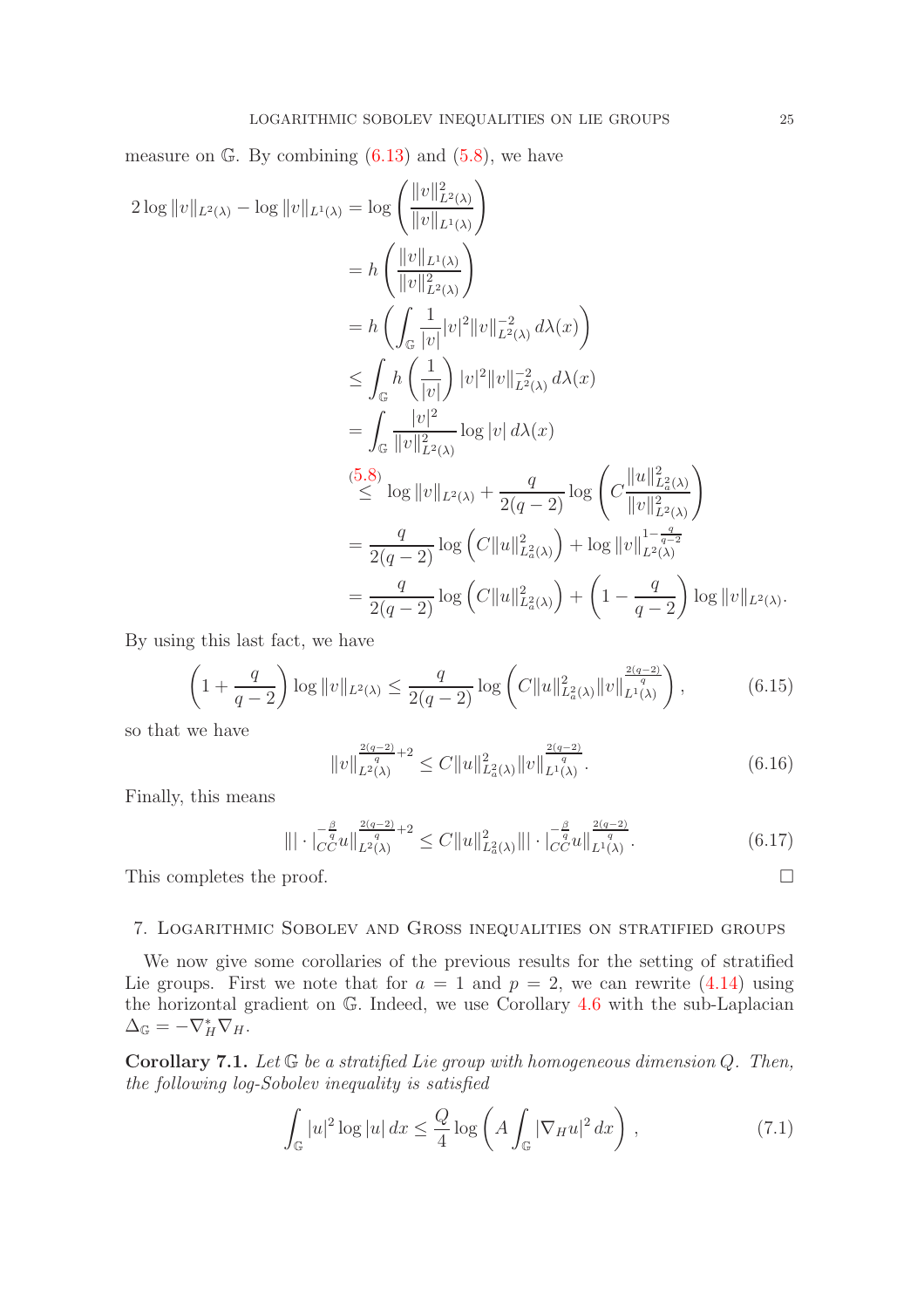measure on $\mathbb{G}$. By combining (6.13) and (5.8), we have

$$
\begin{aligned}
2\log \|v\|_{L^2(\lambda)} - \log \|v\|_{L^1(\lambda)} &= \log\left(\frac{\|v\|^2_{L^2(\lambda)}}{\|v\|_{L^1(\lambda)}}\right) \\
&= h\left(\frac{\|v\|_{L^1(\lambda)}}{\|v\|^2_{L^2(\lambda)}}\right) \\
&= h\left(\int_{\mathbb{G}} \frac{1}{|v|}|v|^2\|v\|^{-2}_{L^2(\lambda)}\, d\lambda(x)\right) \\
&\leq \int_{\mathbb{G}} h\left(\frac{1}{|v|}\right)|v|^2\|v\|^{-2}_{L^2(\lambda)}\, d\lambda(x) \\
&= \int_{\mathbb{G}} \frac{|v|^2}{\|v\|^2_{L^2(\lambda)}}\log|v|\, d\lambda(x) \\
&\overset{(5.8)}{\leq} \log\|v\|_{L^2(\lambda)} + \frac{q}{2(q-2)}\log\left(C\frac{\|u\|^2_{L^2_a(\lambda)}}{\|v\|^2_{L^2(\lambda)}}\right) \\
&= \frac{q}{2(q-2)}\log\left(C\|u\|^2_{L^2_a(\lambda)}\right) + \log\|v\|^{1-\frac{q}{q-2}}_{L^2(\lambda)} \\
&= \frac{q}{2(q-2)}\log\left(C\|u\|^2_{L^2_a(\lambda)}\right) + \left(1-\frac{q}{q-2}\right)\log\|v\|_{L^2(\lambda)}.
\end{aligned}
$$

By using this last fact, we have

$$
\left(1+\frac{q}{q-2}\right)\log\|v\|_{L^2(\lambda)} \leq \frac{q}{2(q-2)}\log\left(C\|u\|^2_{L^2_a(\lambda)}\|v\|^{\frac{2(q-2)}{q}}_{L^1(\lambda)}\right), \tag{6.15}
$$

so that we have

$$
\|v\|^{\frac{2(q-2)}{q}+2}_{L^2(\lambda)} \leq C\|u\|^2_{L^2_a(\lambda)}\|v\|^{\frac{2(q-2)}{q}}_{L^1(\lambda)}. \tag{6.16}
$$

Finally, this means

$$
\||\cdot|^{-\frac{\beta}{q}}_{CC}u\|^{\frac{2(q-2)}{q}+2}_{L^2(\lambda)} \leq C\|u\|^2_{L^2_a(\lambda)}\||\cdot|^{-\frac{\beta}{q}}_{CC}u\|^{\frac{2(q-2)}{q}}_{L^1(\lambda)}. \tag{6.17}
$$

This completes the proof. □

## 7. Logarithmic Sobolev and Gross inequalities on stratified groups

We now give some corollaries of the previous results for the setting of stratified Lie groups. First we note that for $a=1$ and $p=2$, we can rewrite (4.14) using the horizontal gradient on $\mathbb{G}$. Indeed, we use Corollary 4.6 with the sub-Laplacian $\Delta_{\mathbb{G}} = -\nabla_H^*\nabla_H$.

**Corollary 7.1.** *Let $\mathbb{G}$ be a stratified Lie group with homogeneous dimension $Q$. Then, the following log-Sobolev inequality is satisfied*

$$
\int_{\mathbb{G}} |u|^2\log|u|\, dx \leq \frac{Q}{4}\log\left(A\int_{\mathbb{G}}|\nabla_H u|^2\, dx\right), \tag{7.1}
$$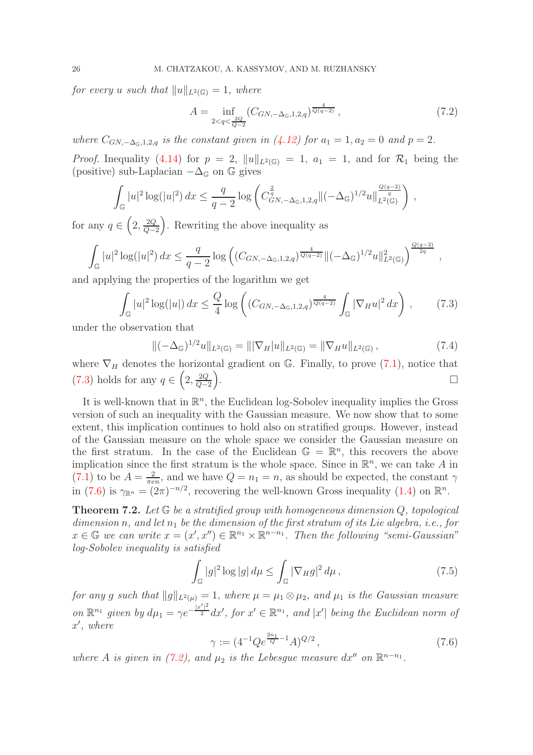*for every $u$ such that $\|u\|_{L^2(\mathbb{G})} = 1$, where*

$$A = \inf_{2<q<\frac{2Q}{Q-2}} \left(C_{GN,-\Delta_{\mathbb{G}},1,2,q}\right)^{\frac{4}{Q(q-2)}}, \tag{7.2}$$

*where $C_{GN,-\Delta_{\mathbb{G}},1,2,q}$ is the constant given in (4.12) for $a_1 = 1, a_2 = 0$ and $p = 2$.*

*Proof.* Inequality (4.14) for $p = 2$, $\|u\|_{L^2(\mathbb{G})} = 1$, $a_1 = 1$, and for $\mathcal{R}_1$ being the (positive) sub-Laplacian $-\Delta_{\mathbb{G}}$ on $\mathbb{G}$ gives

$$\int_{\mathbb{G}} |u|^2 \log(|u|^2)\, dx \leq \frac{q}{q-2} \log\left( C^{\frac{2}{q}}_{GN,-\Delta_{\mathbb{G}},1,2,q} \|(-\Delta_{\mathbb{G}})^{1/2} u\|_{L^2(\mathbb{G})}^{\frac{Q(q-2)}{q}} \right),$$

for any $q \in \left(2, \frac{2Q}{Q-2}\right)$. Rewriting the above inequality as

$$\int_{\mathbb{G}} |u|^2 \log(|u|^2)\, dx \leq \frac{q}{q-2} \log\left( \left(C_{GN,-\Delta_{\mathbb{G}},1,2,q}\right)^{\frac{4}{Q(q-2)}} \|(-\Delta_{\mathbb{G}})^{1/2} u\|_{L^2(\mathbb{G})}^{2} \right)^{\frac{Q(q-2)}{2q}},$$

and applying the properties of the logarithm we get

$$\int_{\mathbb{G}} |u|^2 \log(|u|)\, dx \leq \frac{Q}{4} \log\left( \left(C_{GN,-\Delta_{\mathbb{G}},1,2,q}\right)^{\frac{4}{Q(q-2)}} \int_{\mathbb{G}} |\nabla_H u|^2\, dx \right), \tag{7.3}$$

under the observation that

$$\|(-\Delta_{\mathbb{G}})^{1/2} u\|_{L^2(\mathbb{G})} = \||\nabla_H |u|\|_{L^2(\mathbb{G})} = \|\nabla_H u\|_{L^2(\mathbb{G})}, \tag{7.4}$$

where $\nabla_H$ denotes the horizontal gradient on $\mathbb{G}$. Finally, to prove (7.1), notice that (7.3) holds for any $q \in \left(2, \frac{2Q}{Q-2}\right)$. ☐

It is well-known that in $\mathbb{R}^n$, the Euclidean log-Sobolev inequality implies the Gross version of such an inequality with the Gaussian measure. We now show that to some extent, this implication continues to hold also on stratified groups. However, instead of the Gaussian measure on the whole space we consider the Gaussian measure on the first stratum. In the case of the Euclidean $\mathbb{G} = \mathbb{R}^n$, this recovers the above implication since the first stratum is the whole space. Since in $\mathbb{R}^n$, we can take $A$ in (7.1) to be $A = \frac{2}{\pi e n}$, and we have $Q = n_1 = n$, as should be expected, the constant $\gamma$ in (7.6) is $\gamma_{\mathbb{R}^n} = (2\pi)^{-n/2}$, recovering the well-known Gross inequality (1.4) on $\mathbb{R}^n$.

**Theorem 7.2.** *Let $\mathbb{G}$ be a stratified group with homogeneous dimension $Q$, topological dimension $n$, and let $n_1$ be the dimension of the first stratum of its Lie algebra, i.e., for $x \in \mathbb{G}$ we can write $x = (x', x'') \in \mathbb{R}^{n_1} \times \mathbb{R}^{n-n_1}$. Then the following "semi-Gaussian" log-Sobolev inequality is satisfied*

$$\int_{\mathbb{G}} |g|^2 \log|g|\, d\mu \leq \int_{\mathbb{G}} |\nabla_H g|^2\, d\mu, \tag{7.5}$$

*for any $g$ such that $\|g\|_{L^2(\mu)} = 1$, where $\mu = \mu_1 \otimes \mu_2$, and $\mu_1$ is the Gaussian measure on $\mathbb{R}^{n_1}$ given by $d\mu_1 = \gamma e^{-\frac{|x'|^2}{2}} dx'$, for $x' \in \mathbb{R}^{n_1}$, and $|x'|$ being the Euclidean norm of $x'$, where*

$$\gamma := (4^{-1} Q e^{\frac{2n_1}{Q} - 1} A)^{Q/2}, \tag{7.6}$$

*where $A$ is given in (7.2), and $\mu_2$ is the Lebesgue measure $dx''$ on $\mathbb{R}^{n-n_1}$.*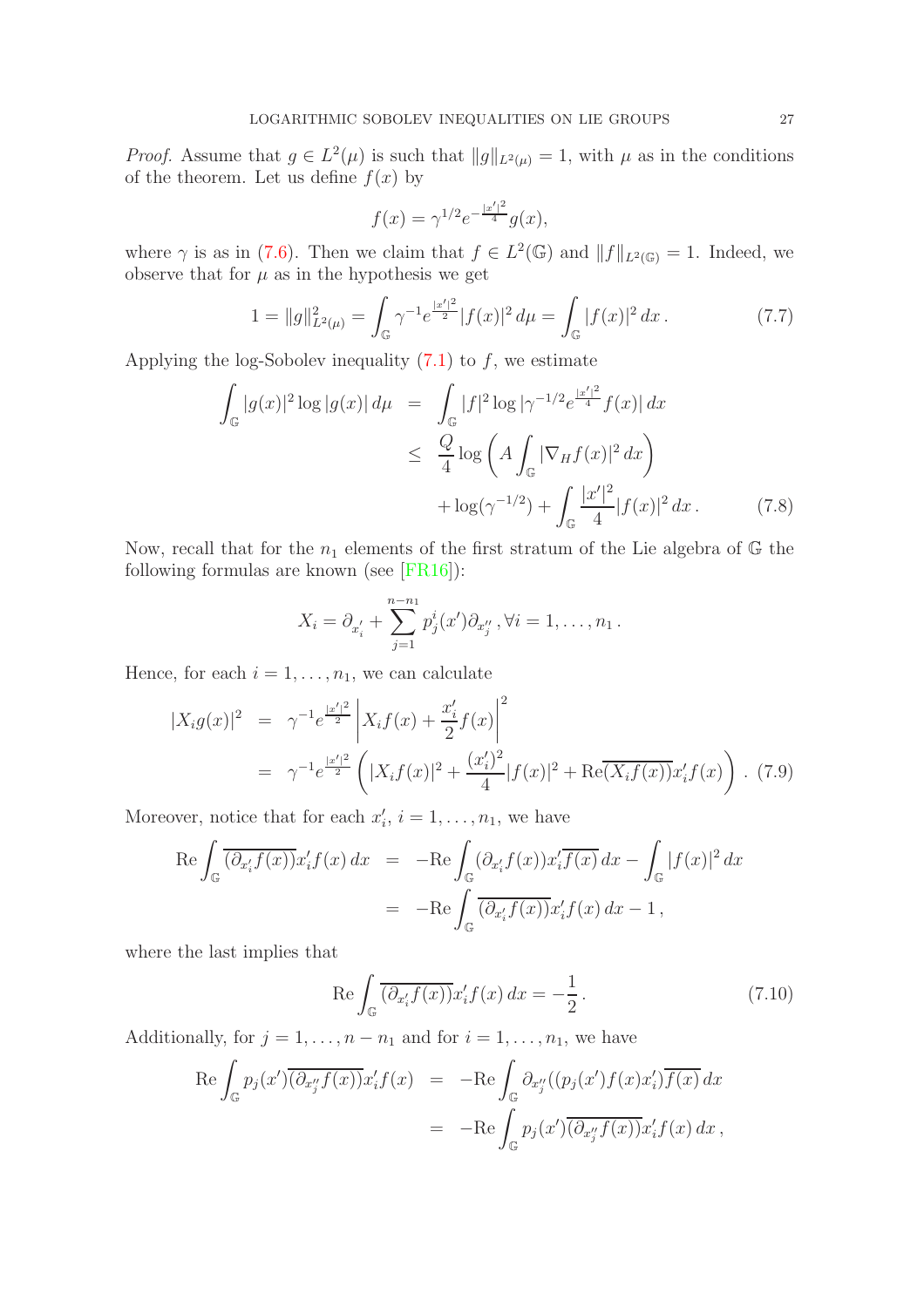*Proof.* Assume that $g \in L^2(\mu)$ is such that $\|g\|_{L^2(\mu)} = 1$, with $\mu$ as in the conditions of the theorem. Let us define $f(x)$ by

$$f(x) = \gamma^{1/2} e^{-\frac{|x'|^2}{4}} g(x),$$

where $\gamma$ is as in (7.6). Then we claim that $f \in L^2(\mathbb{G})$ and $\|f\|_{L^2(\mathbb{G})} = 1$. Indeed, we observe that for $\mu$ as in the hypothesis we get

$$1 = \|g\|^2_{L^2(\mu)} = \int_{\mathbb{G}} \gamma^{-1} e^{\frac{|x'|^2}{2}} |f(x)|^2 \, d\mu = \int_{\mathbb{G}} |f(x)|^2 \, dx \,. \tag{7.7}$$

Applying the log-Sobolev inequality (7.1) to $f$, we estimate

$$\begin{aligned} \int_{\mathbb{G}} |g(x)|^2 \log |g(x)| \, d\mu &= \int_{\mathbb{G}} |f|^2 \log |\gamma^{-1/2} e^{\frac{|x'|^2}{4}} f(x)| \, dx \\ &\leq \frac{Q}{4} \log \left( A \int_{\mathbb{G}} |\nabla_H f(x)|^2 \, dx \right) \\ &\quad + \log(\gamma^{-1/2}) + \int_{\mathbb{G}} \frac{|x'|^2}{4} |f(x)|^2 \, dx \,. \end{aligned} \tag{7.8}$$

Now, recall that for the $n_1$ elements of the first stratum of the Lie algebra of $\mathbb{G}$ the following formulas are known (see [FR16]):

$$X_i = \partial_{x'_i} + \sum_{j=1}^{n-n_1} p^i_j(x') \partial_{x''_j} \, , \forall i = 1, \ldots, n_1 \,.$$

Hence, for each $i = 1, \ldots, n_1$, we can calculate

$$\begin{aligned} |X_i g(x)|^2 &= \gamma^{-1} e^{\frac{|x'|^2}{2}} \left| X_i f(x) + \frac{x'_i}{2} f(x) \right|^2 \\ &= \gamma^{-1} e^{\frac{|x'|^2}{2}} \left( |X_i f(x)|^2 + \frac{(x'_i)^2}{4} |f(x)|^2 + \mathrm{Re} \overline{(X_i f(x))} x'_i f(x) \right) \,. \end{aligned} \tag{7.9}$$

Moreover, notice that for each $x'_i$, $i = 1, \ldots, n_1$, we have

$$\begin{aligned} \mathrm{Re} \int_{\mathbb{G}} \overline{(\partial_{x'_i} f(x))} x'_i f(x) \, dx &= -\mathrm{Re} \int_{\mathbb{G}} (\partial_{x'_i} f(x)) x'_i \overline{f(x)} \, dx - \int_{\mathbb{G}} |f(x)|^2 \, dx \\ &= -\mathrm{Re} \int_{\mathbb{G}} \overline{(\partial_{x'_i} f(x))} x'_i f(x) \, dx - 1 \,, \end{aligned}$$

where the last implies that

$$\mathrm{Re} \int_{\mathbb{G}} \overline{(\partial_{x'_i} f(x))} x'_i f(x) \, dx = -\frac{1}{2} \,. \tag{7.10}$$

Additionally, for $j = 1, \ldots, n - n_1$ and for $i = 1, \ldots, n_1$, we have

$$\begin{aligned} \mathrm{Re} \int_{\mathbb{G}} p_j(x') \overline{(\partial_{x''_j} f(x))} x'_i f(x) &= -\mathrm{Re} \int_{\mathbb{G}} \partial_{x''_j} ((p_j(x') f(x) x'_i) \overline{f(x)} \, dx \\ &= -\mathrm{Re} \int_{\mathbb{G}} p_j(x') \overline{(\partial_{x''_j} f(x))} x'_i f(x) \, dx \,, \end{aligned}$$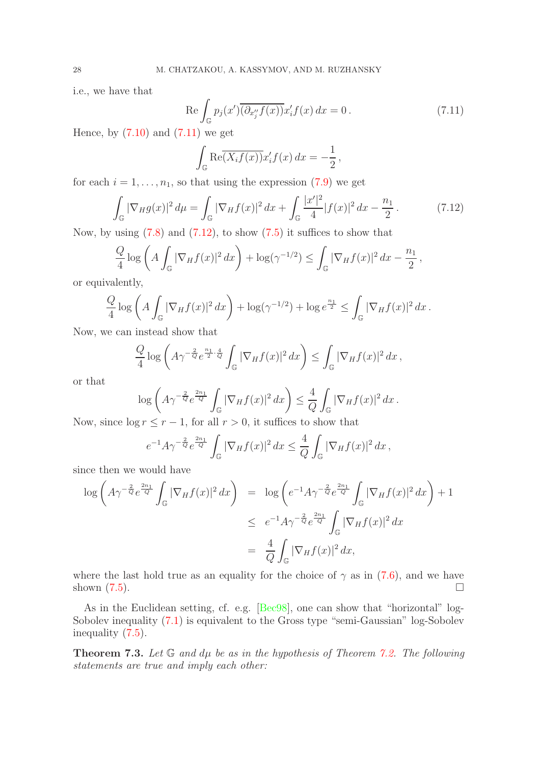i.e., we have that

$$\operatorname{Re}\int_{\mathbb{G}} p_j(x')\overline{(\partial_{x''_j} f(x))} x'_i f(x)\, dx = 0\,. \tag{7.11}$$

Hence, by (7.10) and (7.11) we get

$$\int_{\mathbb{G}} \operatorname{Re}\overline{(X_i f(x))} x'_i f(x)\, dx = -\frac{1}{2}\,,$$

for each $i = 1, \ldots, n_1$, so that using the expression (7.9) we get

$$\int_{\mathbb{G}} |\nabla_H g(x)|^2\, d\mu = \int_{\mathbb{G}} |\nabla_H f(x)|^2\, dx + \int_{\mathbb{G}} \frac{|x'|^2}{4}|f(x)|^2\, dx - \frac{n_1}{2}\,. \tag{7.12}$$

Now, by using (7.8) and (7.12), to show (7.5) it suffices to show that

$$\frac{Q}{4}\log\left(A\int_{\mathbb{G}} |\nabla_H f(x)|^2\, dx\right) + \log(\gamma^{-1/2}) \leq \int_{\mathbb{G}} |\nabla_H f(x)|^2\, dx - \frac{n_1}{2}\,,$$

or equivalently,

$$\frac{Q}{4}\log\left(A\int_{\mathbb{G}} |\nabla_H f(x)|^2\, dx\right) + \log(\gamma^{-1/2}) + \log e^{\frac{n_1}{2}} \leq \int_{\mathbb{G}} |\nabla_H f(x)|^2\, dx\,.$$

Now, we can instead show that

$$\frac{Q}{4}\log\left(A\gamma^{-\frac{2}{Q}} e^{\frac{n_1}{2}\cdot\frac{4}{Q}}\int_{\mathbb{G}} |\nabla_H f(x)|^2\, dx\right) \leq \int_{\mathbb{G}} |\nabla_H f(x)|^2\, dx\,,$$

or that

$$\log\left(A\gamma^{-\frac{2}{Q}} e^{\frac{2n_1}{Q}}\int_{\mathbb{G}} |\nabla_H f(x)|^2\, dx\right) \leq \frac{4}{Q}\int_{\mathbb{G}} |\nabla_H f(x)|^2\, dx\,.$$

Now, since $\log r \leq r - 1$, for all $r > 0$, it suffices to show that

$$e^{-1}A\gamma^{-\frac{2}{Q}} e^{\frac{2n_1}{Q}}\int_{\mathbb{G}} |\nabla_H f(x)|^2\, dx \leq \frac{4}{Q}\int_{\mathbb{G}} |\nabla_H f(x)|^2\, dx\,,$$

since then we would have

$$\begin{aligned}
\log\left(A\gamma^{-\frac{2}{Q}} e^{\frac{2n_1}{Q}}\int_{\mathbb{G}} |\nabla_H f(x)|^2\, dx\right) &= \log\left(e^{-1}A\gamma^{-\frac{2}{Q}} e^{\frac{2n_1}{Q}}\int_{\mathbb{G}} |\nabla_H f(x)|^2\, dx\right) + 1 \\
&\leq e^{-1}A\gamma^{-\frac{2}{Q}} e^{\frac{2n_1}{Q}}\int_{\mathbb{G}} |\nabla_H f(x)|^2\, dx \\
&= \frac{4}{Q}\int_{\mathbb{G}} |\nabla_H f(x)|^2\, dx,
\end{aligned}$$

where the last hold true as an equality for the choice of $\gamma$ as in (7.6), and we have shown (7.5). $\square$

As in the Euclidean setting, cf. e.g. [Bec98], one can show that "horizontal" log-Sobolev inequality (7.1) is equivalent to the Gross type "semi-Gaussian" log-Sobolev inequality (7.5).

**Theorem 7.3.** *Let $\mathbb{G}$ and $d\mu$ be as in the hypothesis of Theorem 7.2. The following statements are true and imply each other:*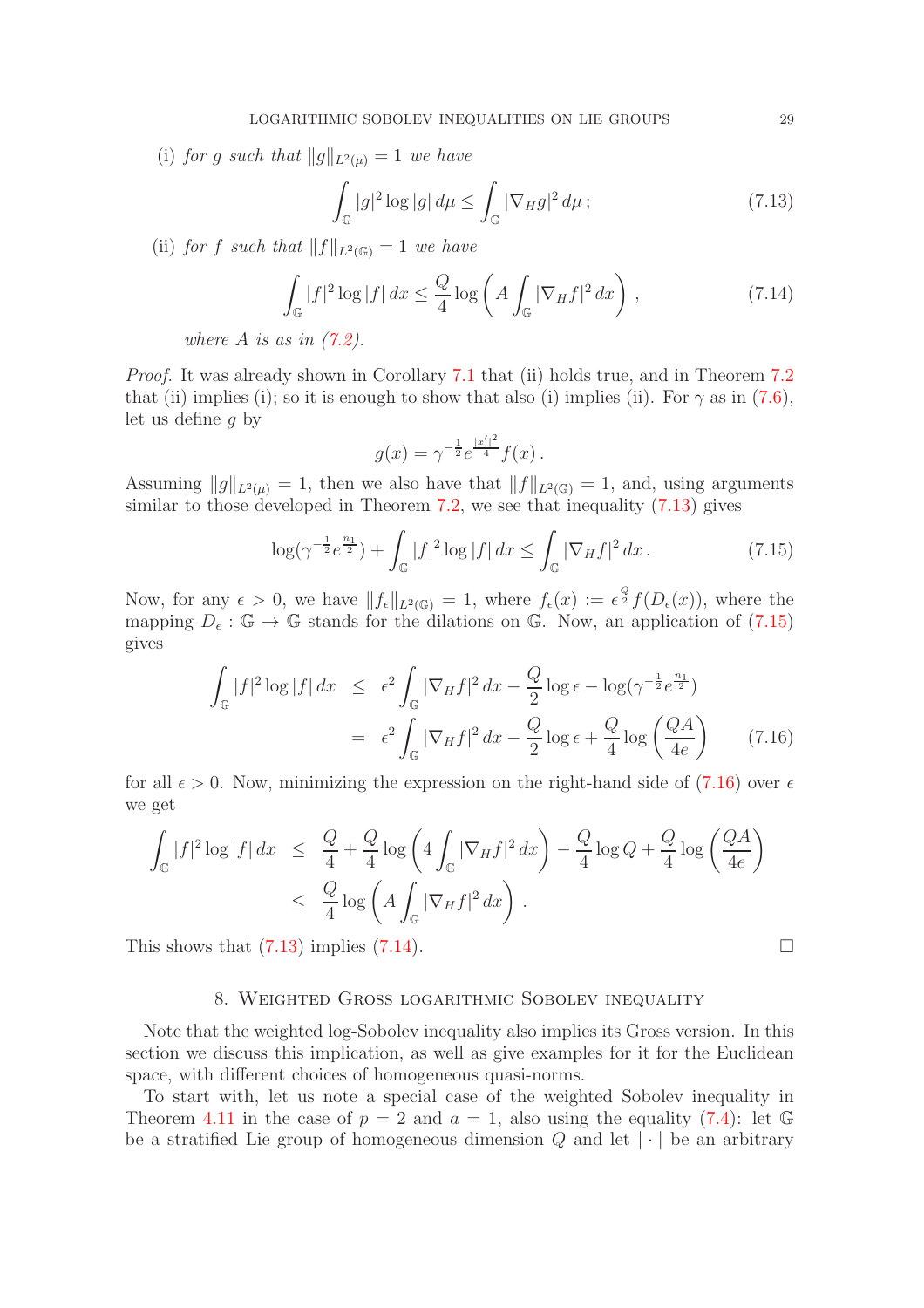(i) *for $g$ such that $\|g\|_{L^2(\mu)} = 1$ we have*

$$\int_{\mathbb{G}} |g|^2 \log |g| \, d\mu \leq \int_{\mathbb{G}} |\nabla_H g|^2 \, d\mu \, ; \tag{7.13}$$

(ii) *for $f$ such that $\|f\|_{L^2(\mathbb{G})} = 1$ we have*

$$\int_{\mathbb{G}} |f|^2 \log |f| \, dx \leq \frac{Q}{4} \log \left( A \int_{\mathbb{G}} |\nabla_H f|^2 \, dx \right) , \tag{7.14}$$

*where $A$ is as in (7.2).*

*Proof.* It was already shown in Corollary 7.1 that (ii) holds true, and in Theorem 7.2 that (ii) implies (i); so it is enough to show that also (i) implies (ii). For $\gamma$ as in (7.6), let us define $g$ by

$$g(x) = \gamma^{-\frac{1}{2}} e^{\frac{|x'|^2}{4}} f(x) \, .$$

Assuming $\|g\|_{L^2(\mu)} = 1$, then we also have that $\|f\|_{L^2(\mathbb{G})} = 1$, and, using arguments similar to those developed in Theorem 7.2, we see that inequality (7.13) gives

$$\log(\gamma^{-\frac{1}{2}} e^{\frac{n_1}{2}}) + \int_{\mathbb{G}} |f|^2 \log |f| \, dx \leq \int_{\mathbb{G}} |\nabla_H f|^2 \, dx \, . \tag{7.15}$$

Now, for any $\epsilon > 0$, we have $\|f_\epsilon\|_{L^2(\mathbb{G})} = 1$, where $f_\epsilon(x) := \epsilon^{\frac{Q}{2}} f(D_\epsilon(x))$, where the mapping $D_\epsilon : \mathbb{G} \to \mathbb{G}$ stands for the dilations on $\mathbb{G}$. Now, an application of (7.15) gives

$$\begin{aligned}
\int_{\mathbb{G}} |f|^2 \log |f| \, dx &\leq \epsilon^2 \int_{\mathbb{G}} |\nabla_H f|^2 \, dx - \frac{Q}{2} \log \epsilon - \log(\gamma^{-\frac{1}{2}} e^{\frac{n_1}{2}}) \\
&= \epsilon^2 \int_{\mathbb{G}} |\nabla_H f|^2 \, dx - \frac{Q}{2} \log \epsilon + \frac{Q}{4} \log \left( \frac{QA}{4e} \right)
\end{aligned} \tag{7.16}$$

for all $\epsilon > 0$. Now, minimizing the expression on the right-hand side of (7.16) over $\epsilon$ we get

$$\begin{aligned}
\int_{\mathbb{G}} |f|^2 \log |f| \, dx &\leq \frac{Q}{4} + \frac{Q}{4} \log \left( 4 \int_{\mathbb{G}} |\nabla_H f|^2 \, dx \right) - \frac{Q}{4} \log Q + \frac{Q}{4} \log \left( \frac{QA}{4e} \right) \\
&\leq \frac{Q}{4} \log \left( A \int_{\mathbb{G}} |\nabla_H f|^2 \, dx \right) .
\end{aligned}$$

This shows that (7.13) implies (7.14). □

## 8. Weighted Gross logarithmic Sobolev inequality

Note that the weighted log-Sobolev inequality also implies its Gross version. In this section we discuss this implication, as well as give examples for it for the Euclidean space, with different choices of homogeneous quasi-norms.

To start with, let us note a special case of the weighted Sobolev inequality in Theorem 4.11 in the case of $p = 2$ and $a = 1$, also using the equality (7.4): let $\mathbb{G}$ be a stratified Lie group of homogeneous dimension $Q$ and let $| \cdot |$ be an arbitrary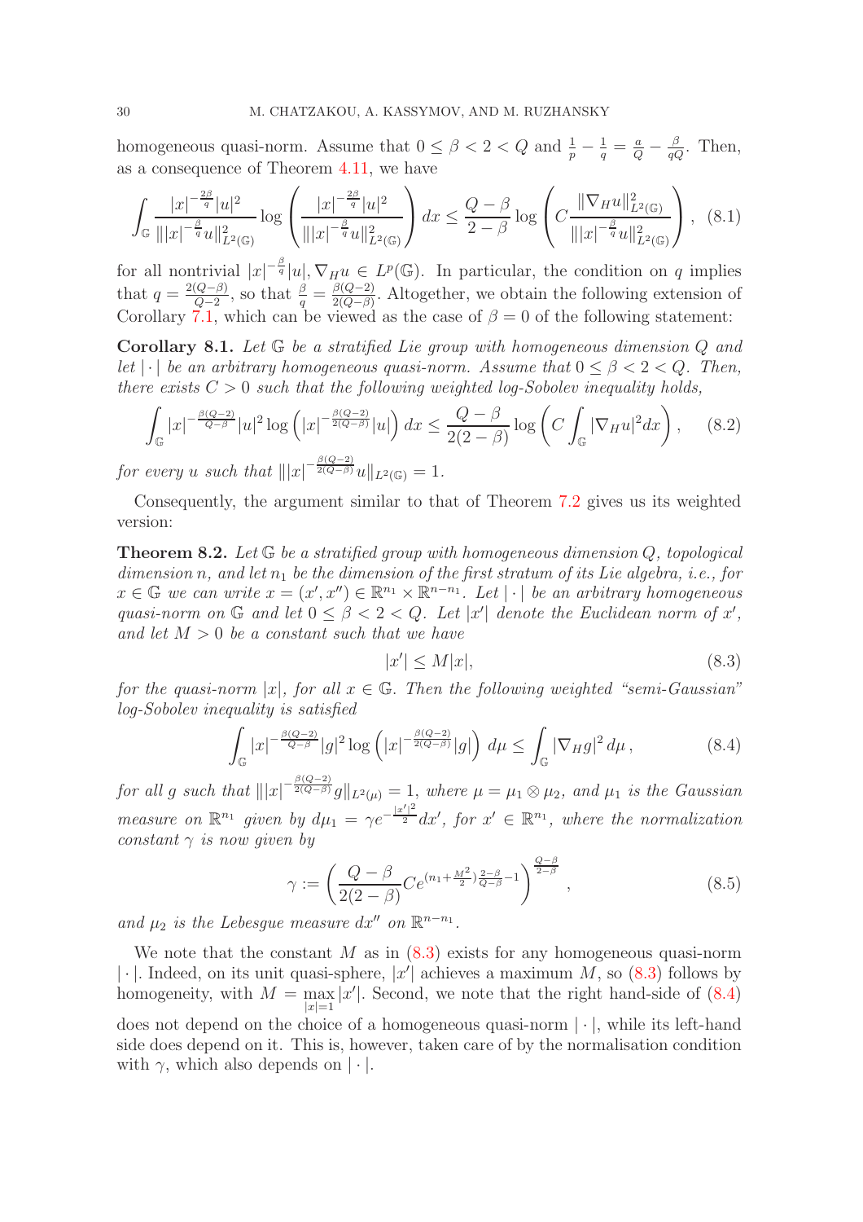homogeneous quasi-norm. Assume that $0 \leq \beta < 2 < Q$ and $\frac{1}{p} - \frac{1}{q} = \frac{a}{Q} - \frac{\beta}{qQ}$. Then, as a consequence of Theorem 4.11, we have

$$\int_{\mathbb{G}} \frac{|x|^{-\frac{2\beta}{q}}|u|^2}{\||x|^{-\frac{\beta}{q}}u\|^2_{L^2(\mathbb{G})}} \log\left(\frac{|x|^{-\frac{2\beta}{q}}|u|^2}{\||x|^{-\frac{\beta}{q}}u\|^2_{L^2(\mathbb{G})}}\right) dx \leq \frac{Q-\beta}{2-\beta} \log\left(C\frac{\|\nabla_H u\|^2_{L^2(\mathbb{G})}}{\||x|^{-\frac{\beta}{q}}u\|^2_{L^2(\mathbb{G})}}\right), \quad (8.1)$$

for all nontrivial $|x|^{-\frac{\beta}{q}}|u|, \nabla_H u \in L^p(\mathbb{G})$. In particular, the condition on $q$ implies that $q = \frac{2(Q-\beta)}{Q-2}$, so that $\frac{\beta}{q} = \frac{\beta(Q-2)}{2(Q-\beta)}$. Altogether, we obtain the following extension of Corollary 7.1, which can be viewed as the case of $\beta = 0$ of the following statement:

**Corollary 8.1.** *Let $\mathbb{G}$ be a stratified Lie group with homogeneous dimension $Q$ and let $|\cdot|$ be an arbitrary homogeneous quasi-norm. Assume that $0 \leq \beta < 2 < Q$. Then, there exists $C > 0$ such that the following weighted log-Sobolev inequality holds,*

$$\int_{\mathbb{G}} |x|^{-\frac{\beta(Q-2)}{Q-\beta}}|u|^2 \log\left(|x|^{-\frac{\beta(Q-2)}{2(Q-\beta)}}|u|\right) dx \leq \frac{Q-\beta}{2(2-\beta)} \log\left(C\int_{\mathbb{G}} |\nabla_H u|^2 dx\right), \quad (8.2)$$

*for every $u$ such that $\||x|^{-\frac{\beta(Q-2)}{2(Q-\beta)}}u\|_{L^2(\mathbb{G})} = 1$.*

Consequently, the argument similar to that of Theorem 7.2 gives us its weighted version:

**Theorem 8.2.** *Let $\mathbb{G}$ be a stratified group with homogeneous dimension $Q$, topological dimension $n$, and let $n_1$ be the dimension of the first stratum of its Lie algebra, i.e., for $x \in \mathbb{G}$ we can write $x = (x', x'') \in \mathbb{R}^{n_1} \times \mathbb{R}^{n-n_1}$. Let $|\cdot|$ be an arbitrary homogeneous quasi-norm on $\mathbb{G}$ and let $0 \leq \beta < 2 < Q$. Let $|x'|$ denote the Euclidean norm of $x'$, and let $M > 0$ be a constant such that we have*

$$|x'| \leq M|x|, \quad (8.3)$$

*for the quasi-norm $|x|$, for all $x \in \mathbb{G}$. Then the following weighted "semi-Gaussian" log-Sobolev inequality is satisfied*

$$\int_{\mathbb{G}} |x|^{-\frac{\beta(Q-2)}{Q-\beta}}|g|^2 \log\left(|x|^{-\frac{\beta(Q-2)}{2(Q-\beta)}}|g|\right) d\mu \leq \int_{\mathbb{G}} |\nabla_H g|^2 \, d\mu\,, \quad (8.4)$$

*for all $g$ such that $\||x|^{-\frac{\beta(Q-2)}{2(Q-\beta)}}g\|_{L^2(\mu)} = 1$, where $\mu = \mu_1 \otimes \mu_2$, and $\mu_1$ is the Gaussian measure on $\mathbb{R}^{n_1}$ given by $d\mu_1 = \gamma e^{-\frac{|x'|^2}{2}}dx'$, for $x' \in \mathbb{R}^{n_1}$, where the normalization constant $\gamma$ is now given by*

$$\gamma := \left(\frac{Q-\beta}{2(2-\beta)}Ce^{(n_1+\frac{M^2}{2})\frac{2-\beta}{Q-\beta}-1}\right)^{\frac{Q-\beta}{2-\beta}}, \quad (8.5)$$

*and $\mu_2$ is the Lebesgue measure $dx''$ on $\mathbb{R}^{n-n_1}$.*

We note that the constant $M$ as in (8.3) exists for any homogeneous quasi-norm $|\cdot|$. Indeed, on its unit quasi-sphere, $|x'|$ achieves a maximum $M$, so (8.3) follows by homogeneity, with $M = \max\limits_{|x|=1} |x'|$. Second, we note that the right hand-side of (8.4) does not depend on the choice of a homogeneous quasi-norm $|\cdot|$, while its left-hand side does depend on it. This is, however, taken care of by the normalisation condition with $\gamma$, which also depends on $|\cdot|$.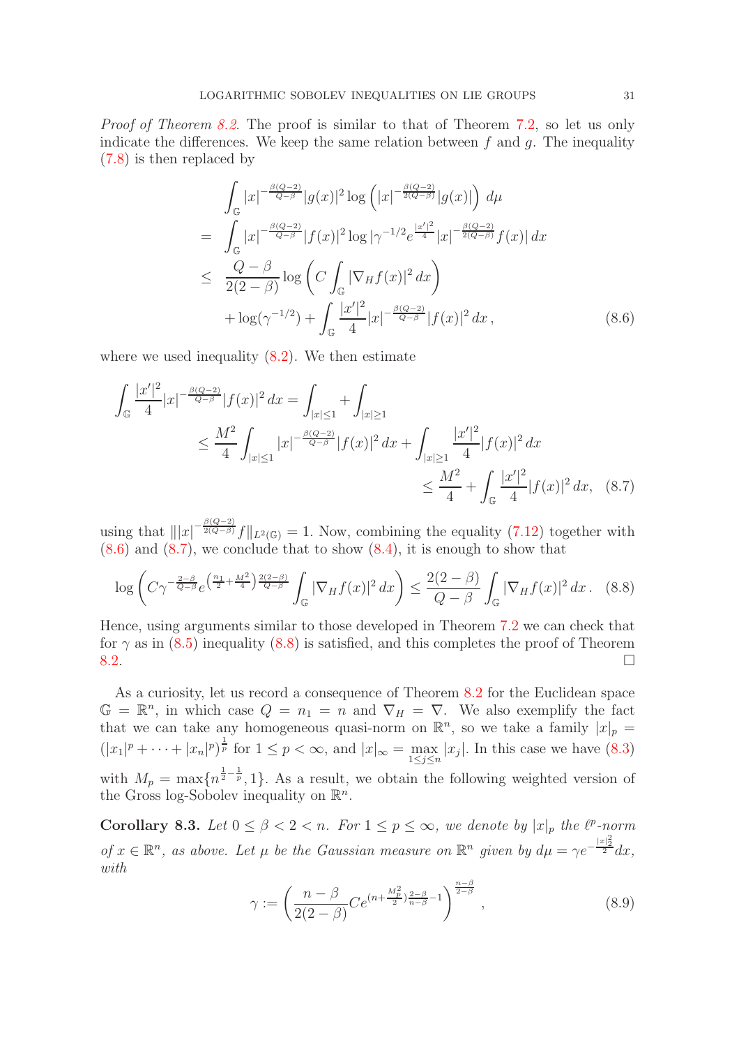*Proof of Theorem 8.2.* The proof is similar to that of Theorem 7.2, so let us only indicate the differences. We keep the same relation between $f$ and $g$. The inequality (7.8) is then replaced by

$$
\begin{aligned}
&\int_{\mathbb{G}} |x|^{-\frac{\beta(Q-2)}{Q-\beta}} |g(x)|^2 \log\left(|x|^{-\frac{\beta(Q-2)}{2(Q-\beta)}}|g(x)|\right) d\mu \\
= &\int_{\mathbb{G}} |x|^{-\frac{\beta(Q-2)}{Q-\beta}} |f(x)|^2 \log|\gamma^{-1/2} e^{\frac{|x'|^2}{4}} |x|^{-\frac{\beta(Q-2)}{2(Q-\beta)}} f(x)|\, dx \\
\leq &\frac{Q-\beta}{2(2-\beta)} \log\left(C\int_{\mathbb{G}} |\nabla_H f(x)|^2\, dx\right) \\
&+ \log(\gamma^{-1/2}) + \int_{\mathbb{G}} \frac{|x'|^2}{4} |x|^{-\frac{\beta(Q-2)}{Q-\beta}} |f(x)|^2\, dx\,,
\end{aligned} \tag{8.6}
$$

where we used inequality (8.2). We then estimate

$$
\begin{aligned}
\int_{\mathbb{G}} \frac{|x'|^2}{4} |x|^{-\frac{\beta(Q-2)}{Q-\beta}} |f(x)|^2\, dx &= \int_{|x|\leq 1} + \int_{|x|\geq 1} \\
&\leq \frac{M^2}{4} \int_{|x|\leq 1} |x|^{-\frac{\beta(Q-2)}{Q-\beta}} |f(x)|^2\, dx + \int_{|x|\geq 1} \frac{|x'|^2}{4} |f(x)|^2\, dx \\
&\leq \frac{M^2}{4} + \int_{\mathbb{G}} \frac{|x'|^2}{4} |f(x)|^2\, dx,
\end{aligned} \tag{8.7}
$$

using that $\||x|^{-\frac{\beta(Q-2)}{2(Q-\beta)}} f\|_{L^2(\mathbb{G})} = 1$. Now, combining the equality (7.12) together with (8.6) and (8.7), we conclude that to show (8.4), it is enough to show that

$$
\log\left(C\gamma^{-\frac{2-\beta}{Q-\beta}} e^{\left(\frac{n_1}{2}+\frac{M^2}{4}\right)\frac{2(2-\beta)}{Q-\beta}} \int_{\mathbb{G}} |\nabla_H f(x)|^2\, dx\right) \leq \frac{2(2-\beta)}{Q-\beta} \int_{\mathbb{G}} |\nabla_H f(x)|^2\, dx\,. \tag{8.8}
$$

Hence, using arguments similar to those developed in Theorem 7.2 we can check that for $\gamma$ as in (8.5) inequality (8.8) is satisfied, and this completes the proof of Theorem 8.2. $\square$

As a curiosity, let us record a consequence of Theorem 8.2 for the Euclidean space $\mathbb{G} = \mathbb{R}^n$, in which case $Q = n_1 = n$ and $\nabla_H = \nabla$. We also exemplify the fact that we can take any homogeneous quasi-norm on $\mathbb{R}^n$, so we take a family $|x|_p = (|x_1|^p + \cdots + |x_n|^p)^{\frac{1}{p}}$ for $1 \leq p < \infty$, and $|x|_\infty = \max_{1\leq j\leq n} |x_j|$. In this case we have (8.3) with $M_p = \max\{n^{\frac{1}{2}-\frac{1}{p}}, 1\}$. As a result, we obtain the following weighted version of the Gross log-Sobolev inequality on $\mathbb{R}^n$.

**Corollary 8.3.** *Let $0 \leq \beta < 2 < n$. For $1 \leq p \leq \infty$, we denote by $|x|_p$ the $\ell^p$-norm of $x \in \mathbb{R}^n$, as above. Let $\mu$ be the Gaussian measure on $\mathbb{R}^n$ given by $d\mu = \gamma e^{-\frac{|x|_2^2}{2}} dx$, with*

$$
\gamma := \left(\frac{n-\beta}{2(2-\beta)} C e^{(n+\frac{M_p^2}{2})\frac{2-\beta}{n-\beta}-1}\right)^{\frac{n-\beta}{2-\beta}}, \tag{8.9}
$$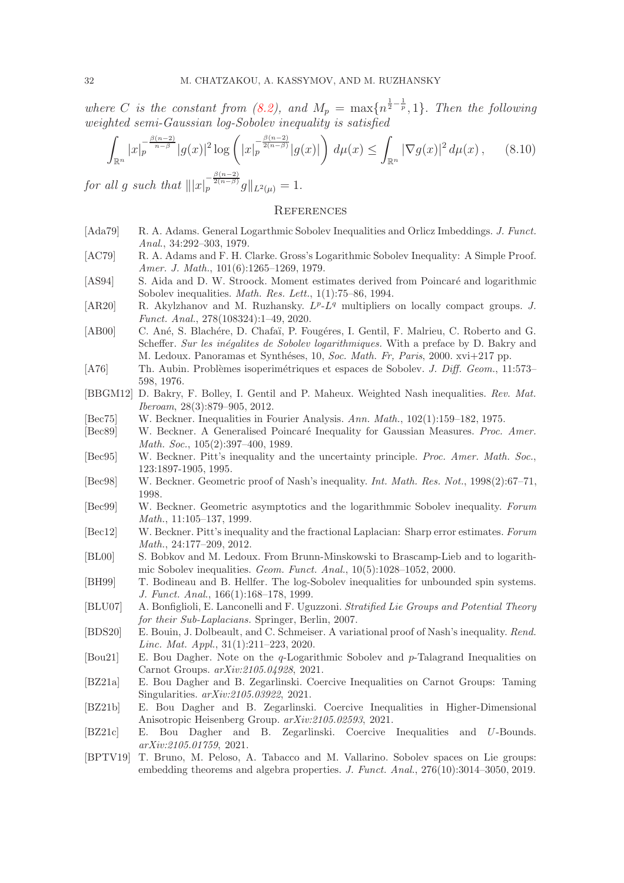*where $C$ is the constant from (8.2), and $M_p = \max\{n^{\frac{1}{2}-\frac{1}{p}}, 1\}$. Then the following weighted semi-Gaussian log-Sobolev inequality is satisfied*

$$\int_{\mathbb{R}^n} |x|_p^{-\frac{\beta(n-2)}{n-\beta}} |g(x)|^2 \log\left( |x|_p^{-\frac{\beta(n-2)}{2(n-\beta)}} |g(x)| \right) d\mu(x) \leq \int_{\mathbb{R}^n} |\nabla g(x)|^2 \, d\mu(x) \,, \qquad (8.10)$$

*for all $g$ such that $\| |x|_p^{-\frac{\beta(n-2)}{2(n-\beta)}} g \|_{L^2(\mu)} = 1$.*

## References

- [Ada79] R. A. Adams. General Logarthmic Sobolev Inequalities and Orlicz Imbeddings. *J. Funct. Anal.*, 34:292–303, 1979.
- [AC79] R. A. Adams and F. H. Clarke. Gross's Logarithmic Sobolev Inequality: A Simple Proof. *Amer. J. Math.*, 101(6):1265–1269, 1979.
- [AS94] S. Aida and D. W. Stroock. Moment estimates derived from Poincaré and logarithmic Sobolev inequalities. *Math. Res. Lett.*, 1(1):75–86, 1994.
- [AR20] R. Akylzhanov and M. Ruzhansky. $L^p$-$L^q$ multipliers on locally compact groups. *J. Funct. Anal.*, 278(108324):1–49, 2020.
- [AB00] C. Ané, S. Blachére, D. Chafaï, P. Fougéres, I. Gentil, F. Malrieu, C. Roberto and G. Scheffer. *Sur les inégalites de Sobolev logarithmiques.* With a preface by D. Bakry and M. Ledoux. Panoramas et Synthéses, 10, *Soc. Math. Fr, Paris*, 2000. xvi+217 pp.
- [A76] Th. Aubin. Problèmes isoperimétriques et espaces de Sobolev. *J. Diff. Geom.*, 11:573–598, 1976.
- [BBGM12] D. Bakry, F. Bolley, I. Gentil and P. Maheux. Weighted Nash inequalities. *Rev. Mat. Iberoam*, 28(3):879–905, 2012.
- [Bec75] W. Beckner. Inequalities in Fourier Analysis. *Ann. Math.*, 102(1):159–182, 1975.
- [Bec89] W. Beckner. A Generalised Poincaré Inequality for Gaussian Measures. *Proc. Amer. Math. Soc.*, 105(2):397–400, 1989.
- [Bec95] W. Beckner. Pitt's inequality and the uncertainty principle. *Proc. Amer. Math. Soc.*, 123:1897-1905, 1995.
- [Bec98] W. Beckner. Geometric proof of Nash's inequality. *Int. Math. Res. Not.*, 1998(2):67–71, 1998.
- [Bec99] W. Beckner. Geometric asymptotics and the logarithmmic Sobolev inequality. *Forum Math.*, 11:105–137, 1999.
- [Bec12] W. Beckner. Pitt's inequality and the fractional Laplacian: Sharp error estimates. *Forum Math.*, 24:177–209, 2012.
- [BL00] S. Bobkov and M. Ledoux. From Brunn-Minskowski to Brascamp-Lieb and to logarithmic Sobolev inequalities. *Geom. Funct. Anal.*, 10(5):1028–1052, 2000.
- [BH99] T. Bodineau and B. Hellfer. The log-Sobolev inequalities for unbounded spin systems. *J. Funct. Anal.*, 166(1):168–178, 1999.
- [BLU07] A. Bonfiglioli, E. Lanconelli and F. Uguzzoni. *Stratified Lie Groups and Potential Theory for their Sub-Laplacians.* Springer, Berlin, 2007.
- [BDS20] E. Bouin, J. Dolbeault, and C. Schmeiser. A variational proof of Nash's inequality. *Rend. Linc. Mat. Appl.*, 31(1):211–223, 2020.
- [Bou21] E. Bou Dagher. Note on the $q$-Logarithmic Sobolev and $p$-Talagrand Inequalities on Carnot Groups. *arXiv:2105.04928*, 2021.
- [BZ21a] E. Bou Dagher and B. Zegarlinski. Coercive Inequalities on Carnot Groups: Taming Singularities. *arXiv:2105.03922*, 2021.
- [BZ21b] E. Bou Dagher and B. Zegarlinski. Coercive Inequalities in Higher-Dimensional Anisotropic Heisenberg Group. *arXiv:2105.02593*, 2021.
- [BZ21c] E. Bou Dagher and B. Zegarlinski. Coercive Inequalities and $U$-Bounds. *arXiv:2105.01759*, 2021.
- [BPTV19] T. Bruno, M. Peloso, A. Tabacco and M. Vallarino. Sobolev spaces on Lie groups: embedding theorems and algebra properties. *J. Funct. Anal.*, 276(10):3014–3050, 2019.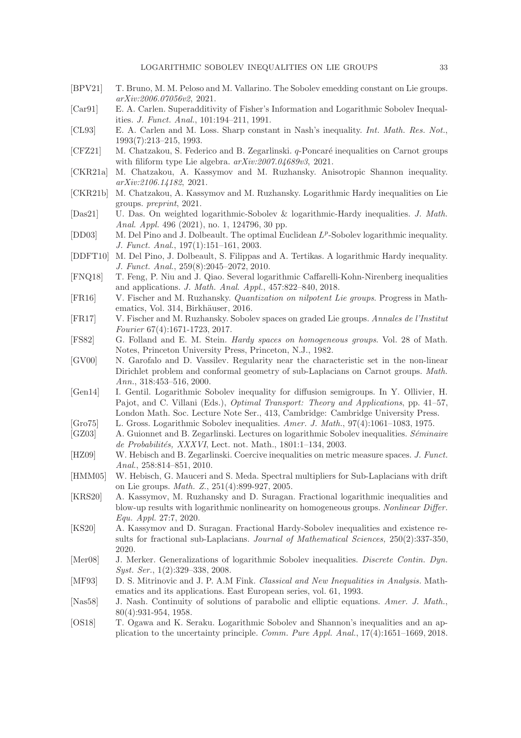[BPV21] T. Bruno, M. M. Peloso and M. Vallarino. The Sobolev emedding constant on Lie groups. *arXiv:2006.07056v2*, 2021.

[Car91] E. A. Carlen. Superadditivity of Fisher's Information and Logarithmic Sobolev Inequalities. *J. Funct. Anal.*, 101:194–211, 1991.

[CL93] E. A. Carlen and M. Loss. Sharp constant in Nash's inequality. *Int. Math. Res. Not.*, 1993(7):213–215, 1993.

[CFZ21] M. Chatzakou, S. Federico and B. Zegarlinski. $q$-Poncaré inequalities on Carnot groups with filiform type Lie algebra. *arXiv:2007.04689v3*, 2021.

[CKR21a] M. Chatzakou, A. Kassymov and M. Ruzhansky. Anisotropic Shannon inequality. *arXiv:2106.14182*, 2021.

[CKR21b] M. Chatzakou, A. Kassymov and M. Ruzhansky. Logarithmic Hardy inequalities on Lie groups. *preprint*, 2021.

[Das21] U. Das. On weighted logarithmic-Sobolev & logarithmic-Hardy inequalities. *J. Math. Anal. Appl.* 496 (2021), no. 1, 124796, 30 pp.

[DD03] M. Del Pino and J. Dolbeault. The optimal Euclidean $L^p$-Sobolev logarithmic inequality. *J. Funct. Anal.*, 197(1):151–161, 2003.

[DDFT10] M. Del Pino, J. Dolbeault, S. Filippas and A. Tertikas. A logarithmic Hardy inequality. *J. Funct. Anal.*, 259(8):2045–2072, 2010.

[FNQ18] T. Feng, P. Niu and J. Qiao. Several logarithmic Caffarelli-Kohn-Nirenberg inequalities and applications. *J. Math. Anal. Appl.*, 457:822–840, 2018.

[FR16] V. Fischer and M. Ruzhansky. *Quantization on nilpotent Lie groups*. Progress in Mathematics, Vol. 314, Birkhäuser, 2016.

[FR17] V. Fischer and M. Ruzhansky. Sobolev spaces on graded Lie groups. *Annales de l'Institut Fourier* 67(4):1671-1723, 2017.

[FS82] G. Folland and E. M. Stein. *Hardy spaces on homogeneous groups*. Vol. 28 of Math. Notes, Princeton University Press, Princeton, N.J., 1982.

[GV00] N. Garofalo and D. Vassilev. Regularity near the characteristic set in the non-linear Dirichlet problem and conformal geometry of sub-Laplacians on Carnot groups. *Math. Ann.*, 318:453–516, 2000.

[Gen14] I. Gentil. Logarithmic Sobolev inequality for diffusion semigroups. In Y. Ollivier, H. Pajot, and C. Villani (Eds.), *Optimal Transport: Theory and Applications*, pp. 41–57, London Math. Soc. Lecture Note Ser., 413, Cambridge: Cambridge University Press.

[Gro75] L. Gross. Logarithmic Sobolev inequalities. *Amer. J. Math.*, 97(4):1061–1083, 1975.

[GZ03] A. Guionnet and B. Zegarlinski. Lectures on logarithmic Sobolev inequalities. *Séminaire de Probabilités, XXXVI*, Lect. not. Math., 1801:1–134, 2003.

[HZ09] W. Hebisch and B. Zegarlinski. Coercive inequalities on metric measure spaces. *J. Funct. Anal.*, 258:814–851, 2010.

[HMM05] W. Hebisch, G. Mauceri and S. Meda. Spectral multipliers for Sub-Laplacians with drift on Lie groups. *Math. Z.*, 251(4):899-927, 2005.

[KRS20] A. Kassymov, M. Ruzhansky and D. Suragan. Fractional logarithmic inequalities and blow-up results with logarithmic nonlinearity on homogeneous groups. *Nonlinear Differ. Equ. Appl.* 27:7, 2020.

[KS20] A. Kassymov and D. Suragan. Fractional Hardy-Sobolev inequalities and existence results for fractional sub-Laplacians. *Journal of Mathematical Sciences,* 250(2):337-350, 2020.

[Mer08] J. Merker. Generalizations of logarithmic Sobolev inequalities. *Discrete Contin. Dyn. Syst. Ser.*, 1(2):329–338, 2008.

[MF93] D. S. Mitrinovic and J. P. A.M Fink. *Classical and New Inequalities in Analysis.* Mathematics and its applications. East European series, vol. 61, 1993.

[Nas58] J. Nash. Continuity of solutions of parabolic and elliptic equations. *Amer. J. Math.*, 80(4):931-954, 1958.

[OS18] T. Ogawa and K. Seraku. Logarithmic Sobolev and Shannon's inequalities and an application to the uncertainty principle. *Comm. Pure Appl. Anal.*, 17(4):1651–1669, 2018.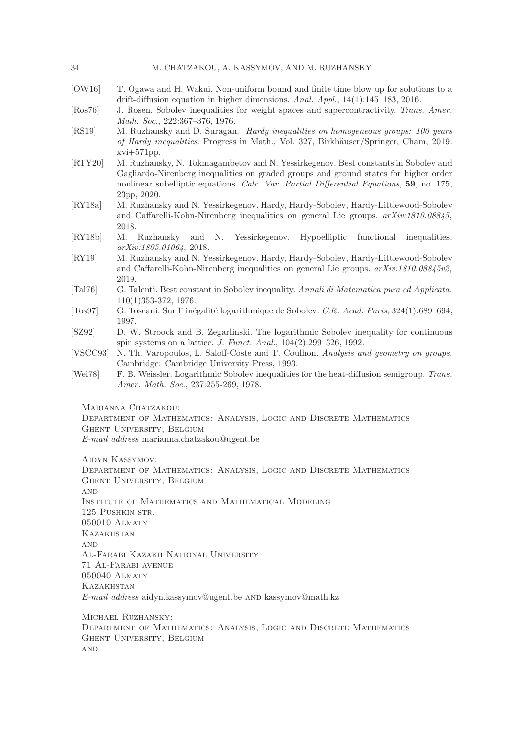- [OW16] T. Ogawa and H. Wakui. Non-uniform bound and finite time blow up for solutions to a drift-diffusion equation in higher dimensions. *Anal. Appl.*, 14(1):145–183, 2016.
- [Ros76] J. Rosen. Sobolev inequalities for weight spaces and supercontractivity. *Trans. Amer. Math. Soc.*, 222:367–376, 1976.
- [RS19] M. Ruzhansky and D. Suragan. *Hardy inequalities on homogeneous groups: 100 years of Hardy inequalities*. Progress in Math., Vol. 327, Birkhäuser/Springer, Cham, 2019. xvi+571pp.
- [RTY20] M. Ruzhansky, N. Tokmagambetov and N. Yessirkegenov. Best constants in Sobolev and Gagliardo-Nirenberg inequalities on graded groups and ground states for higher order nonlinear subelliptic equations. *Calc. Var. Partial Differential Equations*, **59**, no. 175, 23pp, 2020.
- [RY18a] M. Ruzhansky and N. Yessirkegenov. Hardy, Hardy-Sobolev, Hardy-Littlewood-Sobolev and Caffarelli-Kohn-Nirenberg inequalities on general Lie groups. *arXiv:1810.08845*, 2018.
- [RY18b] M. Ruzhansky and N. Yessirkegenov. Hypoelliptic functional inequalities. *arXiv:1805.01064*, 2018.
- [RY19] M. Ruzhansky and N. Yessirkegenov. Hardy, Hardy-Sobolev, Hardy-Littlewood-Sobolev and Caffarelli-Kohn-Nirenberg inequalities on general Lie groups. *arXiv:1810.08845v2*, 2019.
- [Tal76] G. Talenti. Best constant in Sobolev inequality. *Annali di Matematica pura ed Applicata*. 110(1)353-372, 1976.
- [Tos97] G. Toscani. Sur l' inégalité logarithmique de Sobolev. *C.R. Acad. Paris*, 324(1):689–694, 1997.
- [SZ92] D. W. Stroock and B. Zegarlinski. The logarithmic Sobolev inequality for continuous spin systems on a lattice. *J. Funct. Anal.*, 104(2):299–326, 1992.
- [VSCC93] N. Th. Varopoulos, L. Saloff-Coste and T. Coulhon. *Analysis and geometry on groups*. Cambridge: Cambridge University Press, 1993.
- [Wei78] F. B. Weissler. Logarithmic Sobolev inequalities for the heat-diffusion semigroup. *Trans. Amer. Math. Soc.*, 237:255-269, 1978.

Marianna Chatzakou:
Department of Mathematics: Analysis, Logic and Discrete Mathematics
Ghent University, Belgium
*E-mail address* marianna.chatzakou@ugent.be

Aidyn Kassymov:
Department of Mathematics: Analysis, Logic and Discrete Mathematics
Ghent University, Belgium
and
Institute of Mathematics and Mathematical Modeling
125 Pushkin str.
050010 Almaty
Kazakhstan
and
Al-Farabi Kazakh National University
71 Al-Farabi avenue
050040 Almaty
Kazakhstan
*E-mail address* aidyn.kassymov@ugent.be and kassymov@math.kz

Michael Ruzhansky:
Department of Mathematics: Analysis, Logic and Discrete Mathematics
Ghent University, Belgium
and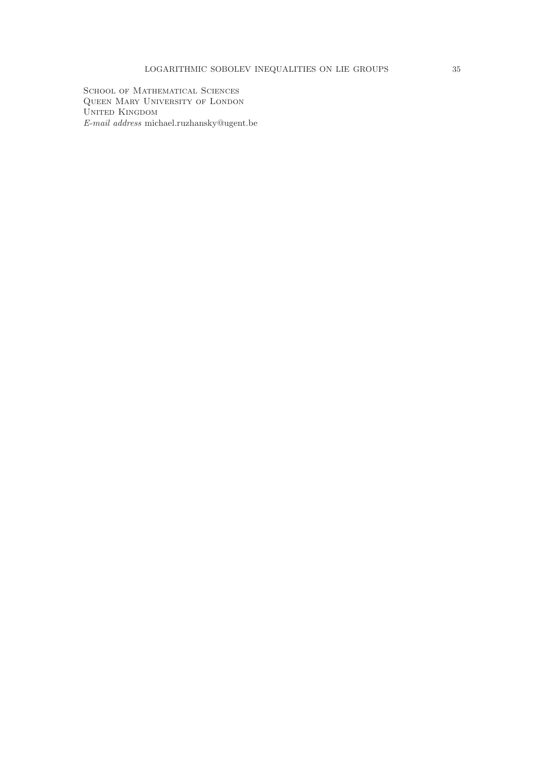School of Mathematical Sciences
Queen Mary University of London
United Kingdom
*E-mail address* michael.ruzhansky@ugent.be